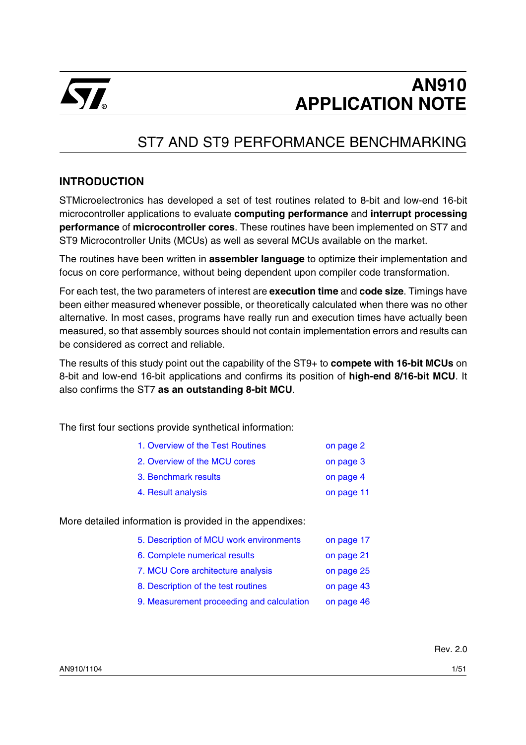# AN910 APPLICATION NOTE

## ST7 AND ST9 PERFORMANCE BENCHMARKING

### INTRODUCTION

STMicroelectronics has developed a set of test routines related to 8-bit and low-end 16-bit microcontroller applications to evaluate **computing performance** and **interrupt processing performance** of **microcontroller cores**. These routines have been implemented on ST7 and ST9 Microcontroller Units (MCUs) as well as several MCUs available on the market.

The routines have been written in **assembler language** to optimize their implementation and focus on core performance, without being dependent upon compiler code transformation.

For each test, the two parameters of interest are **execution time** and **code size**. Timings have been either measured whenever possible, or theoretically calculated when there was no other alternative. In most cases, programs have really run and execution times have actually been measured, so that assembly sources should not contain implementation errors and results can be considered as correct and reliable.

The results of this study point out the capability of the ST9+ to **compete with 16-bit MCUs** on 8-bit and low-end 16-bit applications and confirms its position of **high-end 8/16-bit MCU**. It also confirms the ST7 **as an outstanding 8-bit MCU**.

The first four sections provide synthetical information:

| | |
|---|---|
| 1. Overview of the Test Routines | on page 2 |
| 2. Overview of the MCU cores | on page 3 |
| 3. Benchmark results | on page 4 |
| 4. Result analysis | on page 11 |

More detailed information is provided in the appendixes:

| | |
|---|---|
| 5. Description of MCU work environments | on page 17 |
| 6. Complete numerical results | on page 21 |
| 7. MCU Core architecture analysis | on page 25 |
| 8. Description of the test routines | on page 43 |
| 9. Measurement proceeding and calculation | on page 46 |

Rev. 2.0

AN910/1104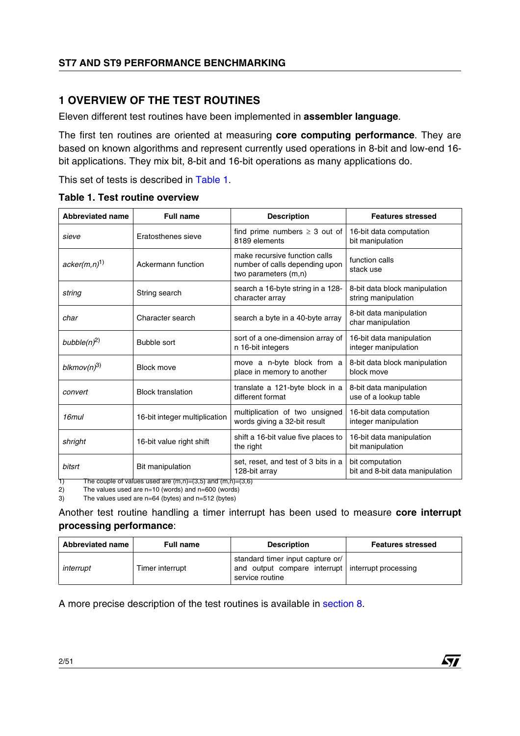## 1 OVERVIEW OF THE TEST ROUTINES

Eleven different test routines have been implemented in **assembler language**.

The first ten routines are oriented at measuring **core computing performance**. They are based on known algorithms and represent currently used operations in 8-bit and low-end 16-bit applications. They mix bit, 8-bit and 16-bit operations as many applications do.

This set of tests is described in Table 1.

**Table 1. Test routine overview**

| Abbreviated name | Full name | Description | Features stressed |
|---|---|---|---|
| *sieve* | Eratosthenes sieve | find prime numbers ≥ 3 out of 8189 elements | 16-bit data computation<br>bit manipulation |
| *acker(m,n)*[1] | Ackermann function | make recursive function calls number of calls depending upon two parameters (m,n) | function calls<br>stack use |
| *string* | String search | search a 16-byte string in a 128-character array | 8-bit data block manipulation<br>string manipulation |
| *char* | Character search | search a byte in a 40-byte array | 8-bit data manipulation<br>char manipulation |
| *bubble(n)*[2] | Bubble sort | sort of a one-dimension array of n 16-bit integers | 16-bit data manipulation<br>integer manipulation |
| *blkmov(n)*[3] | Block move | move a n-byte block from a place in memory to another | 8-bit data block manipulation<br>block move |
| *convert* | Block translation | translate a 121-byte block in a different format | 8-bit data manipulation<br>use of a lookup table |
| *16mul* | 16-bit integer multiplication | multiplication of two unsigned words giving a 32-bit result | 16-bit data computation<br>integer manipulation |
| *shright* | 16-bit value right shift | shift a 16-bit value five places to the right | 16-bit data manipulation<br>bit manipulation |
| *bitsrt* | Bit manipulation | set, reset, and test of 3 bits in a 128-bit array | bit computation<br>bit and 8-bit data manipulation |

1) The couple of values used are (m,n)=(3,5) and (m,n)=(3,6)
2) The values used are n=10 (words) and n=600 (words)
3) The values used are n=64 (bytes) and n=512 (bytes)

Another test routine handling a timer interrupt has been used to measure **core interrupt processing performance**:

| Abbreviated name | Full name | Description | Features stressed |
|---|---|---|---|
| *interrupt* | Timer interrupt | standard timer input capture or/ and output compare interrupt service routine | interrupt processing |

A more precise description of the test routines is available in section 8.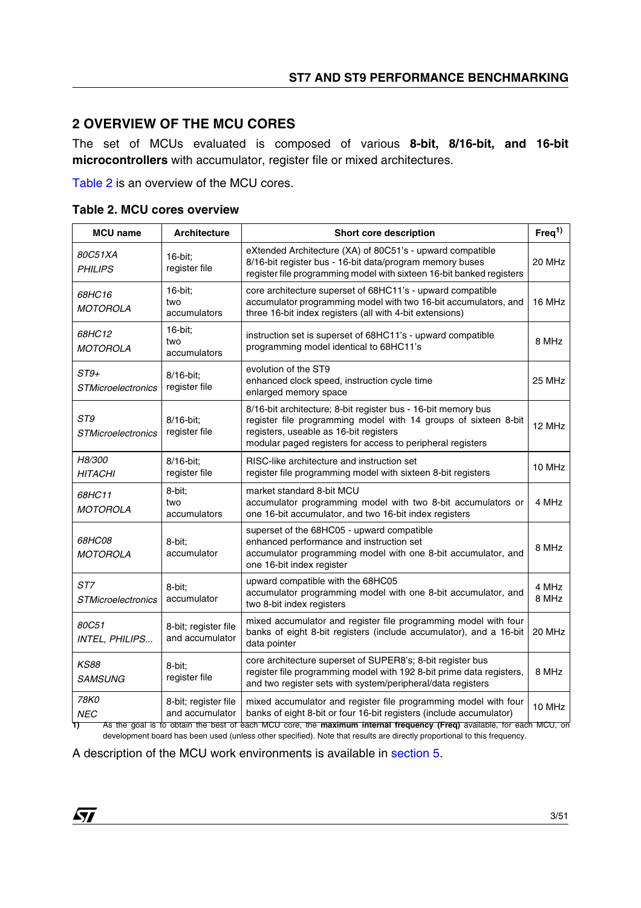## 2 OVERVIEW OF THE MCU CORES

The set of MCUs evaluated is composed of various **8-bit, 8/16-bit, and 16-bit microcontrollers** with accumulator, register file or mixed architectures.

Table 2 is an overview of the MCU cores.

**Table 2. MCU cores overview**

| MCU name | Architecture | Short core description | Freq[1] |
|---|---|---|---|
| *80C51XA* *PHILIPS* | 16-bit; register file | eXtended Architecture (XA) of 80C51's - upward compatible 8/16-bit register bus - 16-bit data/program memory buses register file programming model with sixteen 16-bit banked registers | 20 MHz |
| *68HC16* *MOTOROLA* | 16-bit; two accumulators | core architecture superset of 68HC11's - upward compatible accumulator programming model with two 16-bit accumulators, and three 16-bit index registers (all with 4-bit extensions) | 16 MHz |
| *68HC12* *MOTOROLA* | 16-bit; two accumulators | instruction set is superset of 68HC11's - upward compatible programming model identical to 68HC11's | 8 MHz |
| *ST9+* *STMicroelectronics* | 8/16-bit; register file | evolution of the ST9 enhanced clock speed, instruction cycle time enlarged memory space | 25 MHz |
| *ST9* *STMicroelectronics* | 8/16-bit; register file | 8/16-bit architecture; 8-bit register bus - 16-bit memory bus register file programming model with 14 groups of sixteen 8-bit registers, useable as 16-bit registers modular paged registers for access to peripheral registers | 12 MHz |
| *H8/300* *HITACHI* | 8/16-bit; register file | RISC-like architecture and instruction set register file programming model with sixteen 8-bit registers | 10 MHz |
| *68HC11* *MOTOROLA* | 8-bit; two accumulators | market standard 8-bit MCU accumulator programming model with two 8-bit accumulators or one 16-bit accumulator, and two 16-bit index registers | 4 MHz |
| *68HC08* *MOTOROLA* | 8-bit; accumulator | superset of the 68HC05 - upward compatible enhanced performance and instruction set accumulator programming model with one 8-bit accumulator, and one 16-bit index register | 8 MHz |
| *ST7* *STMicroelectronics* | 8-bit; accumulator | upward compatible with the 68HC05 accumulator programming model with one 8-bit accumulator, and two 8-bit index registers | 4 MHz 8 MHz |
| *80C51* *INTEL, PHILIPS...* | 8-bit; register file and accumulator | mixed accumulator and register file programming model with four banks of eight 8-bit registers (include accumulator), and a 16-bit data pointer | 20 MHz |
| *KS88* *SAMSUNG* | 8-bit; register file | core architecture superset of SUPER8's; 8-bit register bus register file programming model with 192 8-bit prime data registers, and two register sets with system/peripheral/data registers | 8 MHz |
| *78K0* *NEC* | 8-bit; register file and accumulator | mixed accumulator and register file programming model with four banks of eight 8-bit or four 16-bit registers (include accumulator) | 10 MHz |

1) As the goal is to obtain the best of each MCU core, the **maximum internal frequency (Freq)** available, for each MCU, on development board has been used (unless other specified). Note that results are directly proportional to this frequency.

A description of the MCU work environments is available in section 5.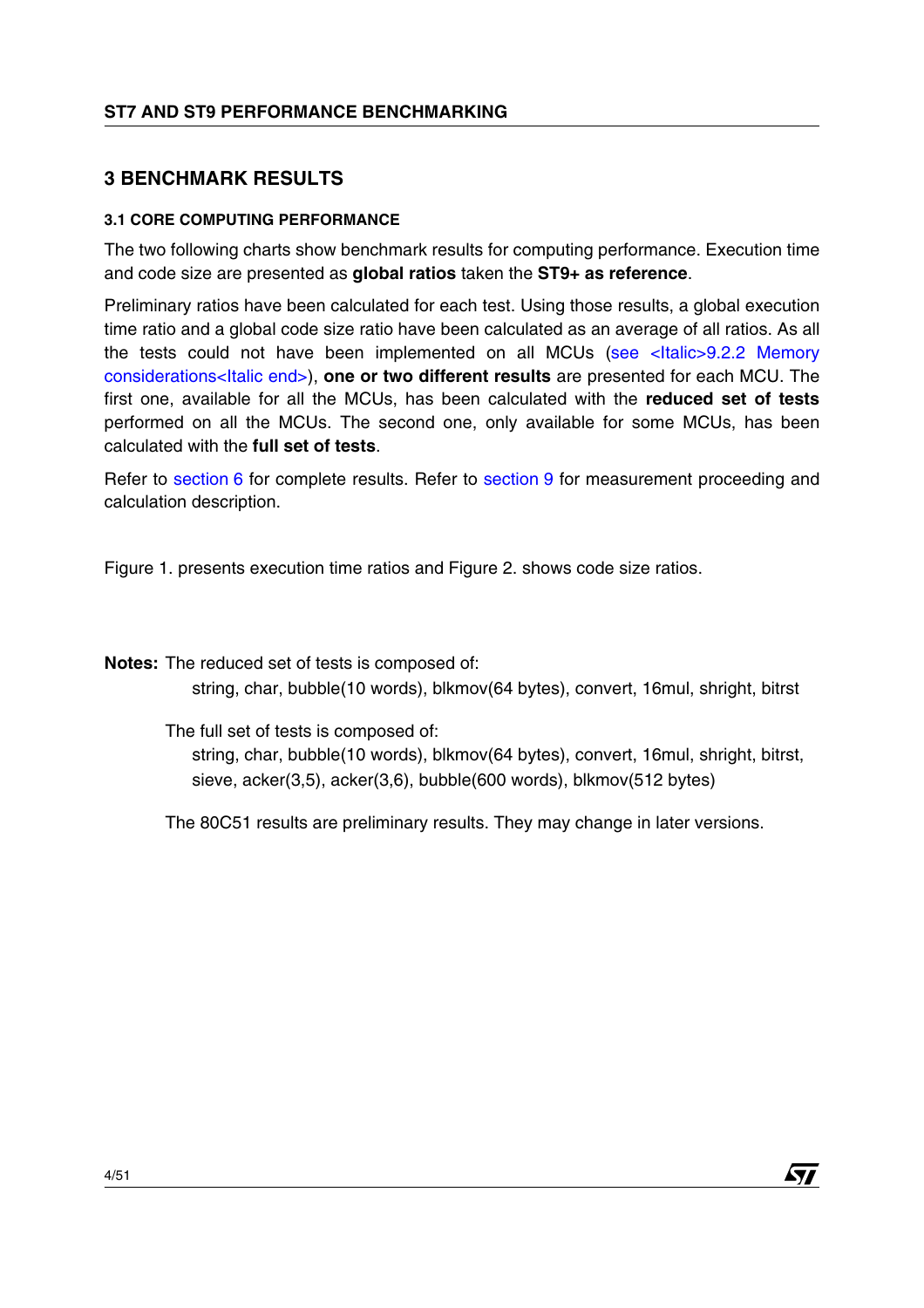## 3 BENCHMARK RESULTS

### 3.1 CORE COMPUTING PERFORMANCE

The two following charts show benchmark results for computing performance. Execution time and code size are presented as **global ratios** taken the **ST9+ as reference**.

Preliminary ratios have been calculated for each test. Using those results, a global execution time ratio and a global code size ratio have been calculated as an average of all ratios. As all the tests could not have been implemented on all MCUs (see <Italic>9.2.2 Memory considerations<Italic end>), **one or two different results** are presented for each MCU. The first one, available for all the MCUs, has been calculated with the **reduced set of tests** performed on all the MCUs. The second one, only available for some MCUs, has been calculated with the **full set of tests**.

Refer to section 6 for complete results. Refer to section 9 for measurement proceeding and calculation description.

Figure 1. presents execution time ratios and Figure 2. shows code size ratios.

**Notes:** The reduced set of tests is composed of:

string, char, bubble(10 words), blkmov(64 bytes), convert, 16mul, shright, bitrst

The full set of tests is composed of:

string, char, bubble(10 words), blkmov(64 bytes), convert, 16mul, shright, bitrst, sieve, acker(3,5), acker(3,6), bubble(600 words), blkmov(512 bytes)

The 80C51 results are preliminary results. They may change in later versions.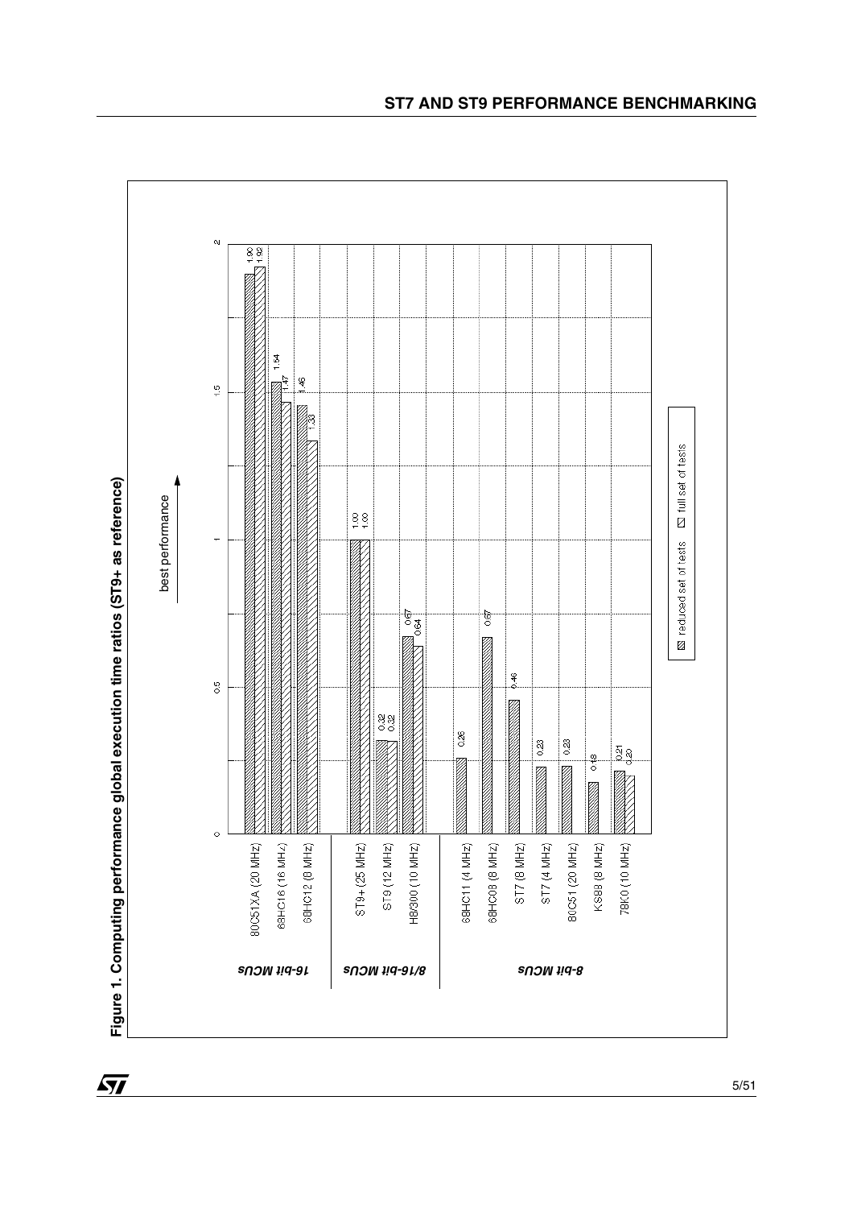**Figure 1. Computing performance global execution time ratios (ST9+ as reference)**

best performance →

| Category | MCU | reduced set of tests | full set of tests |
|---|---|---|---|
| 16-bit MCUs | 80C51XA (20 MHz) | 1.90 | 1.92 |
| | 68HC16 (16 MHz) | 1.54 | 1.47 |
| | 68HC12 (8 MHz) | 1.46 | 1.33 |
| 8/16-bit MCUs | ST9+ (25 MHz) | 1.00 | 1.00 |
| | ST9 (12 MHz) | 0.32 | 0.32 |
| | H8/300 (10 MHz) | 0.67 | 0.64 |
| 8-bit MCUs | 68HC11 (4 MHz) | 0.26 | |
| | 68HC08 (8 MHz) | 0.67 | |
| | ST7 (8 MHz) | 0.46 | |
| | ST7 (4 MHz) | 0.23 | |
| | 80C51 (20 MHz) | 0.23 | |
| | KS88 (8 MHz) | 0.18 | |
| | 78K0 (10 MHz) | 0.21 | 0.20 |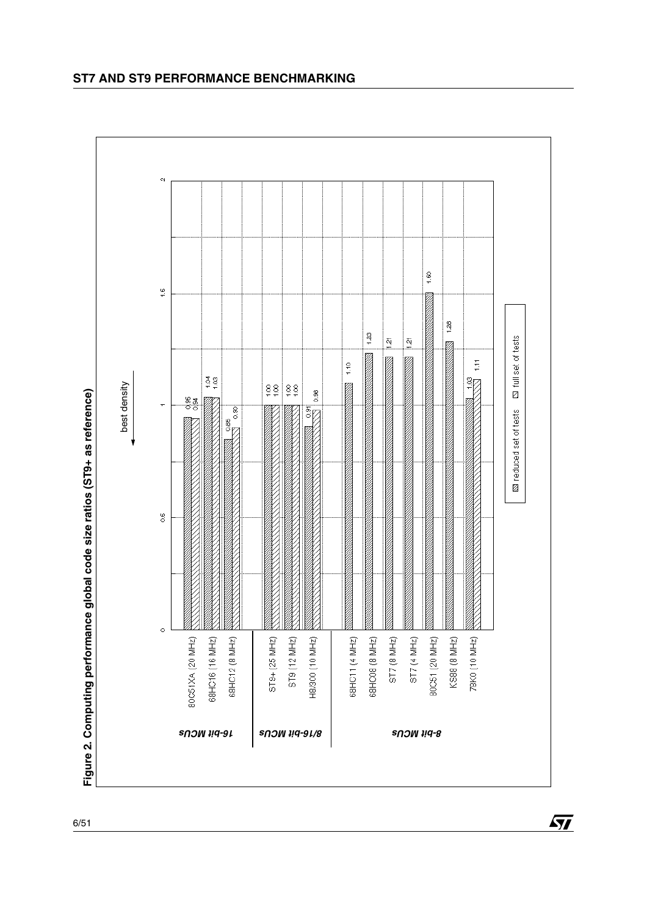**Figure 2. Computing performance global code size ratios (ST9+ as reference)**

best density ←

| Category | MCU | reduced set of tests | full set of tests |
|---|---|---|---|
| 16-bit MCUs | 80C51XA (20 MHz) | 0.95 | 0.94 |
| | 68HC16 (16 MHz) | 1.04 | 1.03 |
| | 68HC12 (8 MHz) | 0.85 | 0.90 |
| 8/16-bit MCUs | ST9+ (25 MHz) | 1.00 | 1.00 |
| | ST9 (12 MHz) | 1.00 | 1.00 |
| | H8/300 (10 MHz) | 0.91 | 0.98 |
| 8-bit MCUs | 68HC11 (4 MHz) | 1.10 | |
| | 68HC08 (8 MHz) | 1.23 | |
| | ST7 (8 MHz) | 1.21 | |
| | ST7 (4 MHz) | 1.21 | |
| | 80C51 (20 MHz) | 1.50 | |
| | KS88 (8 MHz) | 1.28 | |
| | 78K0 (10 MHz) | 1.03 | 1.11 |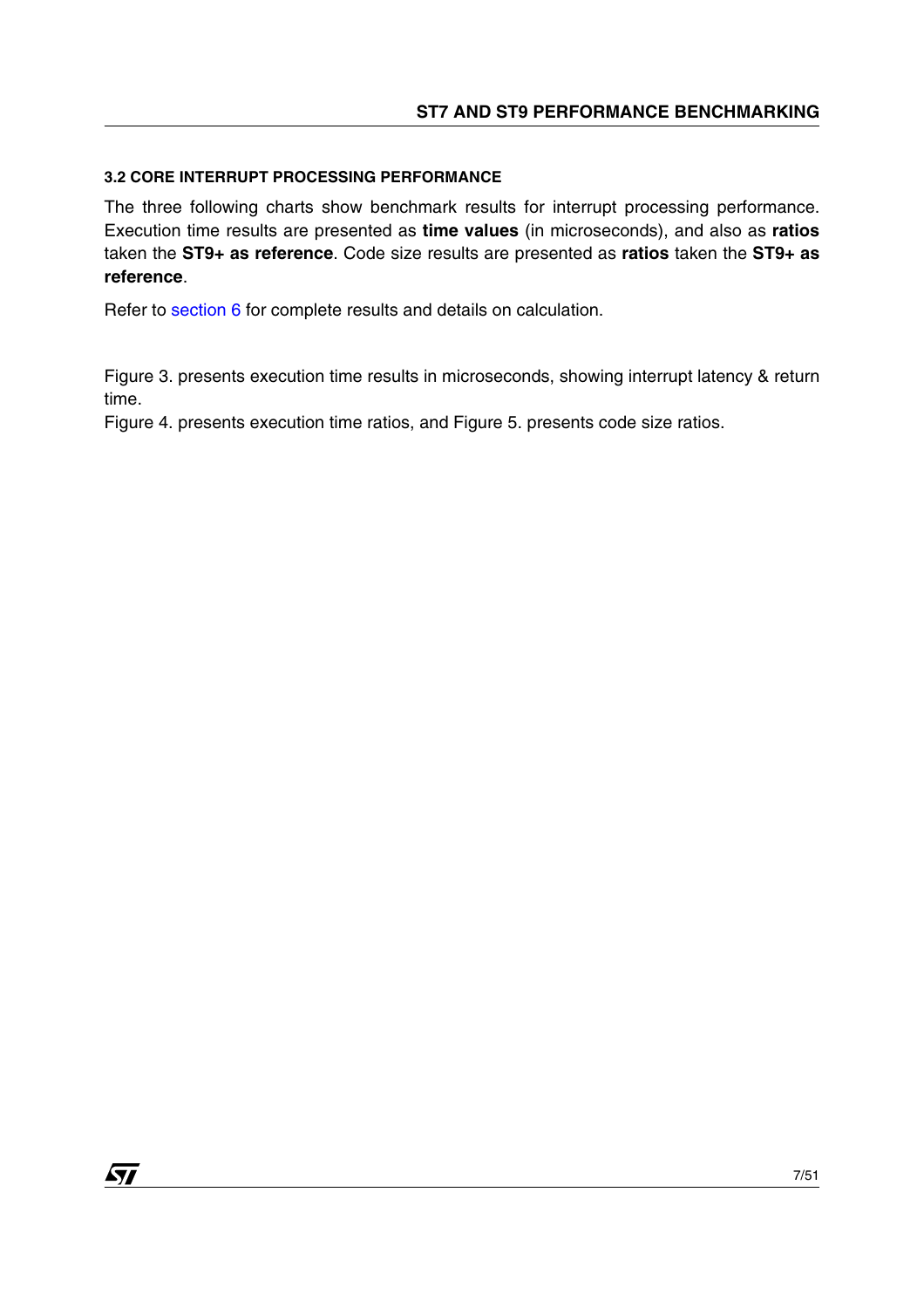### 3.2 CORE INTERRUPT PROCESSING PERFORMANCE

The three following charts show benchmark results for interrupt processing performance. Execution time results are presented as **time values** (in microseconds), and also as **ratios** taken the **ST9+ as reference**. Code size results are presented as **ratios** taken the **ST9+ as reference**.

Refer to section 6 for complete results and details on calculation.

Figure 3. presents execution time results in microseconds, showing interrupt latency & return time.
Figure 4. presents execution time ratios, and Figure 5. presents code size ratios.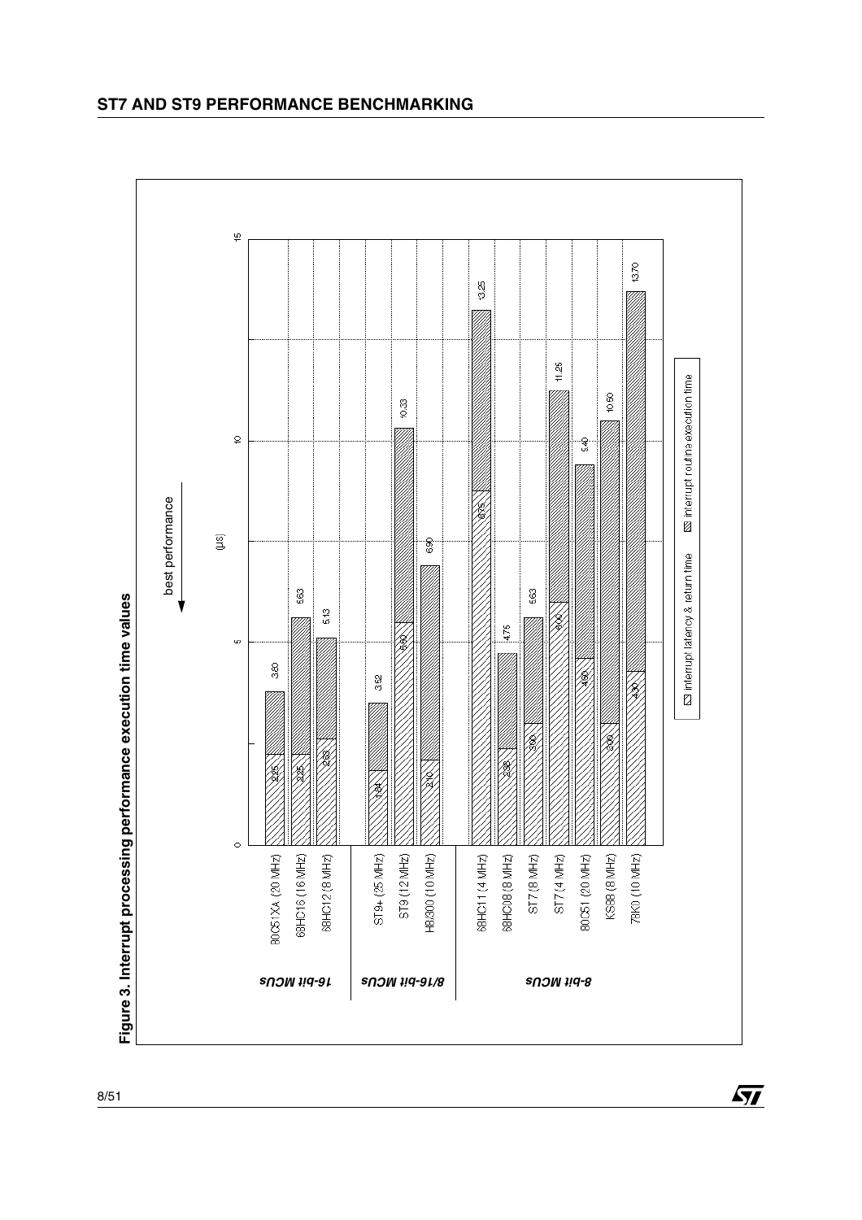**Figure 3. Interrupt processing performance execution time values**

best performance ← (µs), scale 0 to 15

| Group | MCU | Interrupt latency & return time (µs) | Total incl. interrupt routine execution time (µs) |
|---|---|---|---|
| 16-bit MCUs | 80C51XA (20 MHz) | 2.25 | 3.80 |
| | 68HC16 (16 MHz) | 2.25 | 5.63 |
| | 68HC12 (8 MHz) | 2.63 | 5.13 |
| 8/16-bit MCUs | ST9+ (25 MHz) | 1.84 | 3.62 |
| | ST9 (12 MHz) | 5.50 | 10.33 |
| | H8/300 (10 MHz) | 2.10 | 6.90 |
| 8-bit MCUs | 68HC11 (4 MHz) | 8.75 | 13.25 |
| | 68HC08 (8 MHz) | 2.38 | 4.75 |
| | ST7 (8 MHz) | 3.00 | 5.63 |
| | ST7 (4 MHz) | 6.00 | 11.25 |
| | 80C51 (20 MHz) | 4.60 | 9.40 |
| | KS88 (8 MHz) | 3.00 | 10.50 |
| | 78K0 (10 MHz) | 4.30 | 13.70 |

Legend: interrupt latency & return time; interrupt routine execution time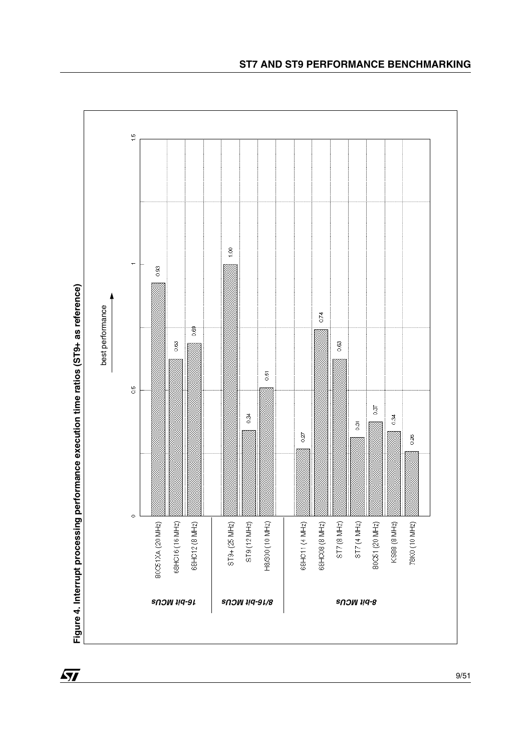**Figure 4. Interrupt processing performance execution time ratios (ST9+ as reference)**

best performance →

| Category | MCU | Ratio |
|---|---|---|
| 16-bit MCUs | 80C51XA (20 MHz) | 0.93 |
| | 68HC16 (16 MHz) | 0.63 |
| | 68HC12 (8 MHz) | 0.69 |
| 8/16-bit MCUs | ST9+ (25 MHz) | 1.00 |
| | ST9 (12 MHz) | 0.34 |
| | H8/300 (10 MHz) | 0.51 |
| 8-bit MCUs | 68HC11 (4 MHz) | 0.27 |
| | 68HC08 (8 MHz) | 0.74 |
| | ST7 (8 MHz) | 0.63 |
| | ST7 (4 MHz) | 0.31 |
| | 80C51 (20 MHz) | 0.37 |
| | KS88 (8 MHz) | 0.34 |
| | 78K0 (10 MHz) | 0.26 |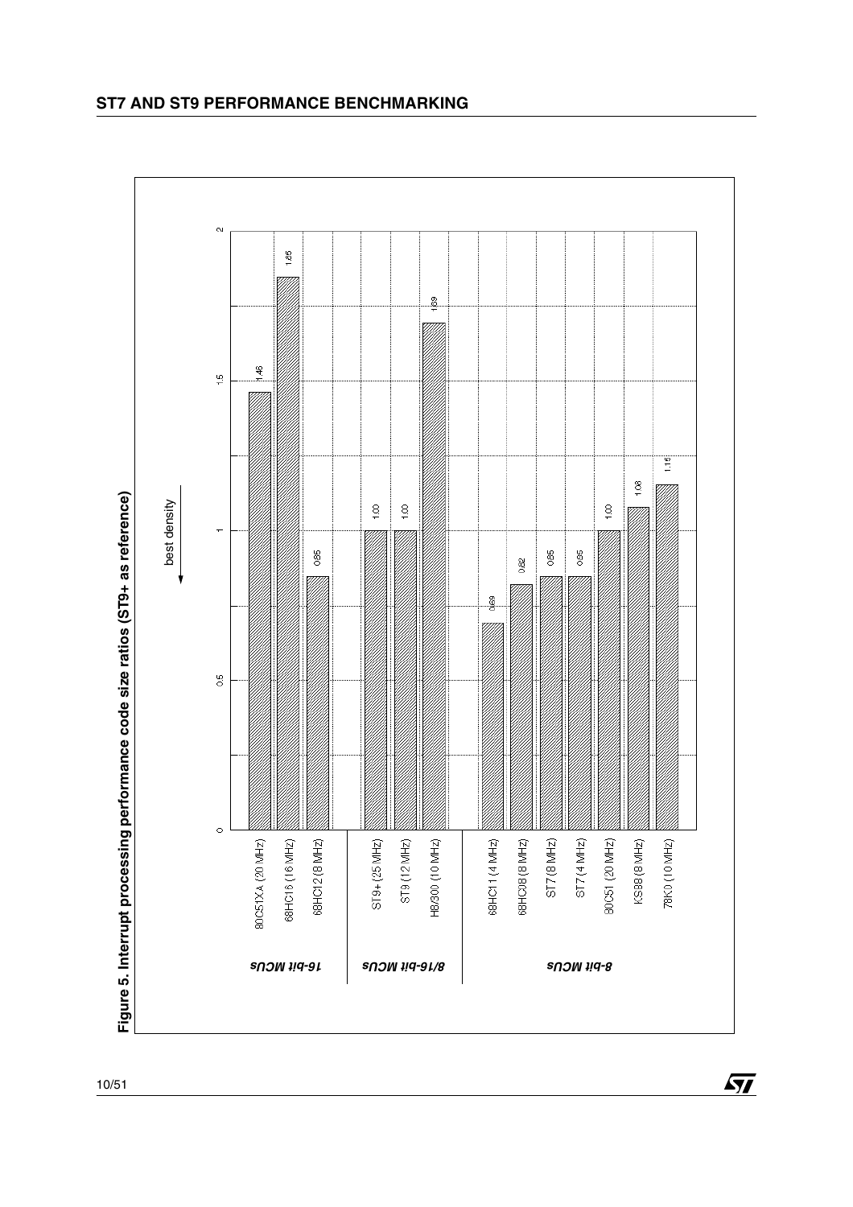**Figure 5. Interrupt processing performance code size ratios (ST9+ as reference)**

best density ←

| Category | MCU | Ratio |
|---|---|---|
| 16-bit MCUs | 80C51XA (20 MHz) | 1.46 |
| | 68HC16 (16 MHz) | 1.85 |
| | 68HC12 (8 MHz) | 0.85 |
| 8/16-bit MCUs | ST9+ (25 MHz) | 1.00 |
| | ST9 (12 MHz) | 1.00 |
| | H8/300 (10 MHz) | 1.69 |
| 8-bit MCUs | 68HC11 (4 MHz) | 0.69 |
| | 68HC08 (8 MHz) | 0.82 |
| | ST7 (8 MHz) | 0.85 |
| | ST7 (4 MHz) | 0.85 |
| | 80C51 (20 MHz) | 1.00 |
| | KS88 (8 MHz) | 1.08 |
| | 78K0 (10 MHz) | 1.15 |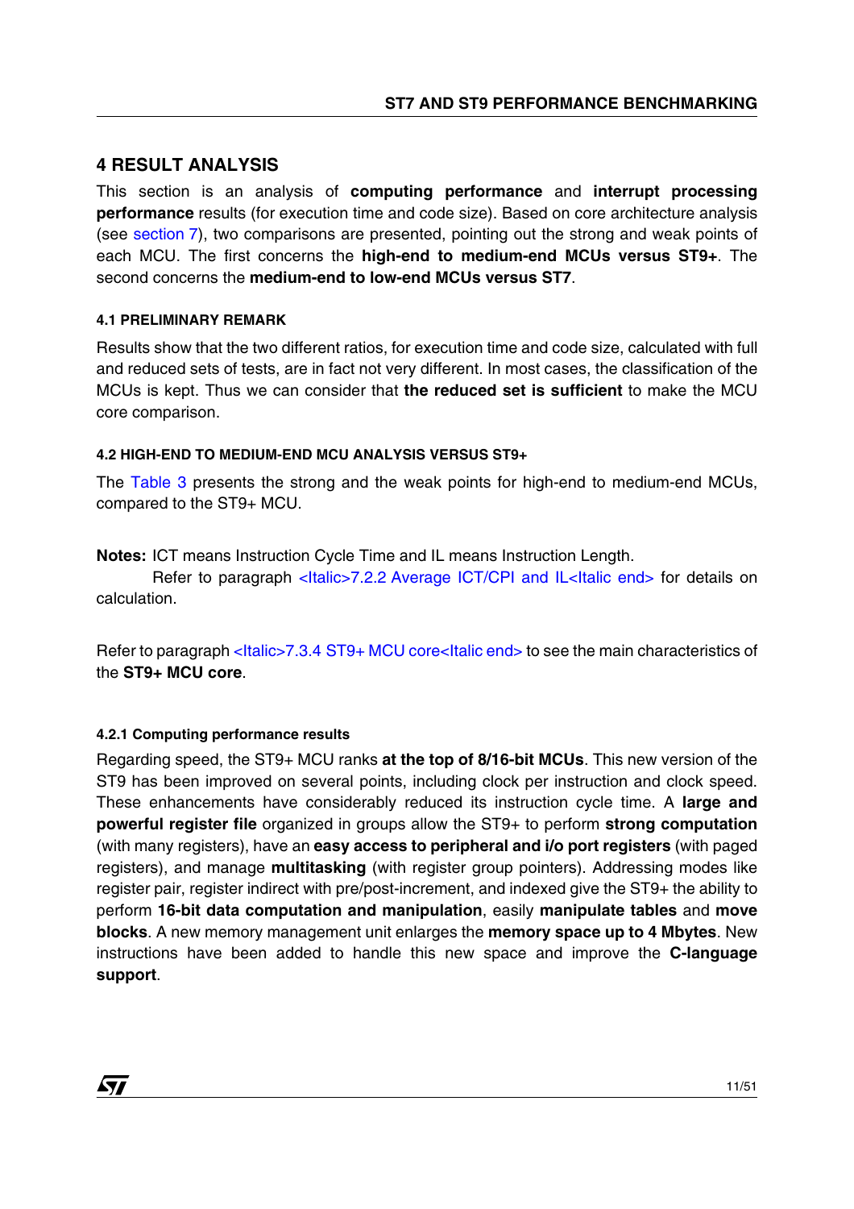# 4 RESULT ANALYSIS

This section is an analysis of **computing performance** and **interrupt processing performance** results (for execution time and code size). Based on core architecture analysis (see section 7), two comparisons are presented, pointing out the strong and weak points of each MCU. The first concerns the **high-end to medium-end MCUs versus ST9+**. The second concerns the **medium-end to low-end MCUs versus ST7**.

## 4.1 PRELIMINARY REMARK

Results show that the two different ratios, for execution time and code size, calculated with full and reduced sets of tests, are in fact not very different. In most cases, the classification of the MCUs is kept. Thus we can consider that **the reduced set is sufficient** to make the MCU core comparison.

## 4.2 HIGH-END TO MEDIUM-END MCU ANALYSIS VERSUS ST9+

The Table 3 presents the strong and the weak points for high-end to medium-end MCUs, compared to the ST9+ MCU.

**Notes:** ICT means Instruction Cycle Time and IL means Instruction Length.

Refer to paragraph <Italic>7.2.2 Average ICT/CPI and IL<Italic end> for details on calculation.

Refer to paragraph <Italic>7.3.4 ST9+ MCU core<Italic end> to see the main characteristics of the **ST9+ MCU core**.

### 4.2.1 Computing performance results

Regarding speed, the ST9+ MCU ranks **at the top of 8/16-bit MCUs**. This new version of the ST9 has been improved on several points, including clock per instruction and clock speed. These enhancements have considerably reduced its instruction cycle time. A **large and powerful register file** organized in groups allow the ST9+ to perform **strong computation** (with many registers), have an **easy access to peripheral and i/o port registers** (with paged registers), and manage **multitasking** (with register group pointers). Addressing modes like register pair, register indirect with pre/post-increment, and indexed give the ST9+ the ability to perform **16-bit data computation and manipulation**, easily **manipulate tables** and **move blocks**. A new memory management unit enlarges the **memory space up to 4 Mbytes**. New instructions have been added to handle this new space and improve the **C-language support**.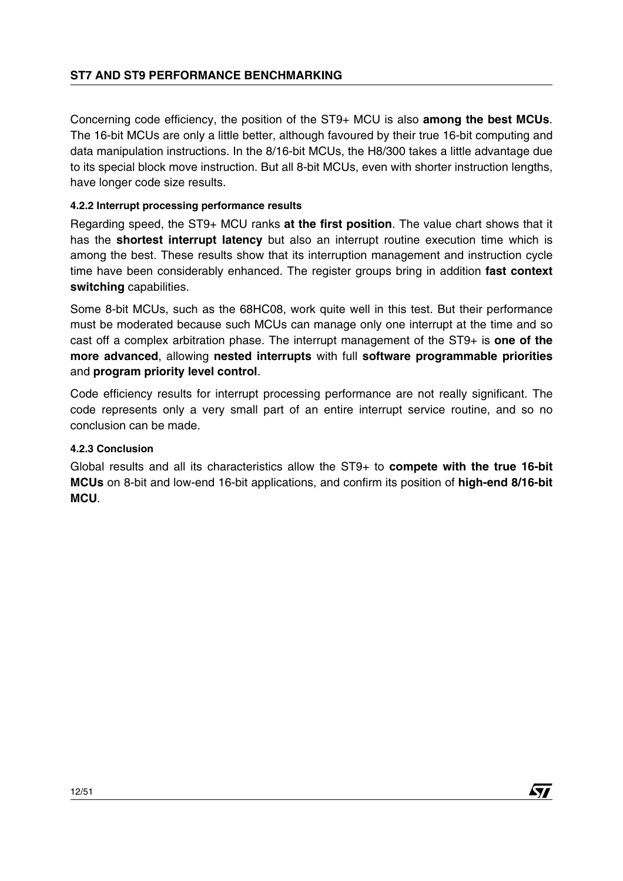Concerning code efficiency, the position of the ST9+ MCU is also **among the best MCUs**. The 16-bit MCUs are only a little better, although favoured by their true 16-bit computing and data manipulation instructions. In the 8/16-bit MCUs, the H8/300 takes a little advantage due to its special block move instruction. But all 8-bit MCUs, even with shorter instruction lengths, have longer code size results.

#### 4.2.2 Interrupt processing performance results

Regarding speed, the ST9+ MCU ranks **at the first position**. The value chart shows that it has the **shortest interrupt latency** but also an interrupt routine execution time which is among the best. These results show that its interruption management and instruction cycle time have been considerably enhanced. The register groups bring in addition **fast context switching** capabilities.

Some 8-bit MCUs, such as the 68HC08, work quite well in this test. But their performance must be moderated because such MCUs can manage only one interrupt at the time and so cast off a complex arbitration phase. The interrupt management of the ST9+ is **one of the more advanced**, allowing **nested interrupts** with full **software programmable priorities** and **program priority level control**.

Code efficiency results for interrupt processing performance are not really significant. The code represents only a very small part of an entire interrupt service routine, and so no conclusion can be made.

#### 4.2.3 Conclusion

Global results and all its characteristics allow the ST9+ to **compete with the true 16-bit MCUs** on 8-bit and low-end 16-bit applications, and confirm its position of **high-end 8/16-bit MCU**.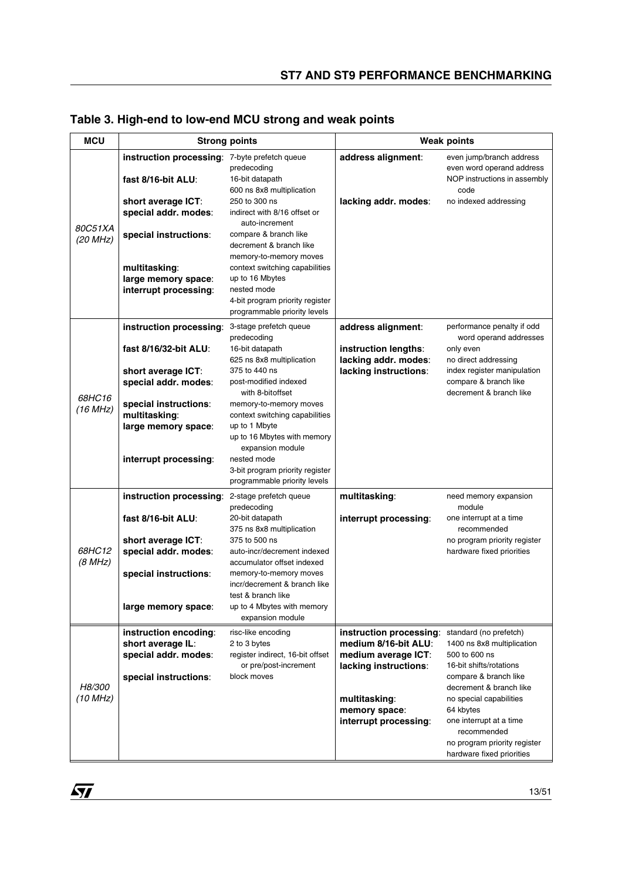## Table 3. High-end to low-end MCU strong and weak points

| MCU | Strong points | | Weak points | |
|---|---|---|---|---|
| *80C51XA (20 MHz)* | **instruction processing**: | 7-byte prefetch queue<br>predecoding | **address alignment**: | even jump/branch address<br>even word operand address<br>NOP instructions in assembly code |
| | **fast 8/16-bit ALU**: | 16-bit datapath<br>600 ns 8x8 multiplication | | |
| | **short average ICT**: | 250 to 300 ns | **lacking addr. modes**: | no indexed addressing |
| | **special addr. modes**: | indirect with 8/16 offset or auto-increment | | |
| | **special instructions**: | compare & branch like<br>decrement & branch like<br>memory-to-memory moves | | |
| | **multitasking**: | context switching capabilities | | |
| | **large memory space**: | up to 16 Mbytes | | |
| | **interrupt processing**: | nested mode<br>4-bit program priority register<br>programmable priority levels | | |
| *68HC16 (16 MHz)* | **instruction processing**: | 3-stage prefetch queue<br>predecoding | **address alignment**: | performance penalty if odd word operand addresses |
| | **fast 8/16/32-bit ALU**: | 16-bit datapath<br>625 ns 8x8 multiplication | **instruction lengths**: | only even |
| | | | **lacking addr. modes**: | no direct addressing |
| | **short average ICT**: | 375 to 440 ns | **lacking instructions**: | index register manipulation<br>compare & branch like<br>decrement & branch like |
| | **special addr. modes**: | post-modified indexed with 8-bitoffset | | |
| | **special instructions**: | memory-to-memory moves | | |
| | **multitasking**: | context switching capabilities | | |
| | **large memory space**: | up to 1 Mbyte<br>up to 16 Mbytes with memory expansion module | | |
| | **interrupt processing**: | nested mode<br>3-bit program priority register<br>programmable priority levels | | |
| *68HC12 (8 MHz)* | **instruction processing**: | 2-stage prefetch queue<br>predecoding | **multitasking**: | need memory expansion module |
| | **fast 8/16-bit ALU**: | 20-bit datapath<br>375 ns 8x8 multiplication | **interrupt processing**: | one interrupt at a time recommended<br>no program priority register<br>hardware fixed priorities |
| | **short average ICT**: | 375 to 500 ns | | |
| | **special addr. modes**: | auto-incr/decrement indexed<br>accumulator offset indexed | | |
| | **special instructions**: | memory-to-memory moves<br>incr/decrement & branch like<br>test & branch like | | |
| | **large memory space**: | up to 4 Mbytes with memory expansion module | | |
| *H8/300 (10 MHz)* | **instruction encoding**: | risc-like encoding | **instruction processing**: | standard (no prefetch) |
| | **short average IL**: | 2 to 3 bytes | **medium 8/16-bit ALU**: | 1400 ns 8x8 multiplication |
| | **special addr. modes**: | register indirect, 16-bit offset or pre/post-increment | **medium average ICT**: | 500 to 600 ns |
| | **special instructions**: | block moves | **lacking instructions**: | 16-bit shifts/rotations<br>compare & branch like<br>decrement & branch like |
| | | | **multitasking**: | no special capabilities |
| | | | **memory space**: | 64 kbytes |
| | | | **interrupt processing**: | one interrupt at a time recommended<br>no program priority register<br>hardware fixed priorities |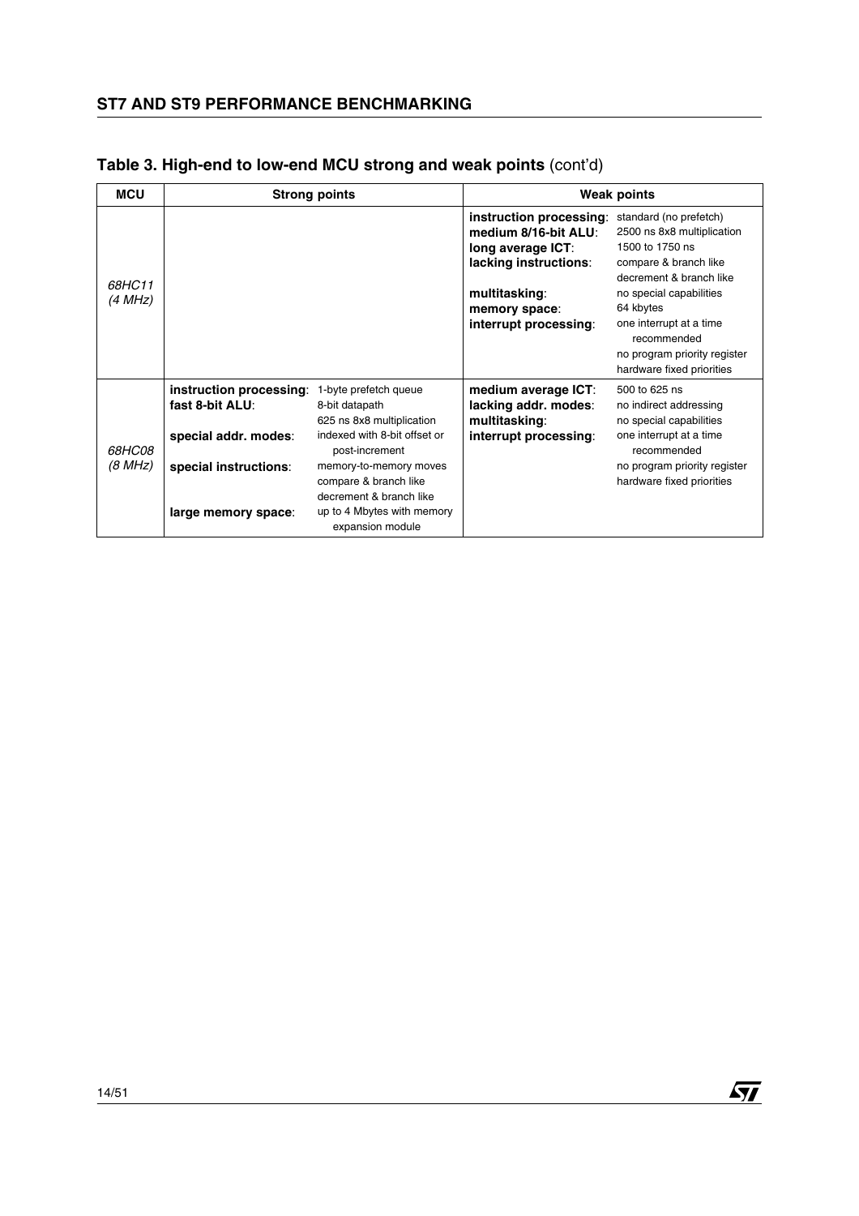## Table 3. High-end to low-end MCU strong and weak points (cont'd)

| MCU | Strong points | | Weak points | |
|---|---|---|---|---|
| *68HC11 (4 MHz)* | | | **instruction processing**:<br>**medium 8/16-bit ALU**:<br>**long average ICT**:<br>**lacking instructions**:<br><br>**multitasking**:<br>**memory space**:<br>**interrupt processing**: | standard (no prefetch)<br>2500 ns 8x8 multiplication<br>1500 to 1750 ns<br>compare & branch like<br>decrement & branch like<br>no special capabilities<br>64 kbytes<br>one interrupt at a time recommended<br>no program priority register<br>hardware fixed priorities |
| *68HC08 (8 MHz)* | **instruction processing**:<br>**fast 8-bit ALU**:<br><br>**special addr. modes**:<br><br>**special instructions**:<br><br><br>**large memory space**: | 1-byte prefetch queue<br>8-bit datapath<br>625 ns 8x8 multiplication<br>indexed with 8-bit offset or post-increment<br>memory-to-memory moves<br>compare & branch like<br>decrement & branch like<br>up to 4 Mbytes with memory expansion module | **medium average ICT**:<br>**lacking addr. modes**:<br>**multitasking**:<br>**interrupt processing**: | 500 to 625 ns<br>no indirect addressing<br>no special capabilities<br>one interrupt at a time recommended<br>no program priority register<br>hardware fixed priorities |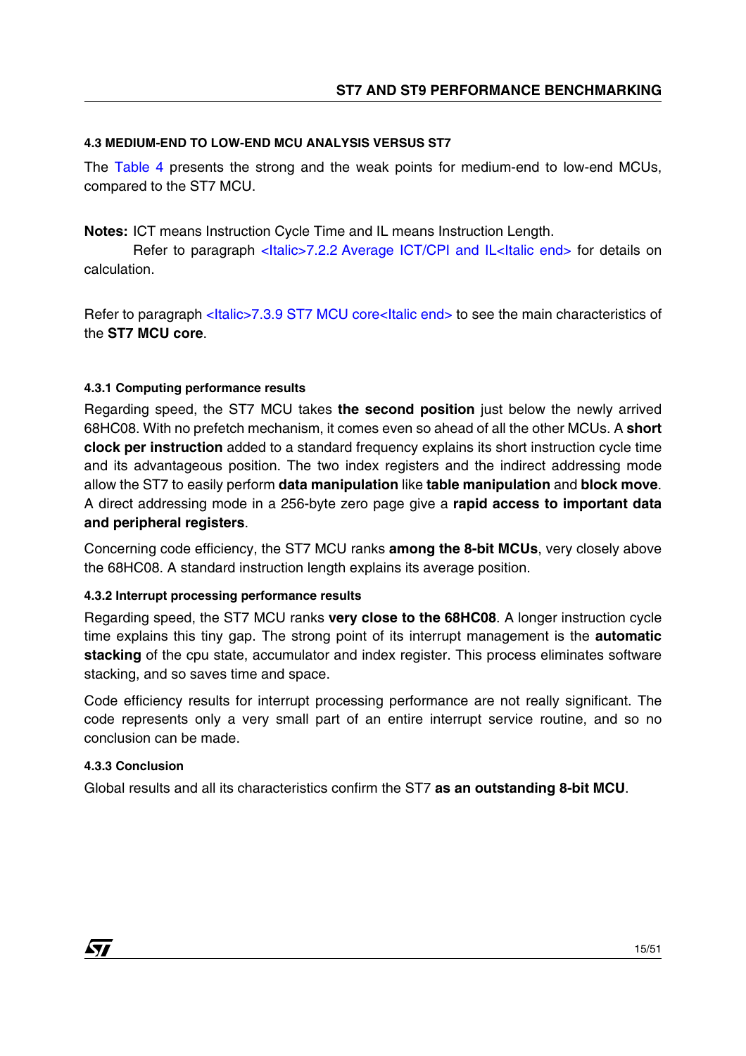### 4.3 MEDIUM-END TO LOW-END MCU ANALYSIS VERSUS ST7

The Table 4 presents the strong and the weak points for medium-end to low-end MCUs, compared to the ST7 MCU.

**Notes:** ICT means Instruction Cycle Time and IL means Instruction Length.
Refer to paragraph <Italic>7.2.2 Average ICT/CPI and IL<Italic end> for details on calculation.

Refer to paragraph <Italic>7.3.9 ST7 MCU core<Italic end> to see the main characteristics of the **ST7 MCU core**.

#### 4.3.1 Computing performance results

Regarding speed, the ST7 MCU takes **the second position** just below the newly arrived 68HC08. With no prefetch mechanism, it comes even so ahead of all the other MCUs. A **short clock per instruction** added to a standard frequency explains its short instruction cycle time and its advantageous position. The two index registers and the indirect addressing mode allow the ST7 to easily perform **data manipulation** like **table manipulation** and **block move**. A direct addressing mode in a 256-byte zero page give a **rapid access to important data and peripheral registers**.

Concerning code efficiency, the ST7 MCU ranks **among the 8-bit MCUs**, very closely above the 68HC08. A standard instruction length explains its average position.

#### 4.3.2 Interrupt processing performance results

Regarding speed, the ST7 MCU ranks **very close to the 68HC08**. A longer instruction cycle time explains this tiny gap. The strong point of its interrupt management is the **automatic stacking** of the cpu state, accumulator and index register. This process eliminates software stacking, and so saves time and space.

Code efficiency results for interrupt processing performance are not really significant. The code represents only a very small part of an entire interrupt service routine, and so no conclusion can be made.

#### 4.3.3 Conclusion

Global results and all its characteristics confirm the ST7 **as an outstanding 8-bit MCU**.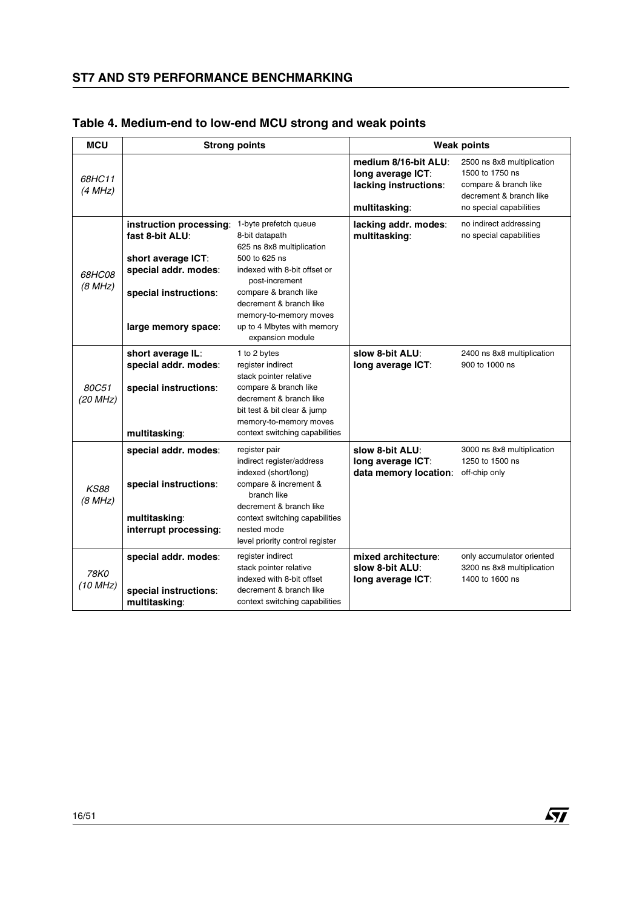## Table 4. Medium-end to low-end MCU strong and weak points

| MCU | Strong points | | Weak points | |
|---|---|---|---|---|
| *68HC11 (4 MHz)* | | | **medium 8/16-bit ALU**:<br>**long average ICT**:<br>**lacking instructions**:<br><br>**multitasking**: | 2500 ns 8x8 multiplication<br>1500 to 1750 ns<br>compare & branch like<br>decrement & branch like<br>no special capabilities |
| *68HC08 (8 MHz)* | **instruction processing**:<br>**fast 8-bit ALU**:<br><br>**short average ICT**:<br>**special addr. modes**:<br><br>**special instructions**:<br><br><br>**large memory space**: | 1-byte prefetch queue<br>8-bit datapath<br>625 ns 8x8 multiplication<br>500 to 625 ns<br>indexed with 8-bit offset or post-increment<br>compare & branch like<br>decrement & branch like<br>memory-to-memory moves<br>up to 4 Mbytes with memory expansion module | **lacking addr. modes**:<br>**multitasking**: | no indirect addressing<br>no special capabilities |
| *80C51 (20 MHz)* | **short average IL**:<br>**special addr. modes**:<br><br>**special instructions**:<br><br><br><br>**multitasking**: | 1 to 2 bytes<br>register indirect<br>stack pointer relative<br>compare & branch like<br>decrement & branch like<br>bit test & bit clear & jump<br>memory-to-memory moves<br>context switching capabilities | **slow 8-bit ALU**:<br>**long average ICT**: | 2400 ns 8x8 multiplication<br>900 to 1000 ns |
| *KS88 (8 MHz)* | **special addr. modes**:<br><br><br>**special instructions**:<br><br><br>**multitasking**:<br>**interrupt processing**: | register pair<br>indirect register/address<br>indexed (short/long)<br>compare & increment & branch like<br>decrement & branch like<br>context switching capabilities<br>nested mode<br>level priority control register | **slow 8-bit ALU**:<br>**long average ICT**:<br>**data memory location**: | 3000 ns 8x8 multiplication<br>1250 to 1500 ns<br>off-chip only |
| *78K0 (10 MHz)* | **special addr. modes**:<br><br><br>**special instructions**:<br>**multitasking**: | register indirect<br>stack pointer relative<br>indexed with 8-bit offset<br>decrement & branch like<br>context switching capabilities | **mixed architecture**:<br>**slow 8-bit ALU**:<br>**long average ICT**: | only accumulator oriented<br>3200 ns 8x8 multiplication<br>1400 to 1600 ns |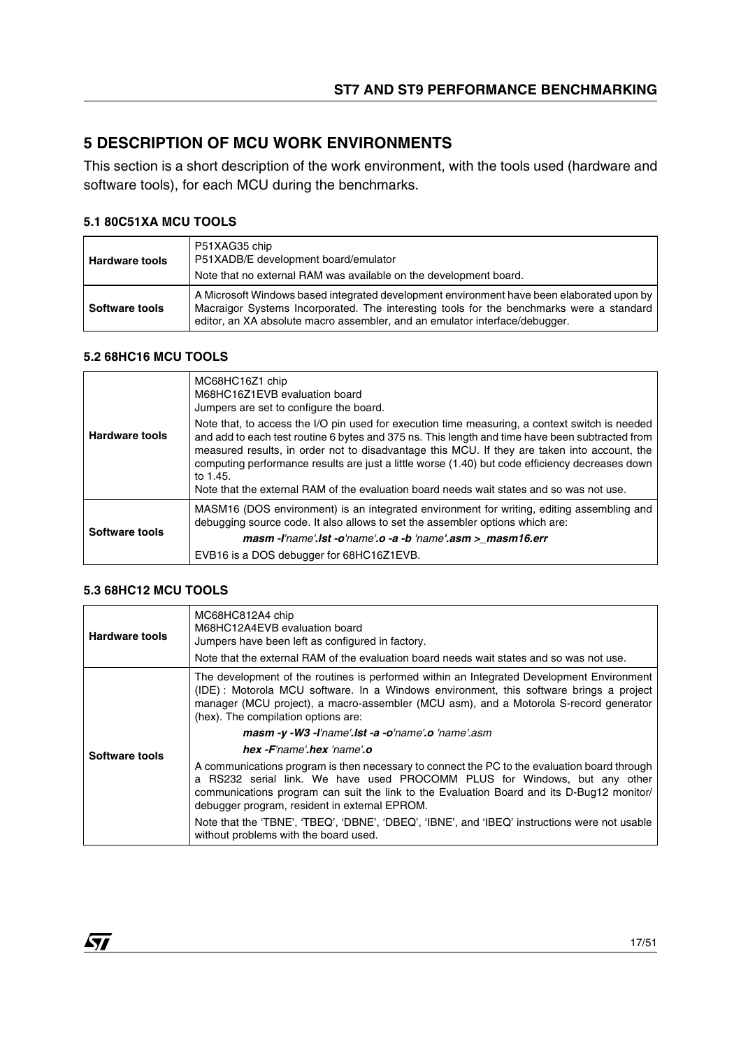# 5 DESCRIPTION OF MCU WORK ENVIRONMENTS

This section is a short description of the work environment, with the tools used (hardware and software tools), for each MCU during the benchmarks.

### 5.1 80C51XA MCU TOOLS

| | |
|---|---|
| **Hardware tools** | P51XAG35 chip<br>P51XADB/E development board/emulator<br>Note that no external RAM was available on the development board. |
| **Software tools** | A Microsoft Windows based integrated development environment have been elaborated upon by Macraigor Systems Incorporated. The interesting tools for the benchmarks were a standard editor, an XA absolute macro assembler, and an emulator interface/debugger. |

### 5.2 68HC16 MCU TOOLS

| | |
|---|---|
| **Hardware tools** | MC68HC16Z1 chip<br>M68HC16Z1EVB evaluation board<br>Jumpers are set to configure the board.<br>Note that, to access the I/O pin used for execution time measuring, a context switch is needed and add to each test routine 6 bytes and 375 ns. This length and time have been subtracted from measured results, in order not to disadvantage this MCU. If they are taken into account, the computing performance results are just a little worse (1.40) but code efficiency decreases down to 1.45.<br>Note that the external RAM of the evaluation board needs wait states and so was not use. |
| **Software tools** | MASM16 (DOS environment) is an integrated environment for writing, editing assembling and debugging source code. It also allows to set the assembler options which are:<br>***masm -l**'name'**.lst -o**'name'**.o -a -b** 'name'**.asm >_masm16.err***<br>EVB16 is a DOS debugger for 68HC16Z1EVB. |

### 5.3 68HC12 MCU TOOLS

| | |
|---|---|
| **Hardware tools** | MC68HC812A4 chip<br>M68HC12A4EVB evaluation board<br>Jumpers have been left as configured in factory.<br>Note that the external RAM of the evaluation board needs wait states and so was not use. |
| **Software tools** | The development of the routines is performed within an Integrated Development Environment (IDE) : Motorola MCU software. In a Windows environment, this software brings a project manager (MCU project), a macro-assembler (MCU asm), and a Motorola S-record generator (hex). The compilation options are:<br>***masm -y -W3 -l**'name'**.lst -a -o**'name'**.o** 'name'.asm*<br>***hex -F**'name'**.hex** 'name'**.o***<br>A communications program is then necessary to connect the PC to the evaluation board through a RS232 serial link. We have used PROCOMM PLUS for Windows, but any other communications program can suit the link to the Evaluation Board and its D-Bug12 monitor/ debugger program, resident in external EPROM.<br>Note that the 'TBNE', 'TBEQ', 'DBNE', 'DBEQ', 'IBNE', and 'IBEQ' instructions were not usable without problems with the board used. |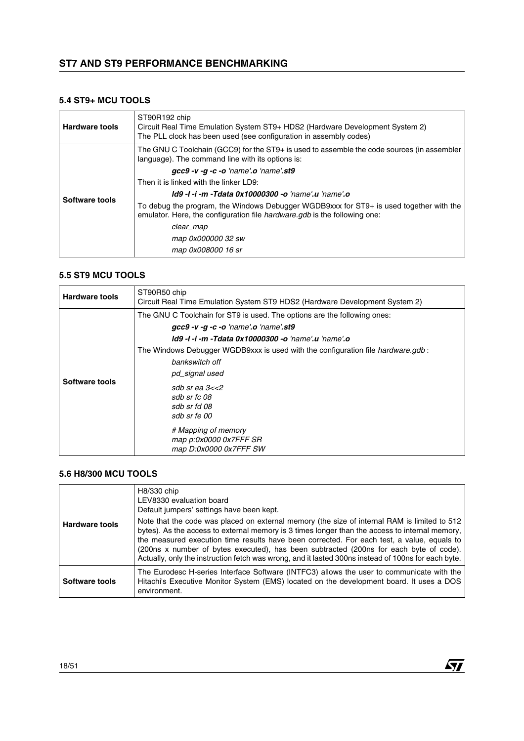### 5.4 ST9+ MCU TOOLS

| | |
|---|---|
| **Hardware tools** | ST90R192 chip<br>Circuit Real Time Emulation System ST9+ HDS2 (Hardware Development System 2)<br>The PLL clock has been used (see configuration in assembly codes) |
| **Software tools** | The GNU C Toolchain (GCC9) for the ST9+ is used to assemble the code sources (in assembler language). The command line with its options is:<br>***gcc9 -v -g -c -o** 'name'**.o** 'name'**.st9***<br>Then it is linked with the linker LD9:<br>***ld9 -I -i -m -Tdata 0x10000300 -o** 'name'**.u** 'name'**.o***<br>To debug the program, the Windows Debugger WGDB9xxx for ST9+ is used together with the emulator. Here, the configuration file *hardware.gdb* is the following one:<br>*clear_map*<br>*map 0x000000 32 sw*<br>*map 0x008000 16 sr* |

### 5.5 ST9 MCU TOOLS

| | |
|---|---|
| **Hardware tools** | ST90R50 chip<br>Circuit Real Time Emulation System ST9 HDS2 (Hardware Development System 2) |
| **Software tools** | The GNU C Toolchain for ST9 is used. The options are the following ones:<br>***gcc9 -v -g -c -o** 'name'**.o** 'name'**.st9***<br>***ld9 -I -i -m -Tdata 0x10000300 -o** 'name'**.u** 'name'**.o***<br>The Windows Debugger WGDB9xxx is used with the configuration file *hardware.gdb* :<br>*bankswitch off*<br>*pd_signal used*<br>*sdb sr ea 3<<2*<br>*sdb sr fc 08*<br>*sdb sr fd 08*<br>*sdb sr fe 00*<br>*# Mapping of memory*<br>*map p:0x0000 0x7FFF SR*<br>*map D:0x0000 0x7FFF SW* |

### 5.6 H8/300 MCU TOOLS

| | |
|---|---|
| **Hardware tools** | H8/330 chip<br>LEV8330 evaluation board<br>Default jumpers' settings have been kept.<br>Note that the code was placed on external memory (the size of internal RAM is limited to 512 bytes). As the access to external memory is 3 times longer than the access to internal memory, the measured execution time results have been corrected. For each test, a value, equals to (200ns x number of bytes executed), has been subtracted (200ns for each byte of code). Actually, only the instruction fetch was wrong, and it lasted 300ns instead of 100ns for each byte. |
| **Software tools** | The Eurodesc H-series Interface Software (INTFC3) allows the user to communicate with the Hitachi's Executive Monitor System (EMS) located on the development board. It uses a DOS environment. |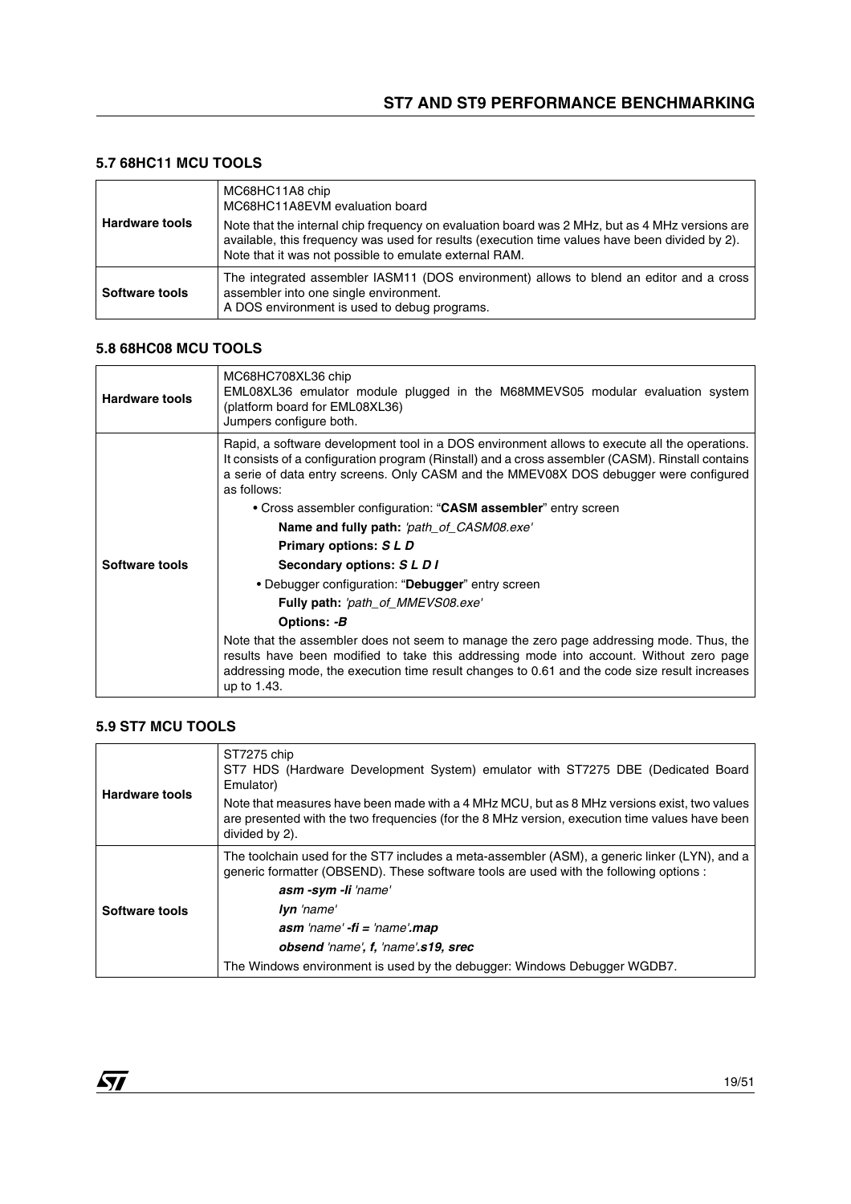### 5.7 68HC11 MCU TOOLS

| | |
|---|---|
| **Hardware tools** | MC68HC11A8 chip<br>MC68HC11A8EVM evaluation board<br>Note that the internal chip frequency on evaluation board was 2 MHz, but as 4 MHz versions are available, this frequency was used for results (execution time values have been divided by 2). Note that it was not possible to emulate external RAM. |
| **Software tools** | The integrated assembler IASM11 (DOS environment) allows to blend an editor and a cross assembler into one single environment.<br>A DOS environment is used to debug programs. |

### 5.8 68HC08 MCU TOOLS

| | |
|---|---|
| **Hardware tools** | MC68HC708XL36 chip<br>EML08XL36 emulator module plugged in the M68MMEVS05 modular evaluation system (platform board for EML08XL36)<br>Jumpers configure both. |
| **Software tools** | Rapid, a software development tool in a DOS environment allows to execute all the operations. It consists of a configuration program (Rinstall) and a cross assembler (CASM). Rinstall contains a serie of data entry screens. Only CASM and the MMEV08X DOS debugger were configured as follows:<br>• Cross assembler configuration: "**CASM assembler**" entry screen<br>**Name and fully path:** *'path_of_CASM08.exe'*<br>**Primary options:** ***S L D***<br>**Secondary options:** ***S L D I***<br>• Debugger configuration: "**Debugger**" entry screen<br>**Fully path:** *'path_of_MMEVS08.exe'*<br>**Options:** ***-B***<br>Note that the assembler does not seem to manage the zero page addressing mode. Thus, the results have been modified to take this addressing mode into account. Without zero page addressing mode, the execution time result changes to 0.61 and the code size result increases up to 1.43. |

### 5.9 ST7 MCU TOOLS

| | |
|---|---|
| **Hardware tools** | ST7275 chip<br>ST7 HDS (Hardware Development System) emulator with ST7275 DBE (Dedicated Board Emulator)<br>Note that measures have been made with a 4 MHz MCU, but as 8 MHz versions exist, two values are presented with the two frequencies (for the 8 MHz version, execution time values have been divided by 2). |
| **Software tools** | The toolchain used for the ST7 includes a meta-assembler (ASM), a generic linker (LYN), and a generic formatter (OBSEND). These software tools are used with the following options :<br>***asm -sym -li*** *'name'*<br>***lyn*** *'name'*<br>***asm*** *'name'* ***-fi =*** *'name'****.map***<br>***obsend*** *'name'****, f,*** *'name'****.s19, srec***<br>The Windows environment is used by the debugger: Windows Debugger WGDB7. |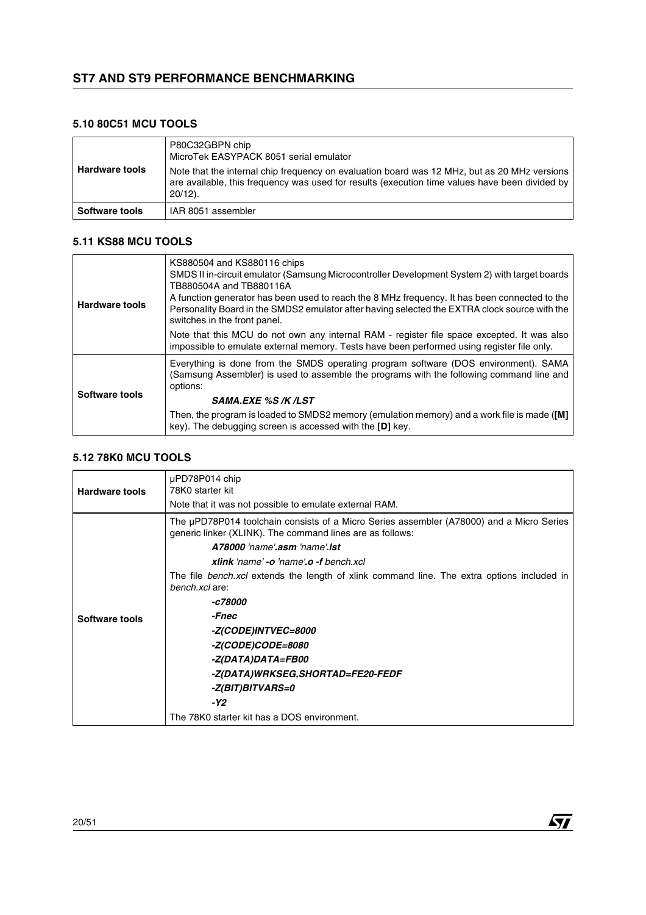## 5.10 80C51 MCU TOOLS

| | |
|---|---|
| **Hardware tools** | P80C32GBPN chip<br>MicroTek EASYPACK 8051 serial emulator<br>Note that the internal chip frequency on evaluation board was 12 MHz, but as 20 MHz versions are available, this frequency was used for results (execution time values have been divided by 20/12). |
| **Software tools** | IAR 8051 assembler |

## 5.11 KS88 MCU TOOLS

| | |
|---|---|
| **Hardware tools** | KS880504 and KS880116 chips<br>SMDS II in-circuit emulator (Samsung Microcontroller Development System 2) with target boards TB880504A and TB880116A<br>A function generator has been used to reach the 8 MHz frequency. It has been connected to the Personality Board in the SMDS2 emulator after having selected the EXTRA clock source with the switches in the front panel.<br>Note that this MCU do not own any internal RAM - register file space excepted. It was also impossible to emulate external memory. Tests have been performed using register file only. |
| **Software tools** | Everything is done from the SMDS operating program software (DOS environment). SAMA (Samsung Assembler) is used to assemble the programs with the following command line and options:<br>***SAMA.EXE %S /K /LST***<br>Then, the program is loaded to SMDS2 memory (emulation memory) and a work file is made (**[M]** key). The debugging screen is accessed with the **[D]** key. |

## 5.12 78K0 MCU TOOLS

| | |
|---|---|
| **Hardware tools** | µPD78P014 chip<br>78K0 starter kit<br>Note that it was not possible to emulate external RAM. |
| **Software tools** | The µPD78P014 toolchain consists of a Micro Series assembler (A78000) and a Micro Series generic linker (XLINK). The command lines are as follows:<br>***A78000*** *'name'****.asm*** *'name'****.lst***<br>***xlink*** *'name'* ***-o*** *'name'****.o -f*** *bench.xcl*<br>The file *bench.xcl* extends the length of xlink command line. The extra options included in *bench.xcl* are:<br>***-c78000***<br>***-Fnec***<br>***-Z(CODE)INTVEC=8000***<br>***-Z(CODE)CODE=8080***<br>***-Z(DATA)DATA=FB00***<br>***-Z(DATA)WRKSEG,SHORTAD=FE20-FEDF***<br>***-Z(BIT)BITVARS=0***<br>***-Y2***<br>The 78K0 starter kit has a DOS environment. |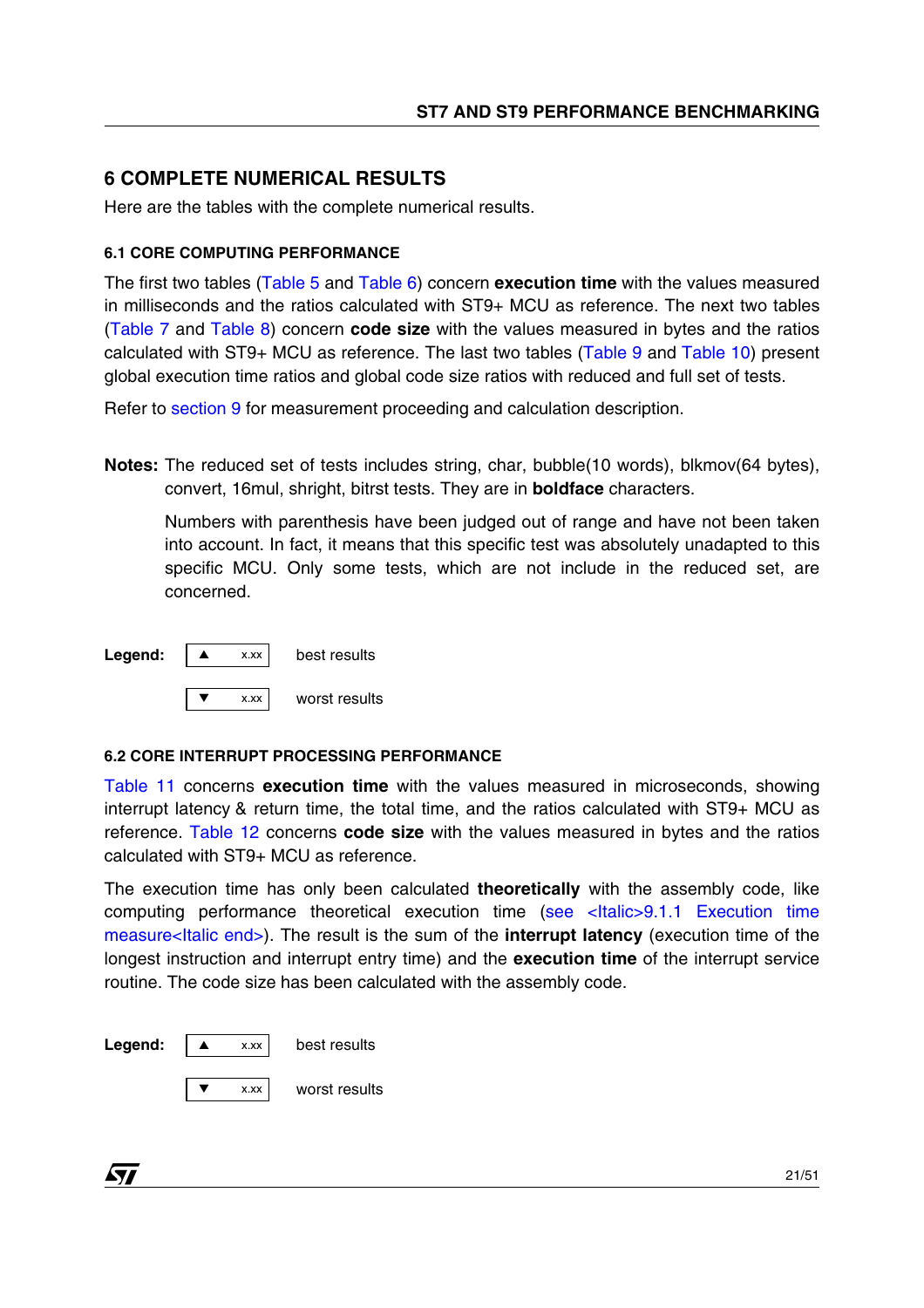## 6 COMPLETE NUMERICAL RESULTS

Here are the tables with the complete numerical results.

### 6.1 CORE COMPUTING PERFORMANCE

The first two tables (Table 5 and Table 6) concern **execution time** with the values measured in milliseconds and the ratios calculated with ST9+ MCU as reference. The next two tables (Table 7 and Table 8) concern **code size** with the values measured in bytes and the ratios calculated with ST9+ MCU as reference. The last two tables (Table 9 and Table 10) present global execution time ratios and global code size ratios with reduced and full set of tests.

Refer to section 9 for measurement proceeding and calculation description.

**Notes:** The reduced set of tests includes string, char, bubble(10 words), blkmov(64 bytes), convert, 16mul, shright, bitrst tests. They are in **boldface** characters.

Numbers with parenthesis have been judged out of range and have not been taken into account. In fact, it means that this specific test was absolutely unadapted to this specific MCU. Only some tests, which are not include in the reduced set, are concerned.

**Legend:**

| ▲ x.xx | best results |
|---|---|
| ▼ x.xx | worst results |

### 6.2 CORE INTERRUPT PROCESSING PERFORMANCE

Table 11 concerns **execution time** with the values measured in microseconds, showing interrupt latency & return time, the total time, and the ratios calculated with ST9+ MCU as reference. Table 12 concerns **code size** with the values measured in bytes and the ratios calculated with ST9+ MCU as reference.

The execution time has only been calculated **theoretically** with the assembly code, like computing performance theoretical execution time (see <Italic>9.1.1 Execution time measure<Italic end>). The result is the sum of the **interrupt latency** (execution time of the longest instruction and interrupt entry time) and the **execution time** of the interrupt service routine. The code size has been calculated with the assembly code.

**Legend:**

| ▲ x.xx | best results |
|---|---|
| ▼ x.xx | worst results |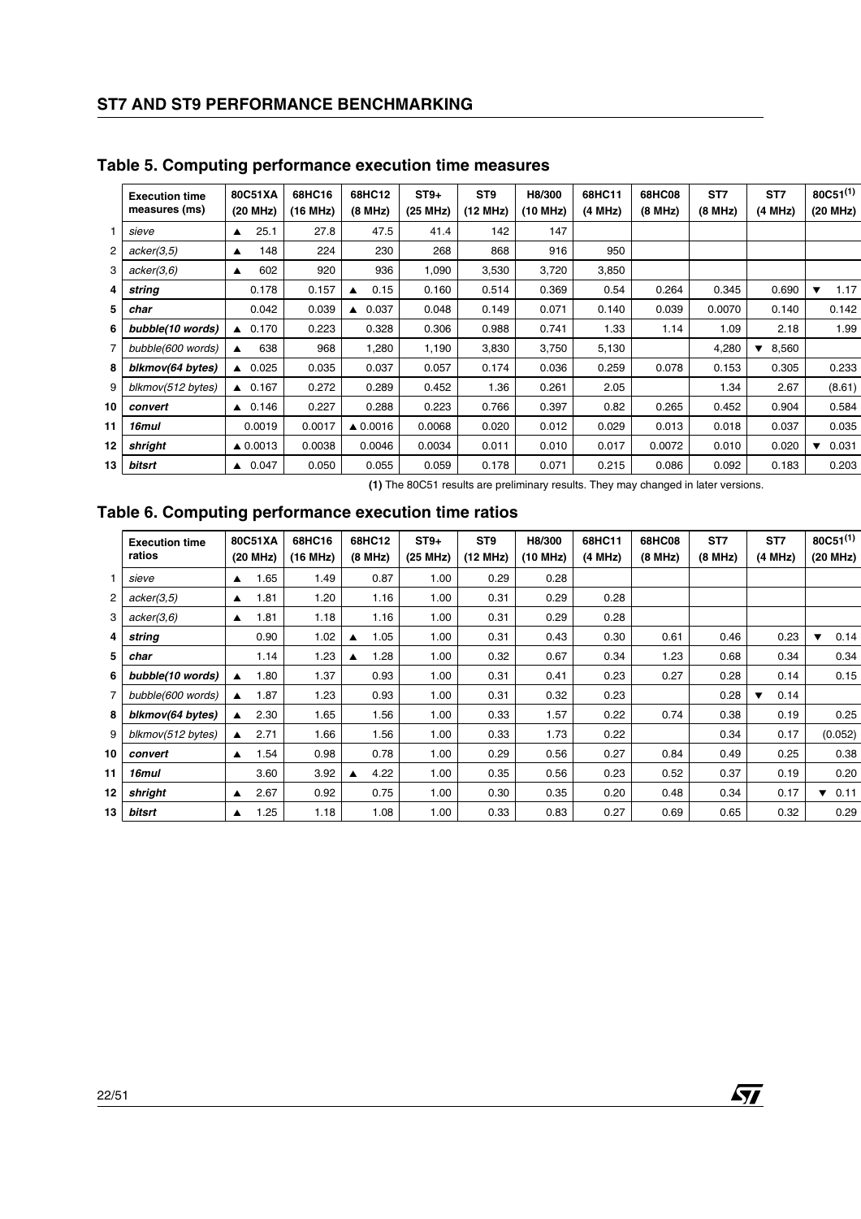## Table 5. Computing performance execution time measures

| | Execution time measures (ms) | 80C51XA (20 MHz) | 68HC16 (16 MHz) | 68HC12 (8 MHz) | ST9+ (25 MHz) | ST9 (12 MHz) | H8/300 (10 MHz) | 68HC11 (4 MHz) | 68HC08 (8 MHz) | ST7 (8 MHz) | ST7 (4 MHz) | 80C51(1) (20 MHz) |
|---|---|---|---|---|---|---|---|---|---|---|---|---|
| 1 | *sieve* | ▲ 25.1 | 27.8 | 47.5 | 41.4 | 142 | 147 | | | | | |
| 2 | *acker(3,5)* | ▲ 148 | 224 | 230 | 268 | 868 | 916 | 950 | | | | |
| 3 | *acker(3,6)* | ▲ 602 | 920 | 936 | 1,090 | 3,530 | 3,720 | 3,850 | | | | |
| **4** | ***string*** | 0.178 | 0.157 | ▲ 0.15 | 0.160 | 0.514 | 0.369 | 0.54 | 0.264 | 0.345 | 0.690 | ▼ 1.17 |
| **5** | ***char*** | 0.042 | 0.039 | ▲ 0.037 | 0.048 | 0.149 | 0.071 | 0.140 | 0.039 | 0.0070 | 0.140 | 0.142 |
| **6** | ***bubble(10 words)*** | ▲ 0.170 | 0.223 | 0.328 | 0.306 | 0.988 | 0.741 | 1.33 | 1.14 | 1.09 | 2.18 | 1.99 |
| 7 | *bubble(600 words)* | ▲ 638 | 968 | 1,280 | 1,190 | 3,830 | 3,750 | 5,130 | | 4,280 | ▼ 8,560 | |
| **8** | ***blkmov(64 bytes)*** | ▲ 0.025 | 0.035 | 0.037 | 0.057 | 0.174 | 0.036 | 0.259 | 0.078 | 0.153 | 0.305 | 0.233 |
| 9 | *blkmov(512 bytes)* | ▲ 0.167 | 0.272 | 0.289 | 0.452 | 1.36 | 0.261 | 2.05 | | 1.34 | 2.67 | (8.61) |
| **10** | ***convert*** | ▲ 0.146 | 0.227 | 0.288 | 0.223 | 0.766 | 0.397 | 0.82 | 0.265 | 0.452 | 0.904 | 0.584 |
| **11** | ***16mul*** | 0.0019 | 0.0017 | ▲ 0.0016 | 0.0068 | 0.020 | 0.012 | 0.029 | 0.013 | 0.018 | 0.037 | 0.035 |
| **12** | ***shright*** | ▲ 0.0013 | 0.0038 | 0.0046 | 0.0034 | 0.011 | 0.010 | 0.017 | 0.0072 | 0.010 | 0.020 | ▼ 0.031 |
| **13** | ***bitsrt*** | ▲ 0.047 | 0.050 | 0.055 | 0.059 | 0.178 | 0.071 | 0.215 | 0.086 | 0.092 | 0.183 | 0.203 |

**(1)** The 80C51 results are preliminary results. They may changed in later versions.

## Table 6. Computing performance execution time ratios

| | Execution time ratios | 80C51XA (20 MHz) | 68HC16 (16 MHz) | 68HC12 (8 MHz) | ST9+ (25 MHz) | ST9 (12 MHz) | H8/300 (10 MHz) | 68HC11 (4 MHz) | 68HC08 (8 MHz) | ST7 (8 MHz) | ST7 (4 MHz) | 80C51(1) (20 MHz) |
|---|---|---|---|---|---|---|---|---|---|---|---|---|
| 1 | *sieve* | ▲ 1.65 | 1.49 | 0.87 | 1.00 | 0.29 | 0.28 | | | | | |
| 2 | *acker(3,5)* | ▲ 1.81 | 1.20 | 1.16 | 1.00 | 0.31 | 0.29 | 0.28 | | | | |
| 3 | *acker(3,6)* | ▲ 1.81 | 1.18 | 1.16 | 1.00 | 0.31 | 0.29 | 0.28 | | | | |
| **4** | ***string*** | 0.90 | 1.02 | ▲ 1.05 | 1.00 | 0.31 | 0.43 | 0.30 | 0.61 | 0.46 | 0.23 | ▼ 0.14 |
| **5** | ***char*** | 1.14 | 1.23 | ▲ 1.28 | 1.00 | 0.32 | 0.67 | 0.34 | 1.23 | 0.68 | 0.34 | 0.34 |
| **6** | ***bubble(10 words)*** | ▲ 1.80 | 1.37 | 0.93 | 1.00 | 0.31 | 0.41 | 0.23 | 0.27 | 0.28 | 0.14 | 0.15 |
| 7 | *bubble(600 words)* | ▲ 1.87 | 1.23 | 0.93 | 1.00 | 0.31 | 0.32 | 0.23 | | 0.28 | ▼ 0.14 | |
| **8** | ***blkmov(64 bytes)*** | ▲ 2.30 | 1.65 | 1.56 | 1.00 | 0.33 | 1.57 | 0.22 | 0.74 | 0.38 | 0.19 | 0.25 |
| 9 | *blkmov(512 bytes)* | ▲ 2.71 | 1.66 | 1.56 | 1.00 | 0.33 | 1.73 | 0.22 | | 0.34 | 0.17 | (0.052) |
| **10** | ***convert*** | ▲ 1.54 | 0.98 | 0.78 | 1.00 | 0.29 | 0.56 | 0.27 | 0.84 | 0.49 | 0.25 | 0.38 |
| **11** | ***16mul*** | 3.60 | 3.92 | ▲ 4.22 | 1.00 | 0.35 | 0.56 | 0.23 | 0.52 | 0.37 | 0.19 | 0.20 |
| **12** | ***shright*** | ▲ 2.67 | 0.92 | 0.75 | 1.00 | 0.30 | 0.35 | 0.20 | 0.48 | 0.34 | 0.17 | ▼ 0.11 |
| **13** | ***bitsrt*** | ▲ 1.25 | 1.18 | 1.08 | 1.00 | 0.33 | 0.83 | 0.27 | 0.69 | 0.65 | 0.32 | 0.29 |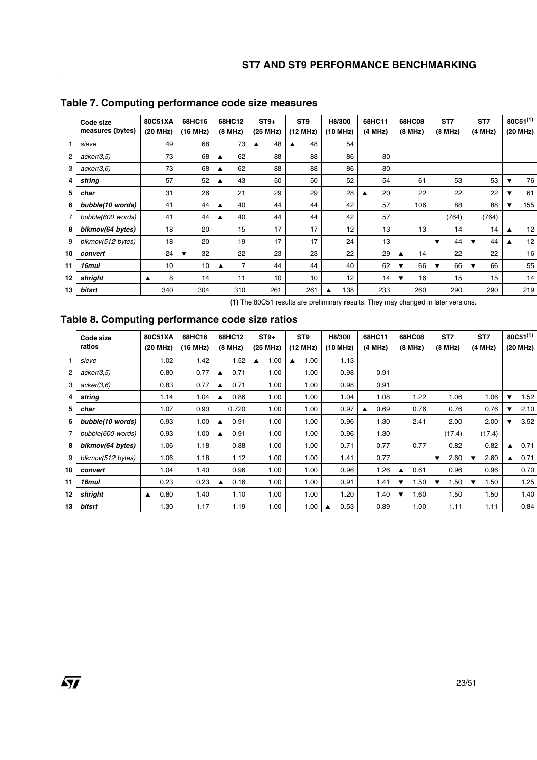## Table 7. Computing performance code size measures

| | Code size measures (bytes) | 80C51XA (20 MHz) | 68HC16 (16 MHz) | 68HC12 (8 MHz) | ST9+ (25 MHz) | ST9 (12 MHz) | H8/300 (10 MHz) | 68HC11 (4 MHz) | 68HC08 (8 MHz) | ST7 (8 MHz) | ST7 (4 MHz) | 80C51[(1)] (20 MHz) |
|---|---|---|---|---|---|---|---|---|---|---|---|---|
| 1 | *sieve* | 49 | 68 | 73 | ▲ 48 | ▲ 48 | 54 | | | | | |
| 2 | *acker(3,5)* | 73 | 68 | ▲ 62 | 88 | 88 | 86 | 80 | | | | |
| 3 | *acker(3,6)* | 73 | 68 | ▲ 62 | 88 | 88 | 86 | 80 | | | | |
| 4 | ***string*** | 57 | 52 | ▲ 43 | 50 | 50 | 52 | 54 | 61 | 53 | 53 | ▼ 76 |
| 5 | ***char*** | 31 | 26 | 21 | 29 | 29 | 28 | ▲ 20 | 22 | 22 | 22 | ▼ 61 |
| 6 | ***bubble(10 words)*** | 41 | 44 | ▲ 40 | 44 | 44 | 42 | 57 | 106 | 88 | 88 | ▼ 155 |
| 7 | *bubble(600 words)* | 41 | 44 | ▲ 40 | 44 | 44 | 42 | 57 | | (764) | (764) | |
| 8 | ***blkmov(64 bytes)*** | 18 | 20 | 15 | 17 | 17 | 12 | 13 | 13 | 14 | 14 | ▲ 12 |
| 9 | *blkmov(512 bytes)* | 18 | 20 | 19 | 17 | 17 | 24 | 13 | | ▼ 44 | ▼ 44 | ▲ 12 |
| 10 | ***convert*** | 24 | ▼ 32 | 22 | 23 | 23 | 22 | 29 | ▲ 14 | 22 | 22 | 16 |
| 11 | ***16mul*** | 10 | 10 | ▲ 7 | 44 | 44 | 40 | 62 | ▼ 66 | ▼ 66 | ▼ 66 | 55 |
| 12 | ***shright*** | ▲ 8 | 14 | 11 | 10 | 10 | 12 | 14 | ▼ 16 | 15 | 15 | 14 |
| 13 | ***bitsrt*** | 340 | 304 | 310 | 261 | 261 | ▲ 138 | 233 | 260 | 290 | 290 | 219 |

**(1)** The 80C51 results are preliminary results. They may changed in later versions.

## Table 8. Computing performance code size ratios

| | Code size ratios | 80C51XA (20 MHz) | 68HC16 (16 MHz) | 68HC12 (8 MHz) | ST9+ (25 MHz) | ST9 (12 MHz) | H8/300 (10 MHz) | 68HC11 (4 MHz) | 68HC08 (8 MHz) | ST7 (8 MHz) | ST7 (4 MHz) | 80C51[(1)] (20 MHz) |
|---|---|---|---|---|---|---|---|---|---|---|---|---|
| 1 | *sieve* | 1.02 | 1.42 | 1.52 | ▲ 1.00 | ▲ 1.00 | 1.13 | | | | | |
| 2 | *acker(3,5)* | 0.80 | 0.77 | ▲ 0.71 | 1.00 | 1.00 | 0.98 | 0.91 | | | | |
| 3 | *acker(3,6)* | 0.83 | 0.77 | ▲ 0.71 | 1.00 | 1.00 | 0.98 | 0.91 | | | | |
| 4 | ***string*** | 1.14 | 1.04 | ▲ 0.86 | 1.00 | 1.00 | 1.04 | 1.08 | 1.22 | 1.06 | 1.06 | ▼ 1.52 |
| 5 | ***char*** | 1.07 | 0.90 | 0.720 | 1.00 | 1.00 | 0.97 | ▲ 0.69 | 0.76 | 0.76 | 0.76 | ▼ 2.10 |
| 6 | ***bubble(10 words)*** | 0.93 | 1.00 | ▲ 0.91 | 1.00 | 1.00 | 0.96 | 1.30 | 2.41 | 2.00 | 2.00 | ▼ 3.52 |
| 7 | *bubble(600 words)* | 0.93 | 1.00 | ▲ 0.91 | 1.00 | 1.00 | 0.96 | 1.30 | | (17.4) | (17.4) | |
| 8 | ***blkmov(64 bytes)*** | 1.06 | 1.18 | 0.88 | 1.00 | 1.00 | 0.71 | 0.77 | 0.77 | 0.82 | 0.82 | ▲ 0.71 |
| 9 | *blkmov(512 bytes)* | 1.06 | 1.18 | 1.12 | 1.00 | 1.00 | 1.41 | 0.77 | | ▼ 2.60 | ▼ 2.60 | ▲ 0.71 |
| 10 | ***convert*** | 1.04 | 1.40 | 0.96 | 1.00 | 1.00 | 0.96 | 1.26 | ▲ 0.61 | 0.96 | 0.96 | 0.70 |
| 11 | ***16mul*** | 0.23 | 0.23 | ▲ 0.16 | 1.00 | 1.00 | 0.91 | 1.41 | ▼ 1.50 | ▼ 1.50 | ▼ 1.50 | 1.25 |
| 12 | ***shright*** | ▲ 0.80 | 1.40 | 1.10 | 1.00 | 1.00 | 1.20 | 1.40 | ▼ 1.60 | 1.50 | 1.50 | 1.40 |
| 13 | ***bitsrt*** | 1.30 | 1.17 | 1.19 | 1.00 | 1.00 | ▲ 0.53 | 0.89 | 1.00 | 1.11 | 1.11 | 0.84 |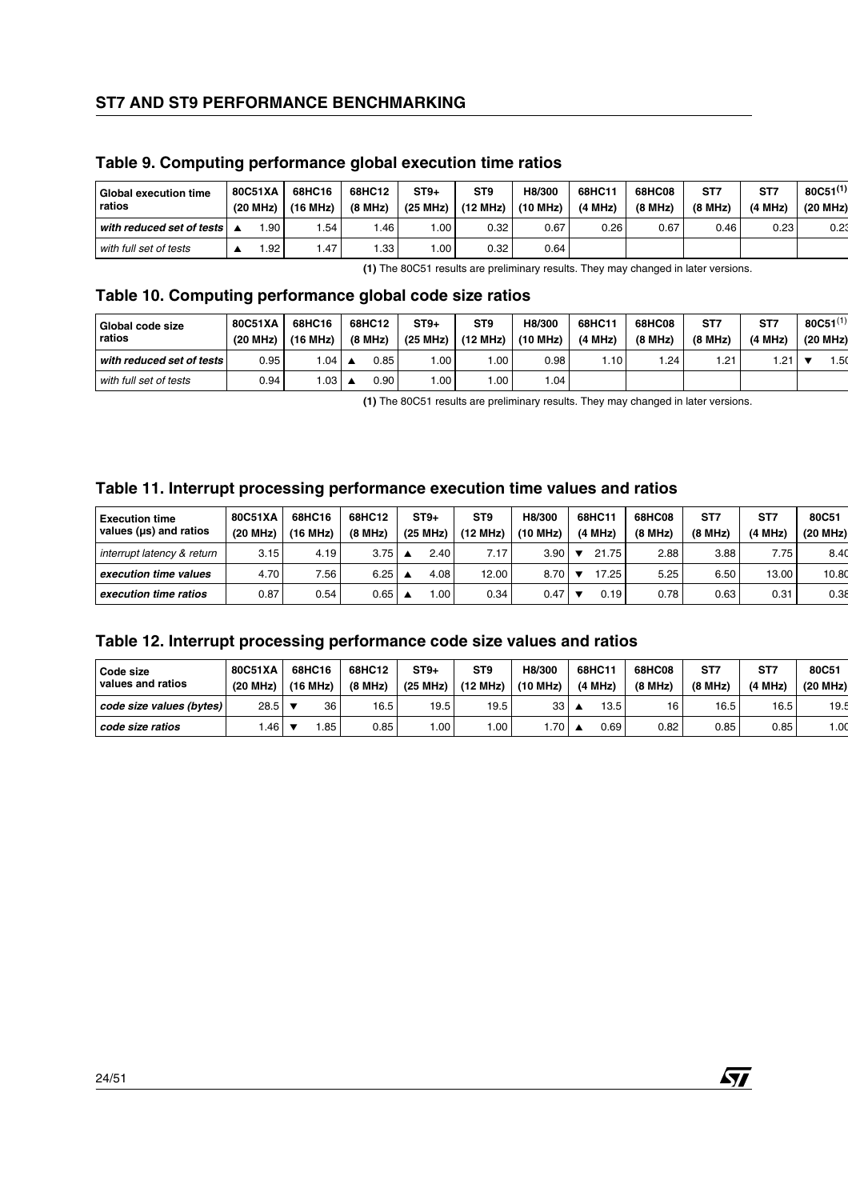## Table 9. Computing performance global execution time ratios

| Global execution time ratios | 80C51XA (20 MHz) | 68HC16 (16 MHz) | 68HC12 (8 MHz) | ST9+ (25 MHz) | ST9 (12 MHz) | H8/300 (10 MHz) | 68HC11 (4 MHz) | 68HC08 (8 MHz) | ST7 (8 MHz) | ST7 (4 MHz) | 80C51[(1)] (20 MHz) |
|---|---|---|---|---|---|---|---|---|---|---|---|
| ***with reduced set of tests*** | ▲ 1.90 | 1.54 | 1.46 | 1.00 | 0.32 | 0.67 | 0.26 | 0.67 | 0.46 | 0.23 | 0.23 |
| *with full set of tests* | ▲ 1.92 | 1.47 | 1.33 | 1.00 | 0.32 | 0.64 | | | | | |

**(1)** The 80C51 results are preliminary results. They may changed in later versions.

## Table 10. Computing performance global code size ratios

| Global code size ratios | 80C51XA (20 MHz) | 68HC16 (16 MHz) | 68HC12 (8 MHz) | ST9+ (25 MHz) | ST9 (12 MHz) | H8/300 (10 MHz) | 68HC11 (4 MHz) | 68HC08 (8 MHz) | ST7 (8 MHz) | ST7 (4 MHz) | 80C51[(1)] (20 MHz) |
|---|---|---|---|---|---|---|---|---|---|---|---|
| ***with reduced set of tests*** | 0.95 | 1.04 | ▲ 0.85 | 1.00 | 1.00 | 0.98 | 1.10 | 1.24 | 1.21 | 1.21 | ▼ 1.50 |
| *with full set of tests* | 0.94 | 1.03 | ▲ 0.90 | 1.00 | 1.00 | 1.04 | | | | | |

**(1)** The 80C51 results are preliminary results. They may changed in later versions.

## Table 11. Interrupt processing performance execution time values and ratios

| Execution time values (µs) and ratios | 80C51XA (20 MHz) | 68HC16 (16 MHz) | 68HC12 (8 MHz) | ST9+ (25 MHz) | ST9 (12 MHz) | H8/300 (10 MHz) | 68HC11 (4 MHz) | 68HC08 (8 MHz) | ST7 (8 MHz) | ST7 (4 MHz) | 80C51 (20 MHz) |
|---|---|---|---|---|---|---|---|---|---|---|---|
| *interrupt latency & return* | 3.15 | 4.19 | 3.75 | ▲ 2.40 | 7.17 | 3.90 | ▼ 21.75 | 2.88 | 3.88 | 7.75 | 8.40 |
| ***execution time values*** | 4.70 | 7.56 | 6.25 | ▲ 4.08 | 12.00 | 8.70 | ▼ 17.25 | 5.25 | 6.50 | 13.00 | 10.80 |
| ***execution time ratios*** | 0.87 | 0.54 | 0.65 | ▲ 1.00 | 0.34 | 0.47 | ▼ 0.19 | 0.78 | 0.63 | 0.31 | 0.38 |

## Table 12. Interrupt processing performance code size values and ratios

| Code size values and ratios | 80C51XA (20 MHz) | 68HC16 (16 MHz) | 68HC12 (8 MHz) | ST9+ (25 MHz) | ST9 (12 MHz) | H8/300 (10 MHz) | 68HC11 (4 MHz) | 68HC08 (8 MHz) | ST7 (8 MHz) | ST7 (4 MHz) | 80C51 (20 MHz) |
|---|---|---|---|---|---|---|---|---|---|---|---|
| ***code size values (bytes)*** | 28.5 | ▼ 36 | 16.5 | 19.5 | 19.5 | 33 | ▲ 13.5 | 16 | 16.5 | 16.5 | 19.5 |
| ***code size ratios*** | 1.46 | ▼ 1.85 | 0.85 | 1.00 | 1.00 | 1.70 | ▲ 0.69 | 0.82 | 0.85 | 0.85 | 1.00 |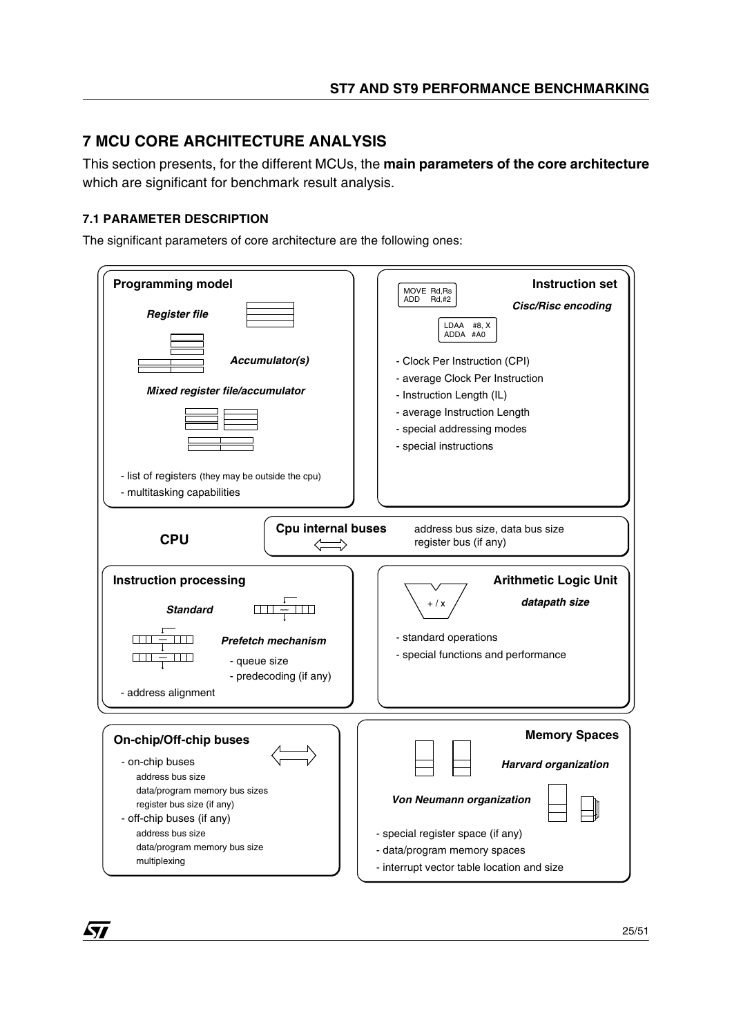# 7 MCU CORE ARCHITECTURE ANALYSIS

This section presents, for the different MCUs, the **main parameters of the core architecture** which are significant for benchmark result analysis.

## 7.1 PARAMETER DESCRIPTION

The significant parameters of core architecture are the following ones:

**CPU**

**Programming model**

*Register file*

*Accumulator(s)*

*Mixed register file/accumulator*

- list of registers (they may be outside the cpu)
- multitasking capabilities

**Instruction set**

```
MOVE Rd,Rs
ADD  Rd,#2
```

*Cisc/Risc encoding*

```
LDAA  #8, X
ADDA  #A0
```

- Clock Per Instruction (CPI)
- average Clock Per Instruction
- Instruction Length (IL)
- average Instruction Length
- special addressing modes
- special instructions

**Cpu internal buses**

address bus size, data bus size
register bus (if any)

**Instruction processing**

*Standard*

*Prefetch mechanism*

- queue size
- predecoding (if any)

- address alignment

**Arithmetic Logic Unit**

+ / x

*datapath size*

- standard operations
- special functions and performance

**On-chip/Off-chip buses**

- on-chip buses
  - address bus size
  - data/program memory bus sizes
  - register bus size (if any)
- off-chip buses (if any)
  - address bus size
  - data/program memory bus size
  - multiplexing

**Memory Spaces**

*Harvard organization*

*Von Neumann organization*

- special register space (if any)
- data/program memory spaces
- interrupt vector table location and size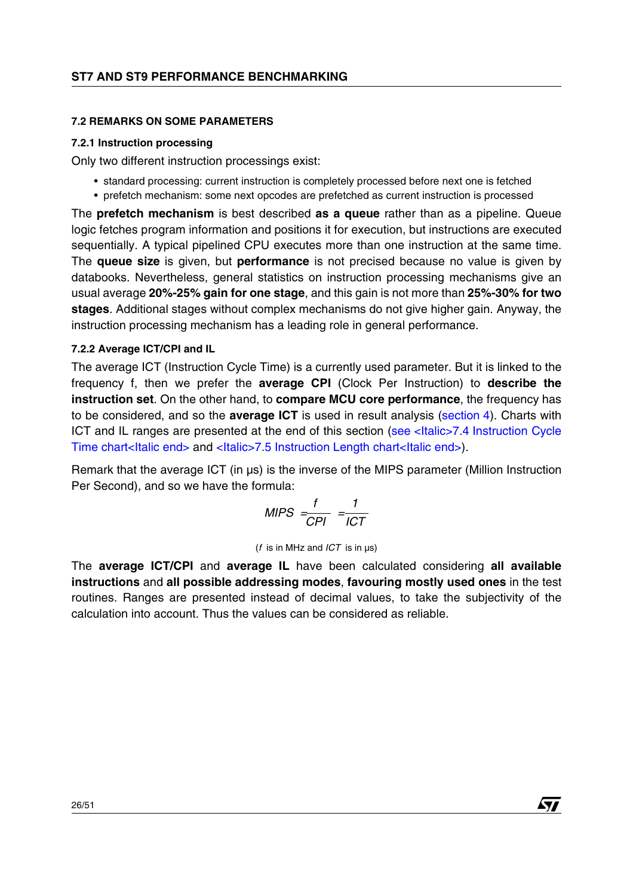### 7.2 REMARKS ON SOME PARAMETERS

#### 7.2.1 Instruction processing

Only two different instruction processings exist:

- standard processing: current instruction is completely processed before next one is fetched
- prefetch mechanism: some next opcodes are prefetched as current instruction is processed

The **prefetch mechanism** is best described **as a queue** rather than as a pipeline. Queue logic fetches program information and positions it for execution, but instructions are executed sequentially. A typical pipelined CPU executes more than one instruction at the same time. The **queue size** is given, but **performance** is not precised because no value is given by databooks. Nevertheless, general statistics on instruction processing mechanisms give an usual average **20%-25% gain for one stage**, and this gain is not more than **25%-30% for two stages**. Additional stages without complex mechanisms do not give higher gain. Anyway, the instruction processing mechanism has a leading role in general performance.

#### 7.2.2 Average ICT/CPI and IL

The average ICT (Instruction Cycle Time) is a currently used parameter. But it is linked to the frequency f, then we prefer the **average CPI** (Clock Per Instruction) to **describe the instruction set**. On the other hand, to **compare MCU core performance**, the frequency has to be considered, and so the **average ICT** is used in result analysis (section 4). Charts with ICT and IL ranges are presented at the end of this section (see <Italic>7.4 Instruction Cycle Time chart<Italic end> and <Italic>7.5 Instruction Length chart<Italic end>).

Remark that the average ICT (in µs) is the inverse of the MIPS parameter (Million Instruction Per Second), and so we have the formula:

$$MIPS = \frac{f}{CPI} = \frac{1}{ICT}$$

($f$ is in MHz and $ICT$ is in µs)

The **average ICT/CPI** and **average IL** have been calculated considering **all available instructions** and **all possible addressing modes**, **favouring mostly used ones** in the test routines. Ranges are presented instead of decimal values, to take the subjectivity of the calculation into account. Thus the values can be considered as reliable.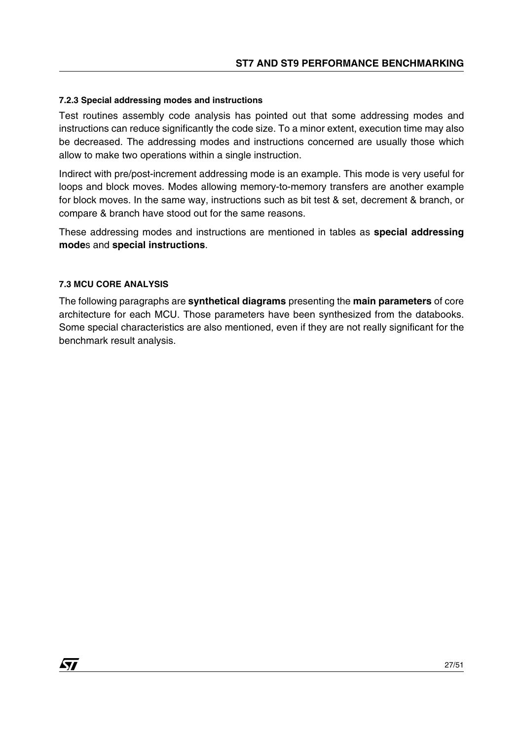#### 7.2.3 Special addressing modes and instructions

Test routines assembly code analysis has pointed out that some addressing modes and instructions can reduce significantly the code size. To a minor extent, execution time may also be decreased. The addressing modes and instructions concerned are usually those which allow to make two operations within a single instruction.

Indirect with pre/post-increment addressing mode is an example. This mode is very useful for loops and block moves. Modes allowing memory-to-memory transfers are another example for block moves. In the same way, instructions such as bit test & set, decrement & branch, or compare & branch have stood out for the same reasons.

These addressing modes and instructions are mentioned in tables as **special addressing mode**s and **special instructions**.

### 7.3 MCU CORE ANALYSIS

The following paragraphs are **synthetical diagrams** presenting the **main parameters** of core architecture for each MCU. Those parameters have been synthesized from the databooks. Some special characteristics are also mentioned, even if they are not really significant for the benchmark result analysis.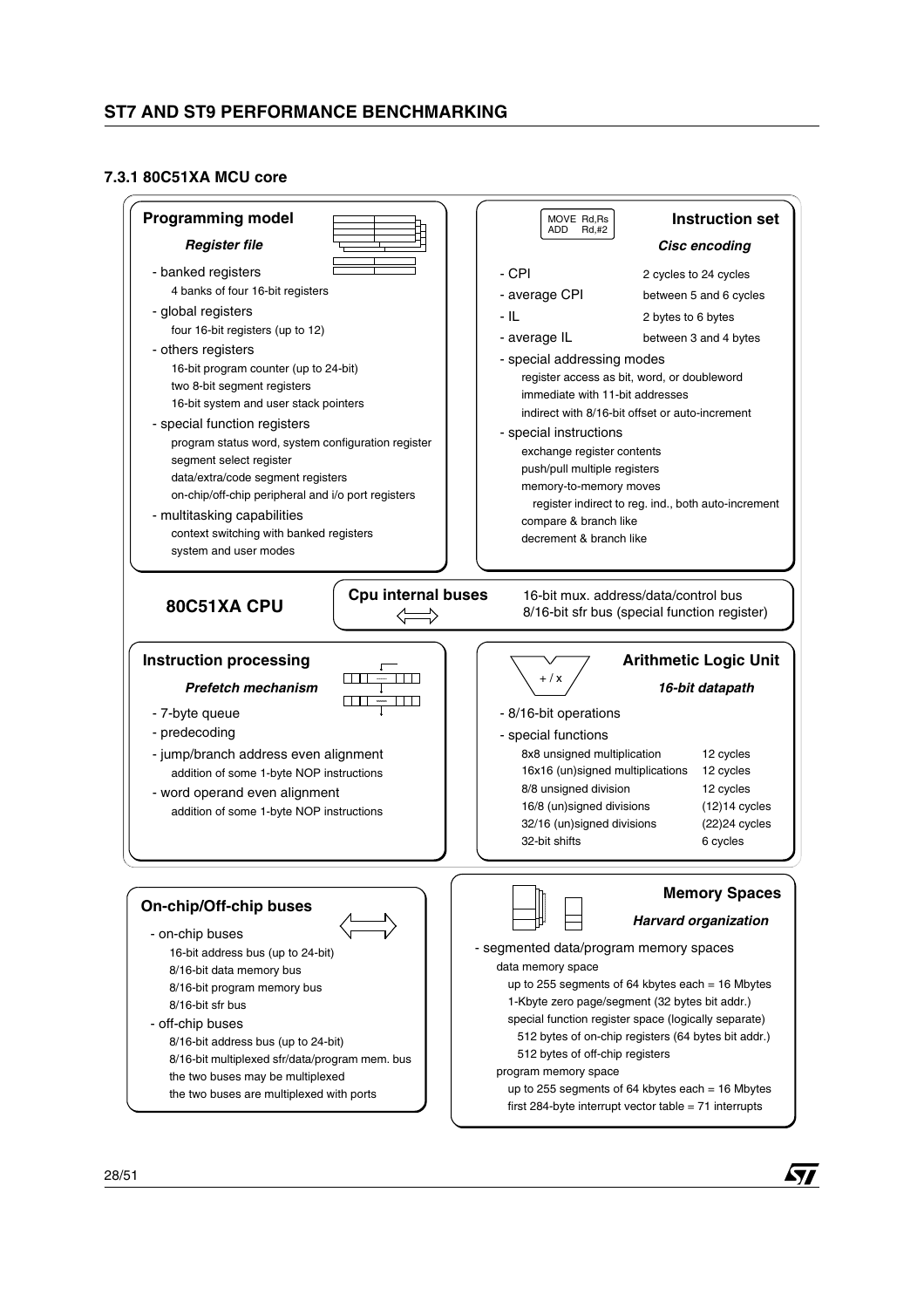### 7.3.1 80C51XA MCU core

**Programming model**

***Register file***

- banked registers
  - 4 banks of four 16-bit registers
- global registers
  - four 16-bit registers (up to 12)
- others registers
  - 16-bit program counter (up to 24-bit)
  - two 8-bit segment registers
  - 16-bit system and user stack pointers
- special function registers
  - program status word, system configuration register
  - segment select register
  - data/extra/code segment registers
  - on-chip/off-chip peripheral and i/o port registers
- multitasking capabilities
  - context switching with banked registers
  - system and user modes

**Instruction set**

```
MOVE Rd,Rs
ADD  Rd,#2
```

***Cisc encoding***

- CPI — 2 cycles to 24 cycles
- average CPI — between 5 and 6 cycles
- IL — 2 bytes to 6 bytes
- average IL — between 3 and 4 bytes
- special addressing modes
  - register access as bit, word, or doubleword
  - immediate with 11-bit addresses
  - indirect with 8/16-bit offset or auto-increment
- special instructions
  - exchange register contents
  - push/pull multiple registers
  - memory-to-memory moves
    - register indirect to reg. ind., both auto-increment
  - compare & branch like
  - decrement & branch like

**80C51XA CPU**

**Cpu internal buses**

- 16-bit mux. address/data/control bus
- 8/16-bit sfr bus (special function register)

**Instruction processing**

***Prefetch mechanism***

- 7-byte queue
- predecoding
- jump/branch address even alignment
  - addition of some 1-byte NOP instructions
- word operand even alignment
  - addition of some 1-byte NOP instructions

**Arithmetic Logic Unit**

***16-bit datapath***

- 8/16-bit operations
- special functions

| Function | Cycles |
|---|---|
| 8x8 unsigned multiplication | 12 cycles |
| 16x16 (un)signed multiplications | 12 cycles |
| 8/8 unsigned division | 12 cycles |
| 16/8 (un)signed divisions | (12)14 cycles |
| 32/16 (un)signed divisions | (22)24 cycles |
| 32-bit shifts | 6 cycles |

**On-chip/Off-chip buses**

- on-chip buses
  - 16-bit address bus (up to 24-bit)
  - 8/16-bit data memory bus
  - 8/16-bit program memory bus
  - 8/16-bit sfr bus
- off-chip buses
  - 8/16-bit address bus (up to 24-bit)
  - 8/16-bit multiplexed sfr/data/program mem. bus
  - the two buses may be multiplexed
  - the two buses are multiplexed with ports

**Memory Spaces**

***Harvard organization***

- segmented data/program memory spaces
  - data memory space
    - up to 255 segments of 64 kbytes each = 16 Mbytes
    - 1-Kbyte zero page/segment (32 bytes bit addr.)
    - special function register space (logically separate)
      - 512 bytes of on-chip registers (64 bytes bit addr.)
      - 512 bytes of off-chip registers
  - program memory space
    - up to 255 segments of 64 kbytes each = 16 Mbytes
    - first 284-byte interrupt vector table = 71 interrupts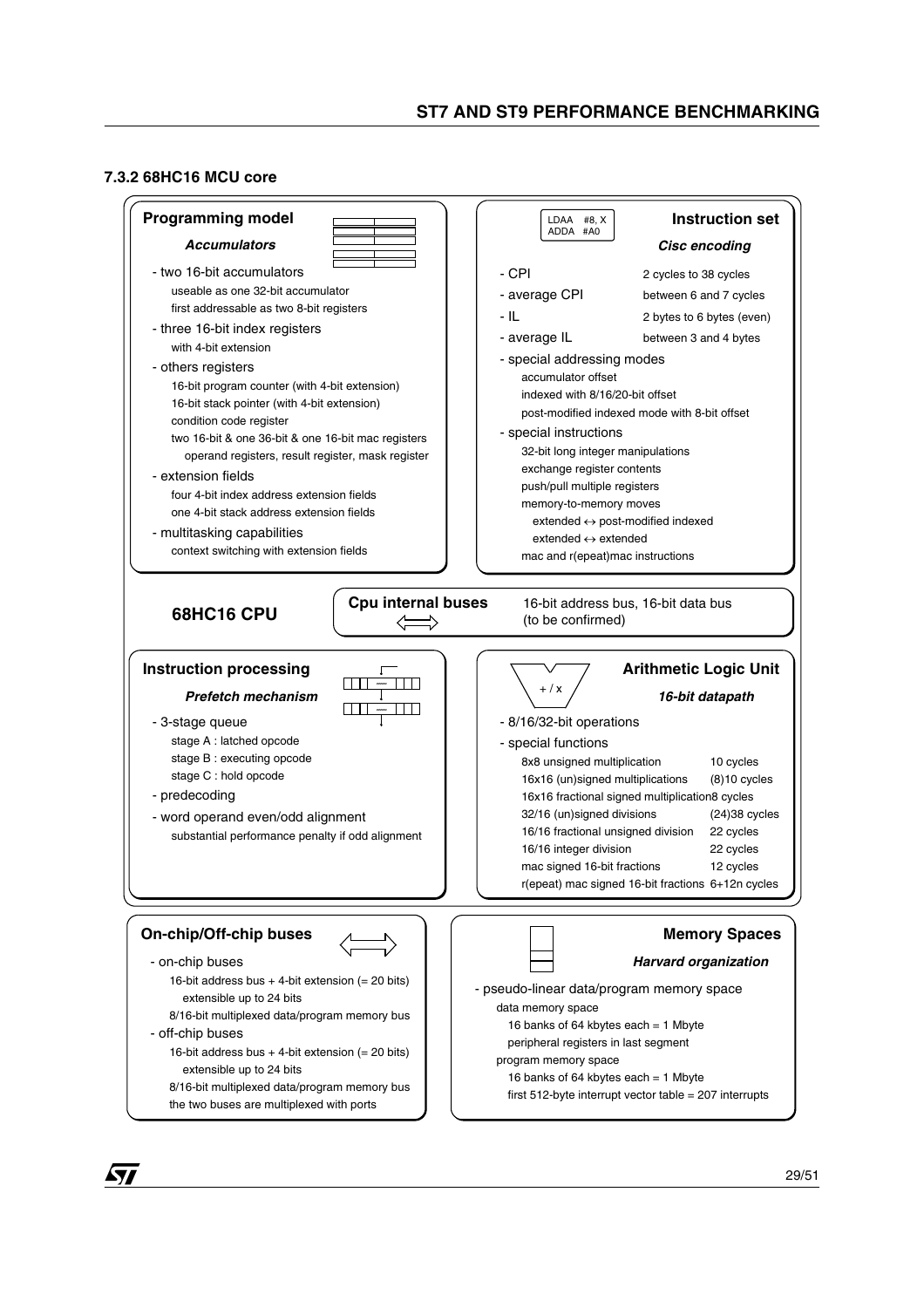### 7.3.2 68HC16 MCU core

**Programming model**

***Accumulators***

- two 16-bit accumulators
  - useable as one 32-bit accumulator
  - first addressable as two 8-bit registers
- three 16-bit index registers
  - with 4-bit extension
- others registers
  - 16-bit program counter (with 4-bit extension)
  - 16-bit stack pointer (with 4-bit extension)
  - condition code register
  - two 16-bit & one 36-bit & one 16-bit mac registers
    - operand registers, result register, mask register
- extension fields
  - four 4-bit index address extension fields
  - one 4-bit stack address extension fields
- multitasking capabilities
  - context switching with extension fields

**Instruction set**

```
LDAA  #8, X
ADDA  #A0
```

***Cisc encoding***

- CPI: 2 cycles to 38 cycles
- average CPI: between 6 and 7 cycles
- IL: 2 bytes to 6 bytes (even)
- average IL: between 3 and 4 bytes
- special addressing modes
  - accumulator offset
  - indexed with 8/16/20-bit offset
  - post-modified indexed mode with 8-bit offset
- special instructions
  - 32-bit long integer manipulations
  - exchange register contents
  - push/pull multiple registers
  - memory-to-memory moves
    - extended ↔ post-modified indexed
    - extended ↔ extended
  - mac and r(epeat)mac instructions

**68HC16 CPU**

**Cpu internal buses**

16-bit address bus, 16-bit data bus (to be confirmed)

**Instruction processing**

***Prefetch mechanism***

- 3-stage queue
  - stage A : latched opcode
  - stage B : executing opcode
  - stage C : hold opcode
- predecoding
- word operand even/odd alignment
  - substantial performance penalty if odd alignment

**Arithmetic Logic Unit**

***16-bit datapath***

- 8/16/32-bit operations
- special functions

| Function | Cycles |
|---|---|
| 8x8 unsigned multiplication | 10 cycles |
| 16x16 (un)signed multiplications | (8)10 cycles |
| 16x16 fractional signed multiplication | 8 cycles |
| 32/16 (un)signed divisions | (24)38 cycles |
| 16/16 fractional unsigned division | 22 cycles |
| 16/16 integer division | 22 cycles |
| mac signed 16-bit fractions | 12 cycles |
| r(epeat) mac signed 16-bit fractions | 6+12n cycles |

**On-chip/Off-chip buses**

- on-chip buses
  - 16-bit address bus + 4-bit extension (= 20 bits)
    - extensible up to 24 bits
  - 8/16-bit multiplexed data/program memory bus
- off-chip buses
  - 16-bit address bus + 4-bit extension (= 20 bits)
    - extensible up to 24 bits
  - 8/16-bit multiplexed data/program memory bus
  - the two buses are multiplexed with ports

**Memory Spaces**

***Harvard organization***

- pseudo-linear data/program memory space
  - data memory space
    - 16 banks of 64 kbytes each = 1 Mbyte
    - peripheral registers in last segment
  - program memory space
    - 16 banks of 64 kbytes each = 1 Mbyte
    - first 512-byte interrupt vector table = 207 interrupts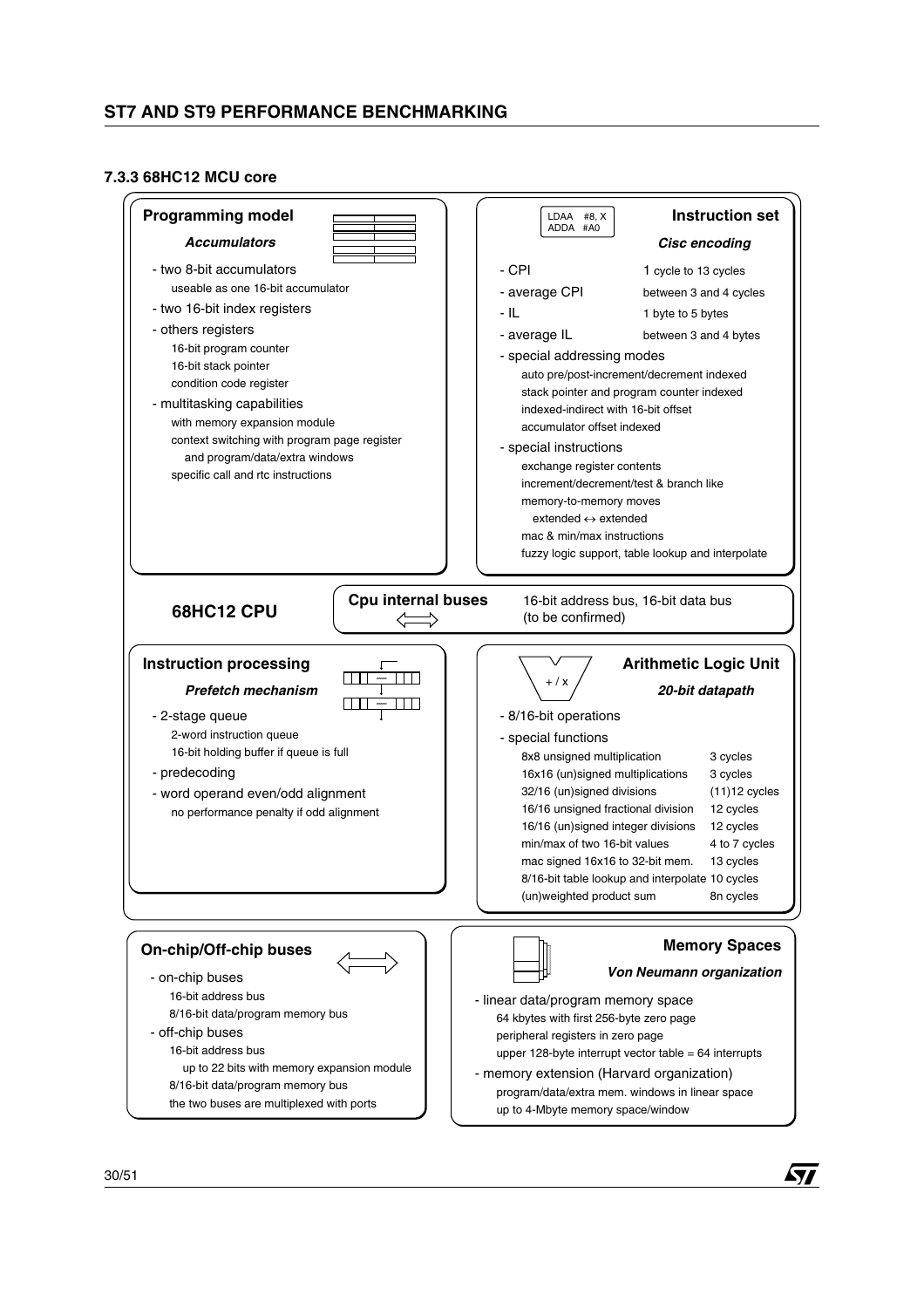### 7.3.3 68HC12 MCU core

**68HC12 CPU**

#### Programming model

***Accumulators***

- two 8-bit accumulators
  - useable as one 16-bit accumulator
- two 16-bit index registers
- others registers
  - 16-bit program counter
  - 16-bit stack pointer
  - condition code register
- multitasking capabilities
  - with memory expansion module
  - context switching with program page register
    - and program/data/extra windows
  - specific call and rtc instructions

#### Instruction set

```
LDAA  #8, X
ADDA  #A0
```

***Cisc encoding***

- CPI: 1 cycle to 13 cycles
- average CPI: between 3 and 4 cycles
- IL: 1 byte to 5 bytes
- average IL: between 3 and 4 bytes
- special addressing modes
  - auto pre/post-increment/decrement indexed
  - stack pointer and program counter indexed
  - indexed-indirect with 16-bit offset
  - accumulator offset indexed
- special instructions
  - exchange register contents
  - increment/decrement/test & branch like
  - memory-to-memory moves
    - extended ↔ extended
  - mac & min/max instructions
  - fuzzy logic support, table lookup and interpolate

#### Cpu internal buses

16-bit address bus, 16-bit data bus (to be confirmed)

#### Instruction processing

***Prefetch mechanism***

- 2-stage queue
  - 2-word instruction queue
  - 16-bit holding buffer if queue is full
- predecoding
- word operand even/odd alignment
  - no performance penalty if odd alignment

#### Arithmetic Logic Unit

+ / x

***20-bit datapath***

- 8/16-bit operations
- special functions

| Function | Cycles |
|---|---|
| 8x8 unsigned multiplication | 3 cycles |
| 16x16 (un)signed multiplications | 3 cycles |
| 32/16 (un)signed divisions | (11)12 cycles |
| 16/16 unsigned fractional division | 12 cycles |
| 16/16 (un)signed integer divisions | 12 cycles |
| min/max of two 16-bit values | 4 to 7 cycles |
| mac signed 16x16 to 32-bit mem. | 13 cycles |
| 8/16-bit table lookup and interpolate | 10 cycles |
| (un)weighted product sum | 8n cycles |

#### On-chip/Off-chip buses

- on-chip buses
  - 16-bit address bus
  - 8/16-bit data/program memory bus
- off-chip buses
  - 16-bit address bus
    - up to 22 bits with memory expansion module
  - 8/16-bit data/program memory bus
  - the two buses are multiplexed with ports

#### Memory Spaces

***Von Neumann organization***

- linear data/program memory space
  - 64 kbytes with first 256-byte zero page
  - peripheral registers in zero page
  - upper 128-byte interrupt vector table = 64 interrupts
- memory extension (Harvard organization)
  - program/data/extra mem. windows in linear space
  - up to 4-Mbyte memory space/window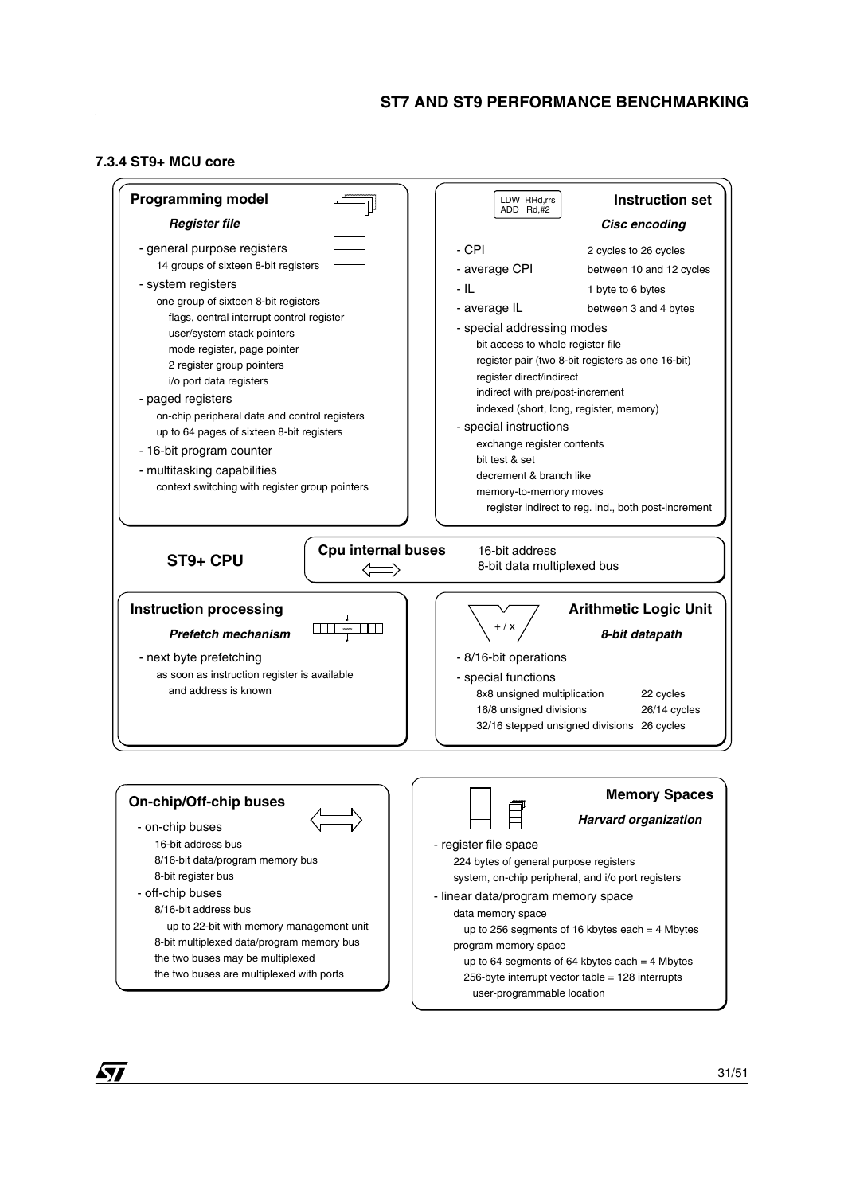### 7.3.4 ST9+ MCU core

**ST9+ CPU**

**Programming model**

***Register file***

- general purpose registers
  - 14 groups of sixteen 8-bit registers
- system registers
  - one group of sixteen 8-bit registers
    - flags, central interrupt control register
    - user/system stack pointers
    - mode register, page pointer
    - 2 register group pointers
    - i/o port data registers
- paged registers
  - on-chip peripheral data and control registers
  - up to 64 pages of sixteen 8-bit registers
- 16-bit program counter
- multitasking capabilities
  - context switching with register group pointers

**Instruction set**

```
LDW  RRd,rrs
ADD  Rd,#2
```

***Cisc encoding***

- CPI: 2 cycles to 26 cycles
- average CPI: between 10 and 12 cycles
- IL: 1 byte to 6 bytes
- average IL: between 3 and 4 bytes
- special addressing modes
  - bit access to whole register file
  - register pair (two 8-bit registers as one 16-bit)
  - register direct/indirect
  - indirect with pre/post-increment
  - indexed (short, long, register, memory)
- special instructions
  - exchange register contents
  - bit test & set
  - decrement & branch like
  - memory-to-memory moves
    - register indirect to reg. ind., both post-increment

**Cpu internal buses**

16-bit address
8-bit data multiplexed bus

**Instruction processing**

***Prefetch mechanism***

- next byte prefetching
  - as soon as instruction register is available
    - and address is known

**Arithmetic Logic Unit**

+ / x

***8-bit datapath***

- 8/16-bit operations
- special functions
  - 8x8 unsigned multiplication: 22 cycles
  - 16/8 unsigned divisions: 26/14 cycles
  - 32/16 stepped unsigned divisions: 26 cycles

**On-chip/Off-chip buses**

- on-chip buses
  - 16-bit address bus
  - 8/16-bit data/program memory bus
  - 8-bit register bus
- off-chip buses
  - 8/16-bit address bus
    - up to 22-bit with memory management unit
  - 8-bit multiplexed data/program memory bus
  - the two buses may be multiplexed
  - the two buses are multiplexed with ports

**Memory Spaces**

***Harvard organization***

- register file space
  - 224 bytes of general purpose registers
  - system, on-chip peripheral, and i/o port registers
- linear data/program memory space
  - data memory space
    - up to 256 segments of 16 kbytes each = 4 Mbytes
  - program memory space
    - up to 64 segments of 64 kbytes each = 4 Mbytes
    - 256-byte interrupt vector table = 128 interrupts
      - user-programmable location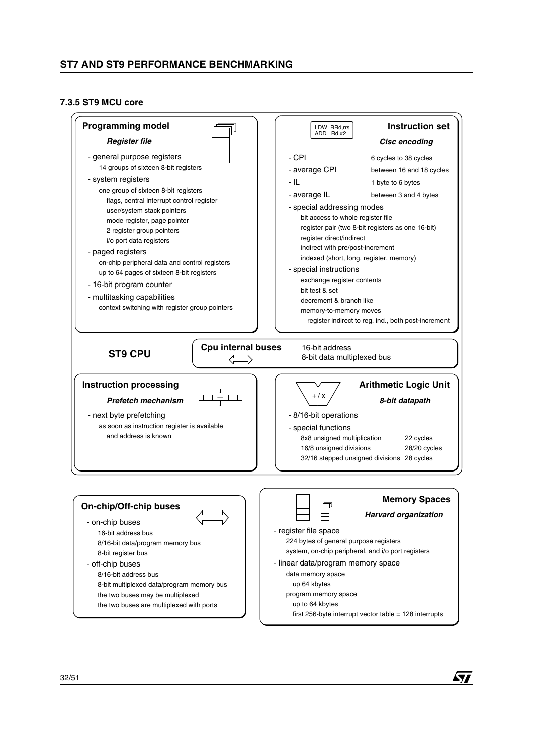### 7.3.5 ST9 MCU core

**Programming model**

***Register file***

- general purpose registers
  - 14 groups of sixteen 8-bit registers
- system registers
  - one group of sixteen 8-bit registers
    - flags, central interrupt control register
    - user/system stack pointers
    - mode register, page pointer
    - 2 register group pointers
    - i/o port data registers
- paged registers
  - on-chip peripheral data and control registers
  - up to 64 pages of sixteen 8-bit registers
- 16-bit program counter
- multitasking capabilities
  - context switching with register group pointers

**Instruction set**

```
LDW  RRd,rrs
ADD  Rd,#2
```

***Cisc encoding***

- CPI: 6 cycles to 38 cycles
- average CPI: between 16 and 18 cycles
- IL: 1 byte to 6 bytes
- average IL: between 3 and 4 bytes
- special addressing modes
  - bit access to whole register file
  - register pair (two 8-bit registers as one 16-bit)
  - register direct/indirect
  - indirect with pre/post-increment
  - indexed (short, long, register, memory)
- special instructions
  - exchange register contents
  - bit test & set
  - decrement & branch like
  - memory-to-memory moves
    - register indirect to reg. ind., both post-increment

**ST9 CPU**

**Cpu internal buses**

- 16-bit address
- 8-bit data multiplexed bus

**Instruction processing**

***Prefetch mechanism***

- next byte prefetching
  - as soon as instruction register is available
    - and address is known

**Arithmetic Logic Unit**

+ / x

***8-bit datapath***

- 8/16-bit operations
- special functions
  - 8x8 unsigned multiplication: 22 cycles
  - 16/8 unsigned divisions: 28/20 cycles
  - 32/16 stepped unsigned divisions: 28 cycles

**On-chip/Off-chip buses**

- on-chip buses
  - 16-bit address bus
  - 8/16-bit data/program memory bus
  - 8-bit register bus
- off-chip buses
  - 8/16-bit address bus
  - 8-bit multiplexed data/program memory bus
  - the two buses may be multiplexed
  - the two buses are multiplexed with ports

**Memory Spaces**

***Harvard organization***

- register file space
  - 224 bytes of general purpose registers
  - system, on-chip peripheral, and i/o port registers
- linear data/program memory space
  - data memory space
    - up 64 kbytes
  - program memory space
    - up to 64 kbytes
    - first 256-byte interrupt vector table = 128 interrupts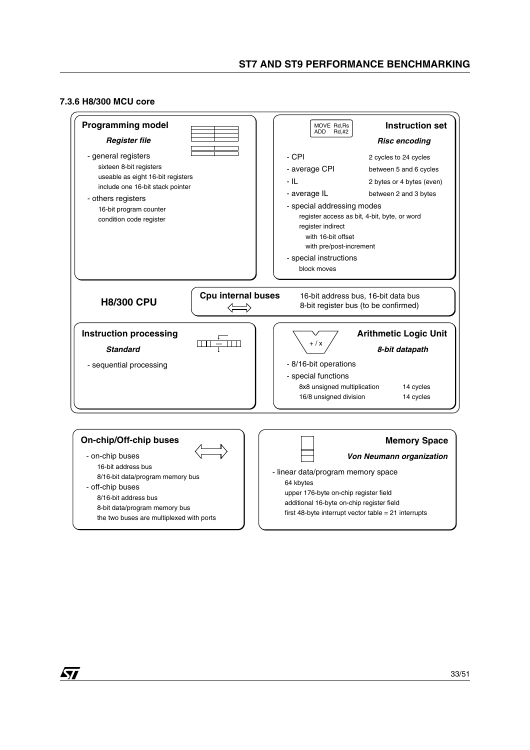### 7.3.6 H8/300 MCU core

**Programming model**

***Register file***

- general registers
  - sixteen 8-bit registers
  - useable as eight 16-bit registers
  - include one 16-bit stack pointer
- others registers
  - 16-bit program counter
  - condition code register

**Instruction set**

MOVE Rd,Rs
ADD Rd,#2

***Risc encoding***

| | |
|---|---|
| - CPI | 2 cycles to 24 cycles |
| - average CPI | between 5 and 6 cycles |
| - IL | 2 bytes or 4 bytes (even) |
| - average IL | between 2 and 3 bytes |

- special addressing modes
  - register access as bit, 4-bit, byte, or word
  - register indirect
    - with 16-bit offset
    - with pre/post-increment
- special instructions
  - block moves

**H8/300 CPU**

**Cpu internal buses**

16-bit address bus, 16-bit data bus
8-bit register bus (to be confirmed)

**Instruction processing**

***Standard***

- sequential processing

**Arithmetic Logic Unit**

+ / x

***8-bit datapath***

- 8/16-bit operations
- special functions

| | |
|---|---|
| 8x8 unsigned multiplication | 14 cycles |
| 16/8 unsigned division | 14 cycles |

**On-chip/Off-chip buses**

- on-chip buses
  - 16-bit address bus
  - 8/16-bit data/program memory bus
- off-chip buses
  - 8/16-bit address bus
  - 8-bit data/program memory bus
  - the two buses are multiplexed with ports

**Memory Space**

***Von Neumann organization***

- linear data/program memory space
  - 64 kbytes
  - upper 176-byte on-chip register field
  - additional 16-byte on-chip register field
  - first 48-byte interrupt vector table = 21 interrupts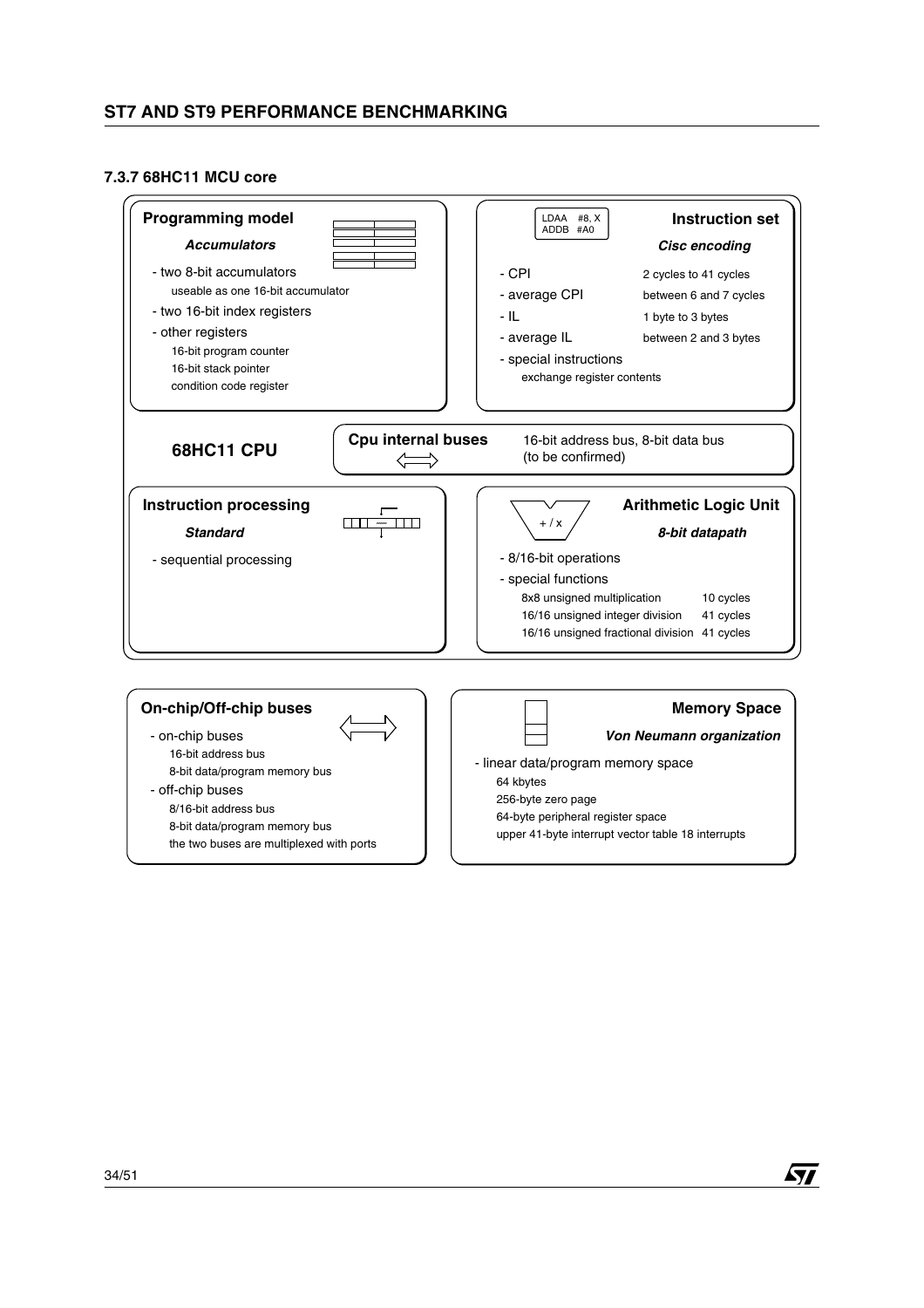### 7.3.7 68HC11 MCU core

**68HC11 CPU**

**Programming model**

***Accumulators***

- two 8-bit accumulators
  - useable as one 16-bit accumulator
- two 16-bit index registers
- other registers
  - 16-bit program counter
  - 16-bit stack pointer
  - condition code register

**Instruction set**

```
LDAA  #8, X
ADDB  #A0
```

***Cisc encoding***

| | |
|---|---|
| - CPI | 2 cycles to 41 cycles |
| - average CPI | between 6 and 7 cycles |
| - IL | 1 byte to 3 bytes |
| - average IL | between 2 and 3 bytes |

- special instructions
  - exchange register contents

**Cpu internal buses**

16-bit address bus, 8-bit data bus (to be confirmed)

**Instruction processing**

***Standard***

- sequential processing

**Arithmetic Logic Unit**

+ / x

***8-bit datapath***

- 8/16-bit operations
- special functions

| | |
|---|---|
| 8x8 unsigned multiplication | 10 cycles |
| 16/16 unsigned integer division | 41 cycles |
| 16/16 unsigned fractional division | 41 cycles |

**On-chip/Off-chip buses**

- on-chip buses
  - 16-bit address bus
  - 8-bit data/program memory bus
- off-chip buses
  - 8/16-bit address bus
  - 8-bit data/program memory bus
  - the two buses are multiplexed with ports

**Memory Space**

***Von Neumann organization***

- linear data/program memory space
  - 64 kbytes
  - 256-byte zero page
  - 64-byte peripheral register space
  - upper 41-byte interrupt vector table 18 interrupts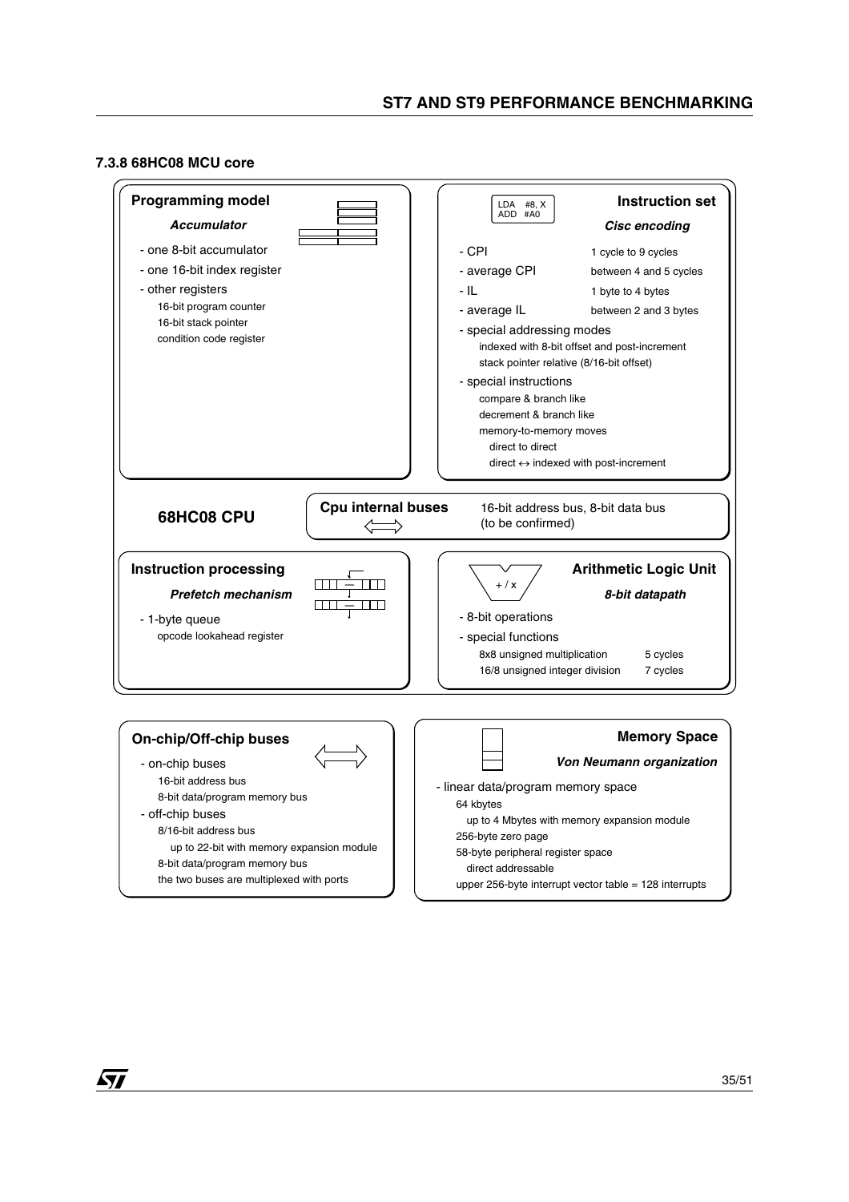### 7.3.8 68HC08 MCU core

**Programming model**

***Accumulator***

- one 8-bit accumulator
- one 16-bit index register
- other registers
  - 16-bit program counter
  - 16-bit stack pointer
  - condition code register

**Instruction set**

```
LDA   #8, X
ADD   #A0
```

***Cisc encoding***

- CPI — 1 cycle to 9 cycles
- average CPI — between 4 and 5 cycles
- IL — 1 byte to 4 bytes
- average IL — between 2 and 3 bytes
- special addressing modes
  - indexed with 8-bit offset and post-increment
  - stack pointer relative (8/16-bit offset)
- special instructions
  - compare & branch like
  - decrement & branch like
  - memory-to-memory moves
    - direct to direct
    - direct ↔ indexed with post-increment

**68HC08 CPU**

**Cpu internal buses**

16-bit address bus, 8-bit data bus (to be confirmed)

**Instruction processing**

***Prefetch mechanism***

- 1-byte queue
  - opcode lookahead register

**Arithmetic Logic Unit**

+ / x

***8-bit datapath***

- 8-bit operations
- special functions
  - 8x8 unsigned multiplication — 5 cycles
  - 16/8 unsigned integer division — 7 cycles

**On-chip/Off-chip buses**

- on-chip buses
  - 16-bit address bus
  - 8-bit data/program memory bus
- off-chip buses
  - 8/16-bit address bus
    - up to 22-bit with memory expansion module
  - 8-bit data/program memory bus
  - the two buses are multiplexed with ports

**Memory Space**

***Von Neumann organization***

- linear data/program memory space
  - 64 kbytes
    - up to 4 Mbytes with memory expansion module
  - 256-byte zero page
  - 58-byte peripheral register space
    - direct addressable
  - upper 256-byte interrupt vector table = 128 interrupts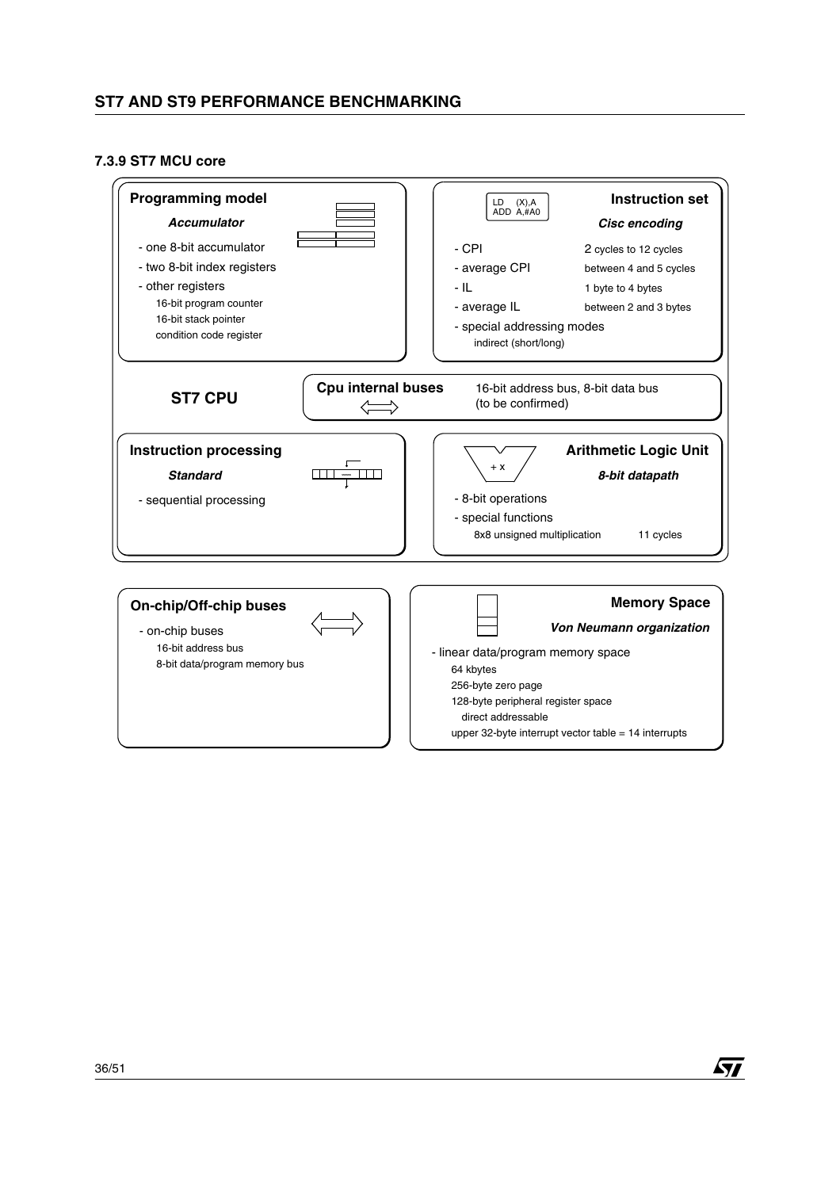### 7.3.9 ST7 MCU core

**ST7 CPU**

**Programming model**

***Accumulator***

- one 8-bit accumulator
- two 8-bit index registers
- other registers
  - 16-bit program counter
  - 16-bit stack pointer
  - condition code register

**Instruction set**

```
LD   (X),A
ADD  A,#A0
```

***Cisc encoding***

- CPI — 2 cycles to 12 cycles
- average CPI — between 4 and 5 cycles
- IL — 1 byte to 4 bytes
- average IL — between 2 and 3 bytes
- special addressing modes
  - indirect (short/long)

**Cpu internal buses**

16-bit address bus, 8-bit data bus (to be confirmed)

**Instruction processing**

***Standard***

- sequential processing

**Arithmetic Logic Unit**

+ x

***8-bit datapath***

- 8-bit operations
- special functions
  - 8x8 unsigned multiplication — 11 cycles

**On-chip/Off-chip buses**

- on-chip buses
  - 16-bit address bus
  - 8-bit data/program memory bus

**Memory Space**

***Von Neumann organization***

- linear data/program memory space
  - 64 kbytes
  - 256-byte zero page
  - 128-byte peripheral register space
    - direct addressable
  - upper 32-byte interrupt vector table = 14 interrupts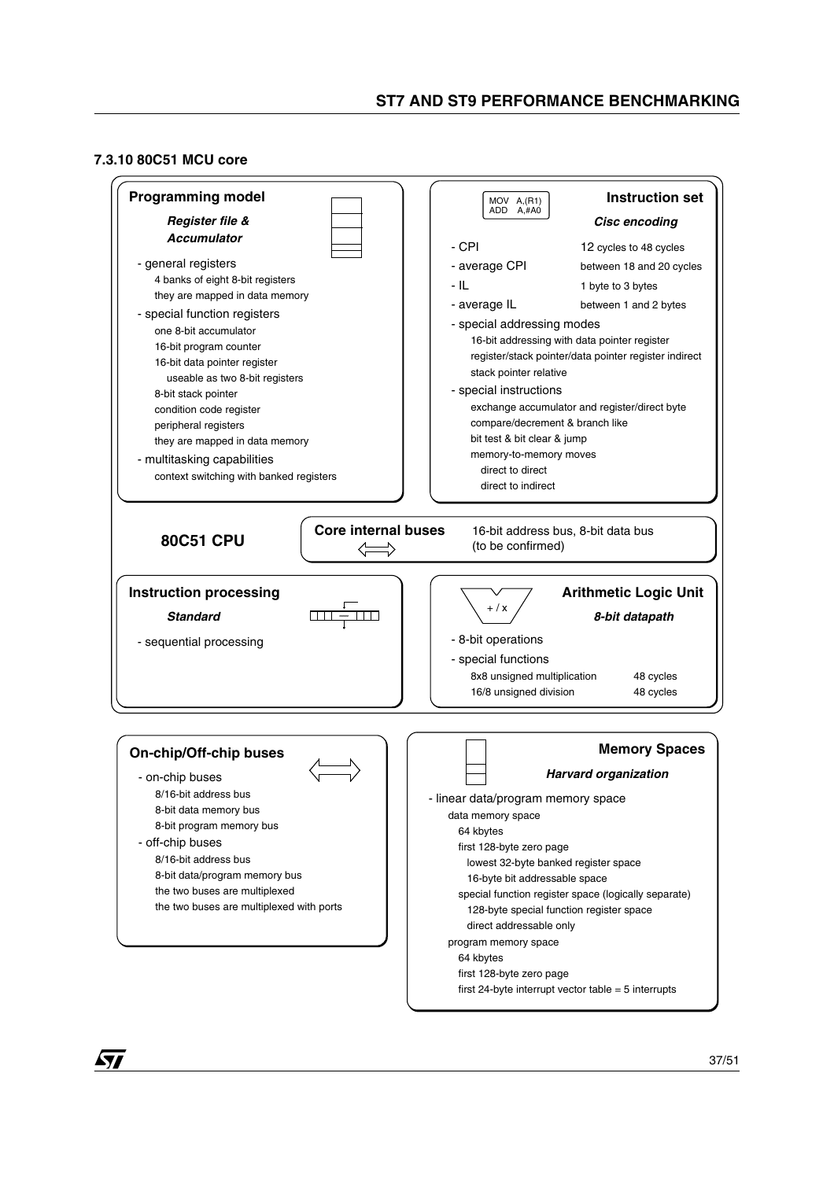### 7.3.10 80C51 MCU core

**Programming model**

***Register file & Accumulator***

- general registers
  - 4 banks of eight 8-bit registers
  - they are mapped in data memory
- special function registers
  - one 8-bit accumulator
  - 16-bit program counter
  - 16-bit data pointer register
    - useable as two 8-bit registers
  - 8-bit stack pointer
  - condition code register
  - peripheral registers
  - they are mapped in data memory
- multitasking capabilities
  - context switching with banked registers

**Instruction set**

```
MOV  A,(R1)
ADD  A,#A0
```

***Cisc encoding***

- CPI: 12 cycles to 48 cycles
- average CPI: between 18 and 20 cycles
- IL: 1 byte to 3 bytes
- average IL: between 1 and 2 bytes
- special addressing modes
  - 16-bit addressing with data pointer register
  - register/stack pointer/data pointer register indirect
  - stack pointer relative
- special instructions
  - exchange accumulator and register/direct byte
  - compare/decrement & branch like
  - bit test & bit clear & jump
  - memory-to-memory moves
    - direct to direct
    - direct to indirect

**80C51 CPU**

**Core internal buses**

16-bit address bus, 8-bit data bus (to be confirmed)

**Instruction processing**

***Standard***

- sequential processing

**Arithmetic Logic Unit**

+ / x

***8-bit datapath***

- 8-bit operations
- special functions
  - 8x8 unsigned multiplication: 48 cycles
  - 16/8 unsigned division: 48 cycles

**On-chip/Off-chip buses**

- on-chip buses
  - 8/16-bit address bus
  - 8-bit data memory bus
  - 8-bit program memory bus
- off-chip buses
  - 8/16-bit address bus
  - 8-bit data/program memory bus
  - the two buses are multiplexed
  - the two buses are multiplexed with ports

**Memory Spaces**

***Harvard organization***

- linear data/program memory space
  - data memory space
    - 64 kbytes
    - first 128-byte zero page
      - lowest 32-byte banked register space
      - 16-byte bit addressable space
    - special function register space (logically separate)
      - 128-byte special function register space
      - direct addressable only
  - program memory space
    - 64 kbytes
    - first 128-byte zero page
    - first 24-byte interrupt vector table = 5 interrupts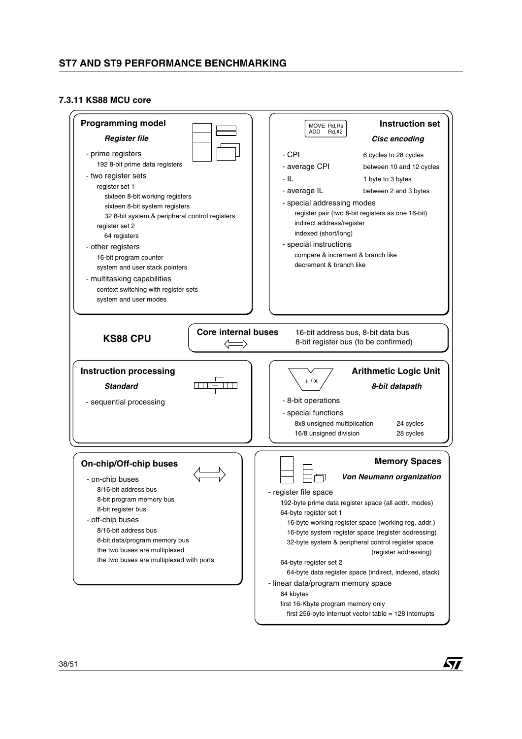### 7.3.11 KS88 MCU core

**KS88 CPU**

#### Programming model

***Register file***

- prime registers
  - 192 8-bit prime data registers
- two register sets
  - register set 1
    - sixteen 8-bit working registers
    - sixteen 8-bit system registers
    - 32 8-bit system & peripheral control registers
  - register set 2
    - 64 registers
- other registers
  - 16-bit program counter
  - system and user stack pointers
- multitasking capabilities
  - context switching with register sets
  - system and user modes

#### Instruction set

MOVE Rd,Rs
ADD Rd,#2

***Cisc encoding***

| | |
|---|---|
| - CPI | 6 cycles to 28 cycles |
| - average CPI | between 10 and 12 cycles |
| - IL | 1 byte to 3 bytes |
| - average IL | between 2 and 3 bytes |

- special addressing modes
  - register pair (two 8-bit registers as one 16-bit)
  - indirect address/register
  - indexed (short/long)
- special instructions
  - compare & increment & branch like
  - decrement & branch like

#### Core internal buses

16-bit address bus, 8-bit data bus
8-bit register bus (to be confirmed)

#### Instruction processing

***Standard***

- sequential processing

#### Arithmetic Logic Unit

+ / x

***8-bit datapath***

- 8-bit operations
- special functions

| | |
|---|---|
| 8x8 unsigned multiplication | 24 cycles |
| 16/8 unsigned division | 28 cycles |

#### On-chip/Off-chip buses

- on-chip buses
  - 8/16-bit address bus
  - 8-bit program memory bus
  - 8-bit register bus
- off-chip buses
  - 8/16-bit address bus
  - 8-bit data/program memory bus
  - the two buses are multiplexed
  - the two buses are multiplexed with ports

#### Memory Spaces

***Von Neumann organization***

- register file space
  - 192-byte prime data register space (all addr. modes)
  - 64-byte register set 1
    - 16-byte working register space (working reg. addr.)
    - 16-byte system register space (register addressing)
    - 32-byte system & peripheral control register space (register addressing)
  - 64-byte register set 2
    - 64-byte data register space (indirect, indexed, stack)
- linear data/program memory space
  - 64 kbytes
  - first 16-Kbyte program memory only
    - first 256-byte interrupt vector table = 128 interrupts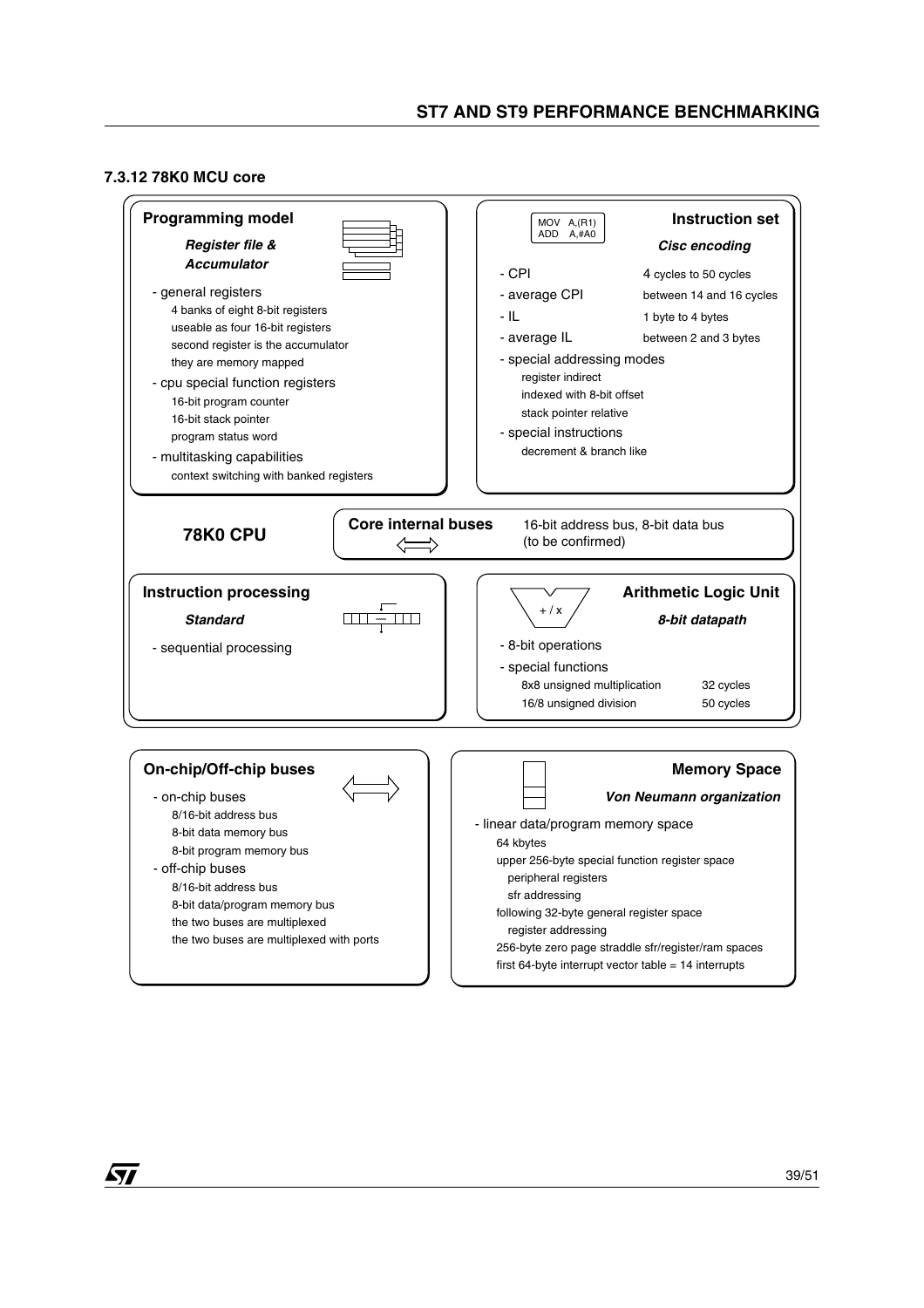### 7.3.12 78K0 MCU core

**Programming model**

***Register file & Accumulator***

- general registers
  - 4 banks of eight 8-bit registers
  - useable as four 16-bit registers
  - second register is the accumulator
  - they are memory mapped
- cpu special function registers
  - 16-bit program counter
  - 16-bit stack pointer
  - program status word
- multitasking capabilities
  - context switching with banked registers

**Instruction set**

```
MOV  A,(R1)
ADD  A,#A0
```

***Cisc encoding***

| | |
|---|---|
| - CPI | 4 cycles to 50 cycles |
| - average CPI | between 14 and 16 cycles |
| - IL | 1 byte to 4 bytes |
| - average IL | between 2 and 3 bytes |

- special addressing modes
  - register indirect
  - indexed with 8-bit offset
  - stack pointer relative
- special instructions
  - decrement & branch like

**78K0 CPU**

**Core internal buses**

16-bit address bus, 8-bit data bus (to be confirmed)

**Instruction processing**

***Standard***

- sequential processing

**Arithmetic Logic Unit**

+ / x

***8-bit datapath***

- 8-bit operations
- special functions

| | |
|---|---|
| 8x8 unsigned multiplication | 32 cycles |
| 16/8 unsigned division | 50 cycles |

**On-chip/Off-chip buses**

- on-chip buses
  - 8/16-bit address bus
  - 8-bit data memory bus
  - 8-bit program memory bus
- off-chip buses
  - 8/16-bit address bus
  - 8-bit data/program memory bus
  - the two buses are multiplexed
  - the two buses are multiplexed with ports

**Memory Space**

***Von Neumann organization***

- linear data/program memory space
  - 64 kbytes
  - upper 256-byte special function register space
    - peripheral registers
    - sfr addressing
  - following 32-byte general register space
    - register addressing
  - 256-byte zero page straddle sfr/register/ram spaces
  - first 64-byte interrupt vector table = 14 interrupts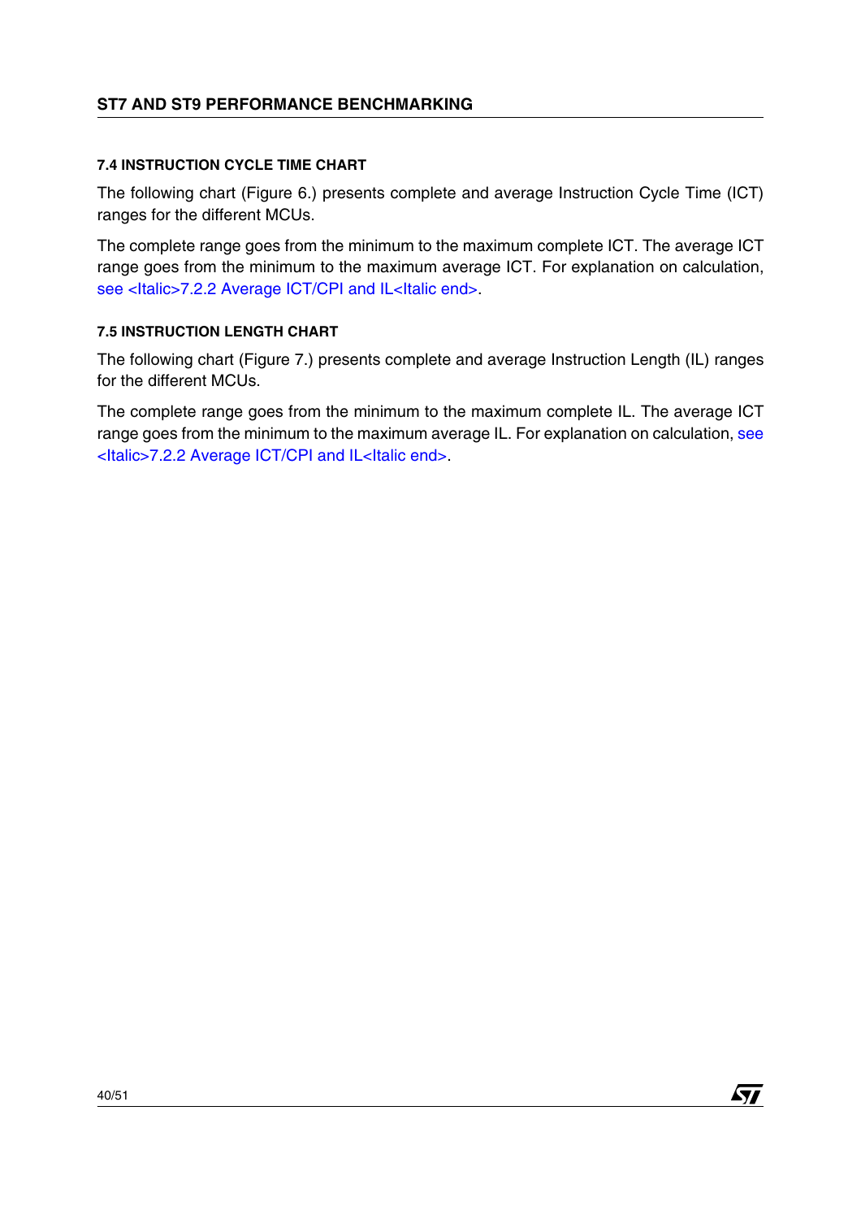### 7.4 INSTRUCTION CYCLE TIME CHART

The following chart (Figure 6.) presents complete and average Instruction Cycle Time (ICT) ranges for the different MCUs.

The complete range goes from the minimum to the maximum complete ICT. The average ICT range goes from the minimum to the maximum average ICT. For explanation on calculation, see <Italic>7.2.2 Average ICT/CPI and IL<Italic end>.

### 7.5 INSTRUCTION LENGTH CHART

The following chart (Figure 7.) presents complete and average Instruction Length (IL) ranges for the different MCUs.

The complete range goes from the minimum to the maximum complete IL. The average ICT range goes from the minimum to the maximum average IL. For explanation on calculation, see <Italic>7.2.2 Average ICT/CPI and IL<Italic end>.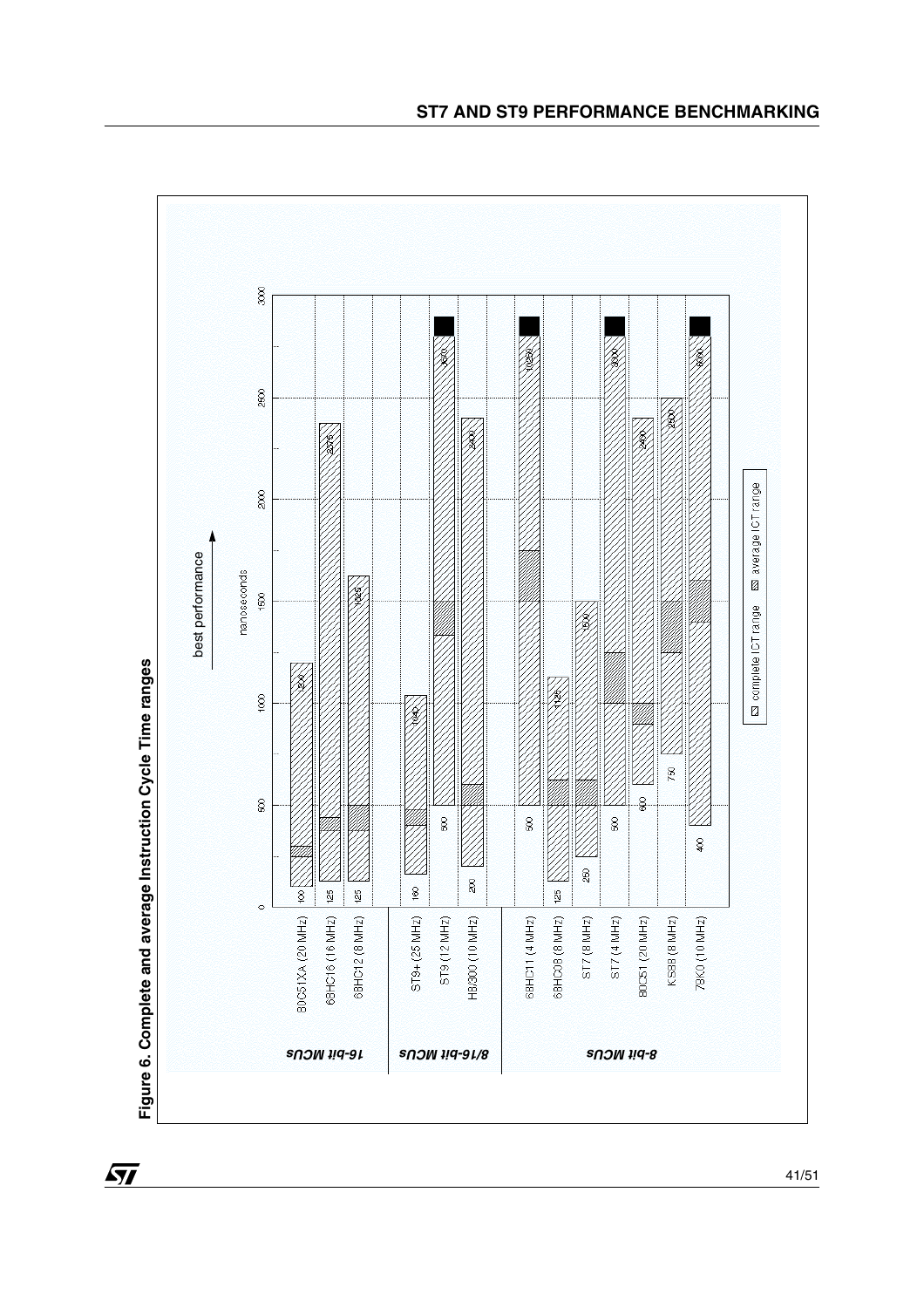**Figure 6. Complete and average Instruction Cycle Time ranges**

best performance →

nanoseconds

| Group | MCU | Min (ns) | Max (ns) |
|---|---|---|---|
| 16-bit MCUs | 80C51XA (20 MHz) | 100 | 1200 |
| | 68HC16 (16 MHz) | 125 | 2375 |
| | 68HC12 (8 MHz) | 125 | 1625 |
| 8/16-bit MCUs | ST9+ (25 MHz) | 160 | 1040 |
| | ST9 (12 MHz) | 500 | 3670 |
| | H8/300 (10 MHz) | 200 | 2400 |
| 8-bit MCUs | 68HC11 (4 MHz) | 500 | 10250 |
| | 68HC08 (8 MHz) | 125 | 1125 |
| | ST7 (8 MHz) | 250 | 1500 |
| | ST7 (4 MHz) | 500 | 3000 |
| | 80C51 (20 MHz) | 600 | 2400 |
| | KS88 (8 MHz) | 750 | 2500 |
| | 78K0 (10 MHz) | 400 | 6000 |

▨ complete ICT range ▩ average ICT range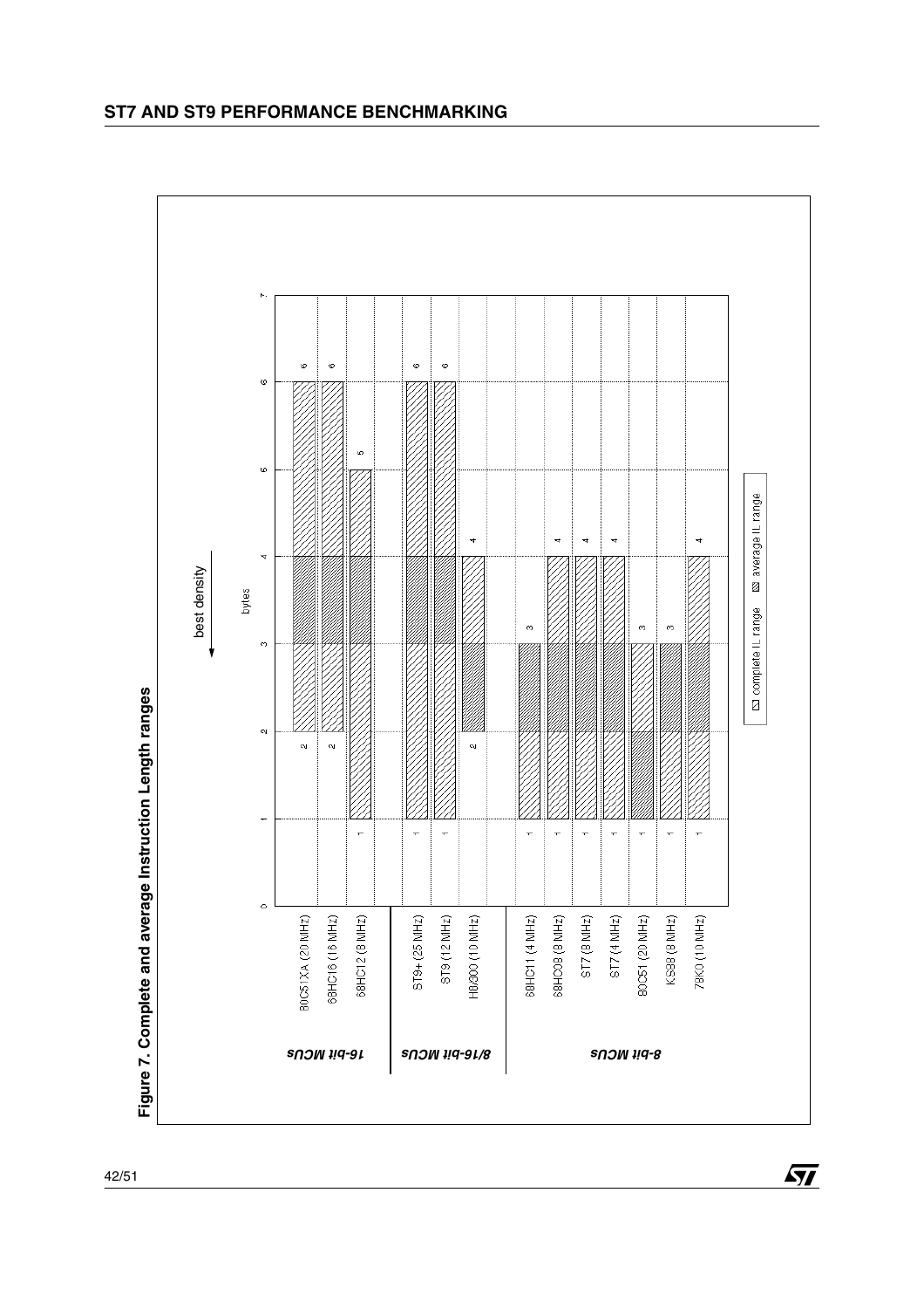**Figure 7. Complete and average Instruction Length ranges**

best density ← bytes

| Category | MCU | Complete IL range (bytes) |
|---|---|---|
| 16-bit MCUs | 80C51XA (20 MHz) | 2 – 6 |
| | 68HC16 (16 MHz) | 2 – 6 |
| | 68HC12 (8 MHz) | 1 – 5 |
| 8/16-bit MCUs | ST9+ (25 MHz) | 1 – 6 |
| | ST9 (12 MHz) | 1 – 6 |
| | H8/300 (10 MHz) | 2 – 4 |
| 8-bit MCUs | 68HC11 (4 MHz) | 1 – 3 |
| | 68HC08 (8 MHz) | 1 – 4 |
| | ST7 (8 MHz) | 1 – 4 |
| | ST7 (4 MHz) | 1 – 4 |
| | 80C51 (20 MHz) | 1 – 3 |
| | KS88 (8 MHz) | 1 – 3 |
| | 78K0 (10 MHz) | 1 – 4 |

Legend: complete IL range; average IL range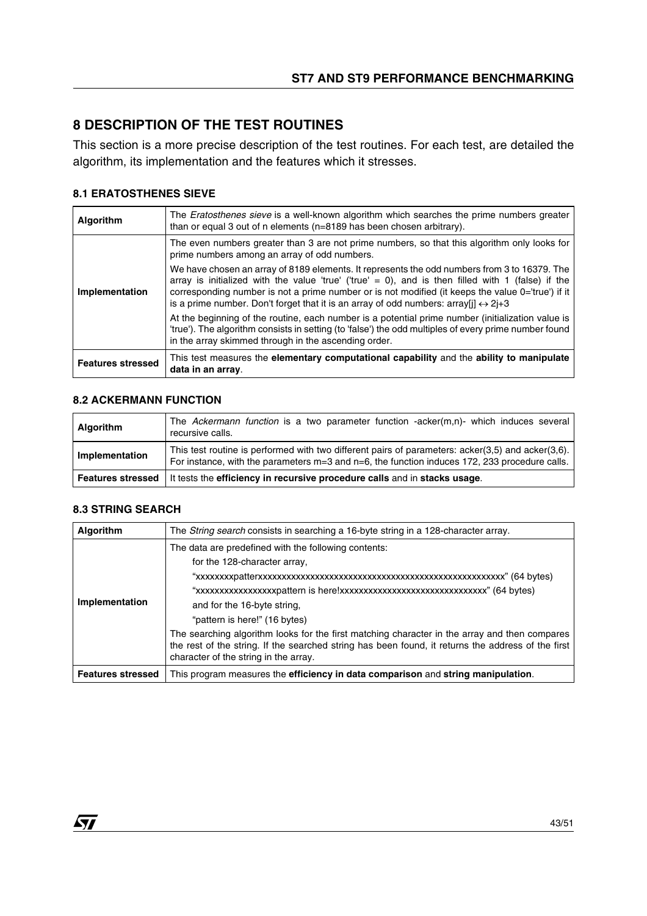## 8 DESCRIPTION OF THE TEST ROUTINES

This section is a more precise description of the test routines. For each test, are detailed the algorithm, its implementation and the features which it stresses.

### 8.1 ERATOSTHENES SIEVE

| | |
|---|---|
| **Algorithm** | The *Eratosthenes sieve* is a well-known algorithm which searches the prime numbers greater than or equal 3 out of n elements (n=8189 has been chosen arbitrary). |
| **Implementation** | The even numbers greater than 3 are not prime numbers, so that this algorithm only looks for prime numbers among an array of odd numbers.<br><br>We have chosen an array of 8189 elements. It represents the odd numbers from 3 to 16379. The array is initialized with the value 'true' ('true' = 0), and is then filled with 1 (false) if the corresponding number is not a prime number or is not modified (it keeps the value 0='true') if it is a prime number. Don't forget that it is an array of odd numbers: array[j] $\leftrightarrow$ 2j+3<br><br>At the beginning of the routine, each number is a potential prime number (initialization value is 'true'). The algorithm consists in setting (to 'false') the odd multiples of every prime number found in the array skimmed through in the ascending order. |
| **Features stressed** | This test measures the **elementary computational capability** and the **ability to manipulate data in an array**. |

### 8.2 ACKERMANN FUNCTION

| | |
|---|---|
| **Algorithm** | The *Ackermann function* is a two parameter function -acker(m,n)- which induces several recursive calls. |
| **Implementation** | This test routine is performed with two different pairs of parameters: acker(3,5) and acker(3,6). For instance, with the parameters m=3 and n=6, the function induces 172, 233 procedure calls. |
| **Features stressed** | It tests the **efficiency in recursive procedure calls** and in **stacks usage**. |

### 8.3 STRING SEARCH

| | |
|---|---|
| **Algorithm** | The *String search* consists in searching a 16-byte string in a 128-character array. |
| **Implementation** | The data are predefined with the following contents:<br>for the 128-character array,<br>"xxxxxxxxpatterxxxxxxxxxxxxxxxxxxxxxxxxxxxxxxxxxxxxxxxxxxxxxxxxxx" (64 bytes)<br>"xxxxxxxxxxxxxxxxpattern is here!xxxxxxxxxxxxxxxxxxxxxxxxxxxxxxxx" (64 bytes)<br>and for the 16-byte string,<br>"pattern is here!" (16 bytes)<br>The searching algorithm looks for the first matching character in the array and then compares the rest of the string. If the searched string has been found, it returns the address of the first character of the string in the array. |
| **Features stressed** | This program measures the **efficiency in data comparison** and **string manipulation**. |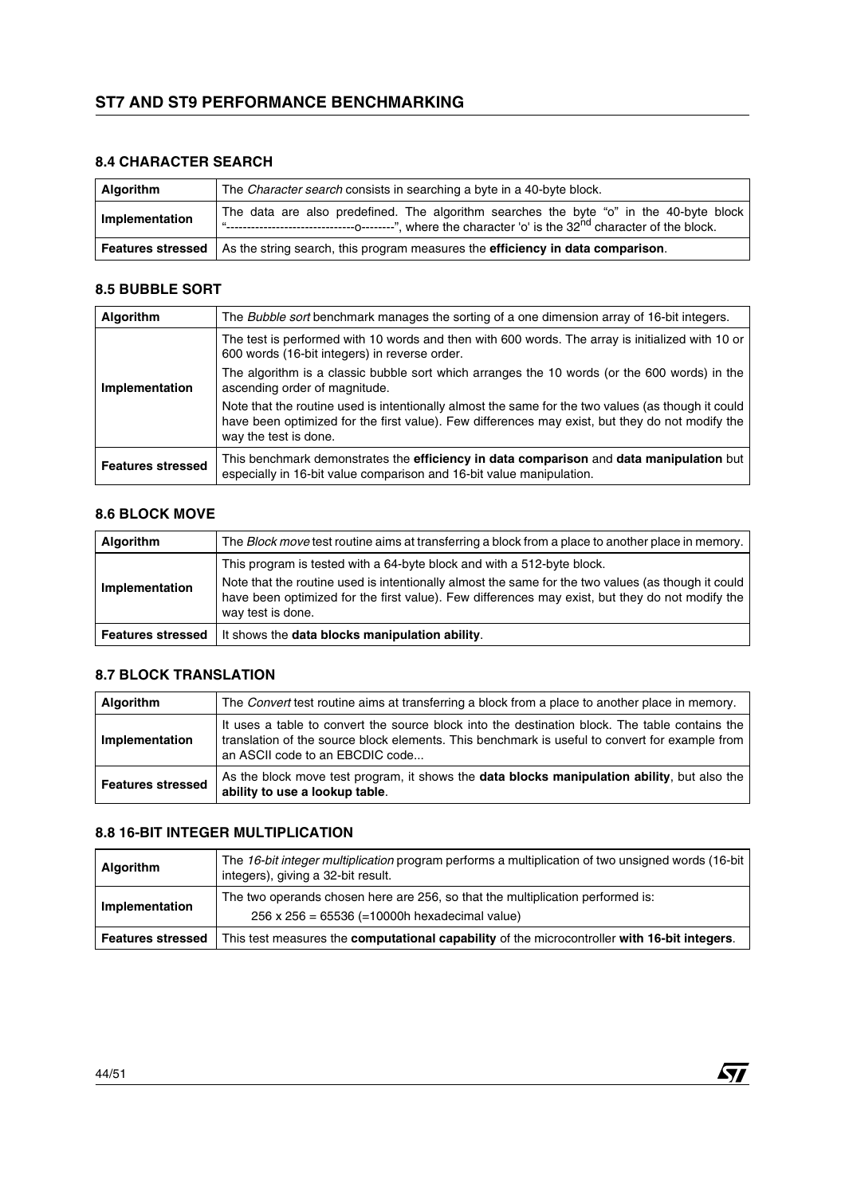### 8.4 CHARACTER SEARCH

| Algorithm | The *Character search* consists in searching a byte in a 40-byte block. |
|---|---|
| **Implementation** | The data are also predefined. The algorithm searches the byte "o" in the 40-byte block "-------------------------------o--------", where the character 'o' is the 32nd character of the block. |
| **Features stressed** | As the string search, this program measures the **efficiency in data comparison**. |

### 8.5 BUBBLE SORT

| Algorithm | The *Bubble sort* benchmark manages the sorting of a one dimension array of 16-bit integers. |
|---|---|
| **Implementation** | The test is performed with 10 words and then with 600 words. The array is initialized with 10 or 600 words (16-bit integers) in reverse order.<br><br>The algorithm is a classic bubble sort which arranges the 10 words (or the 600 words) in the ascending order of magnitude.<br><br>Note that the routine used is intentionally almost the same for the two values (as though it could have been optimized for the first value). Few differences may exist, but they do not modify the way the test is done. |
| **Features stressed** | This benchmark demonstrates the **efficiency in data comparison** and **data manipulation** but especially in 16-bit value comparison and 16-bit value manipulation. |

### 8.6 BLOCK MOVE

| Algorithm | The *Block move* test routine aims at transferring a block from a place to another place in memory. |
|---|---|
| **Implementation** | This program is tested with a 64-byte block and with a 512-byte block.<br><br>Note that the routine used is intentionally almost the same for the two values (as though it could have been optimized for the first value). Few differences may exist, but they do not modify the way test is done. |
| **Features stressed** | It shows the **data blocks manipulation ability**. |

### 8.7 BLOCK TRANSLATION

| Algorithm | The *Convert* test routine aims at transferring a block from a place to another place in memory. |
|---|---|
| **Implementation** | It uses a table to convert the source block into the destination block. The table contains the translation of the source block elements. This benchmark is useful to convert for example from an ASCII code to an EBCDIC code... |
| **Features stressed** | As the block move test program, it shows the **data blocks manipulation ability**, but also the **ability to use a lookup table**. |

### 8.8 16-BIT INTEGER MULTIPLICATION

| Algorithm | The *16-bit integer multiplication* program performs a multiplication of two unsigned words (16-bit integers), giving a 32-bit result. |
|---|---|
| **Implementation** | The two operands chosen here are 256, so that the multiplication performed is:<br>256 x 256 = 65536 (=10000h hexadecimal value) |
| **Features stressed** | This test measures the **computational capability** of the microcontroller **with 16-bit integers**. |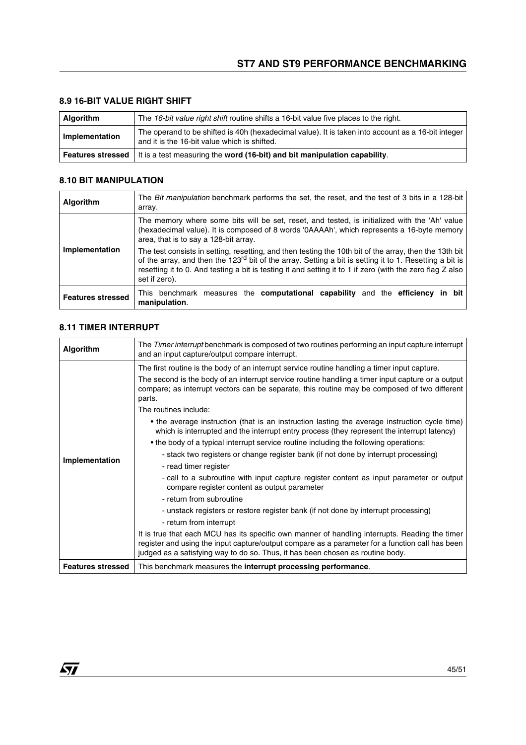### 8.9 16-BIT VALUE RIGHT SHIFT

| | |
|---|---|
| **Algorithm** | The *16-bit value right shift* routine shifts a 16-bit value five places to the right. |
| **Implementation** | The operand to be shifted is 40h (hexadecimal value). It is taken into account as a 16-bit integer and it is the 16-bit value which is shifted. |
| **Features stressed** | It is a test measuring the **word (16-bit) and bit manipulation capability**. |

### 8.10 BIT MANIPULATION

| | |
|---|---|
| **Algorithm** | The *Bit manipulation* benchmark performs the set, the reset, and the test of 3 bits in a 128-bit array. |
| **Implementation** | The memory where some bits will be set, reset, and tested, is initialized with the 'Ah' value (hexadecimal value). It is composed of 8 words '0AAAAh', which represents a 16-byte memory area, that is to say a 128-bit array.<br>The test consists in setting, resetting, and then testing the 10th bit of the array, then the 13th bit of the array, and then the 123rd bit of the array. Setting a bit is setting it to 1. Resetting a bit is resetting it to 0. And testing a bit is testing it and setting it to 1 if zero (with the zero flag Z also set if zero). |
| **Features stressed** | This benchmark measures the **computational capability** and the **efficiency in bit manipulation**. |

### 8.11 TIMER INTERRUPT

| | |
|---|---|
| **Algorithm** | The *Timer interrupt* benchmark is composed of two routines performing an input capture interrupt and an input capture/output compare interrupt. |
| **Implementation** | The first routine is the body of an interrupt service routine handling a timer input capture.<br>The second is the body of an interrupt service routine handling a timer input capture or a output compare; as interrupt vectors can be separate, this routine may be composed of two different parts.<br>The routines include:<br>• the average instruction (that is an instruction lasting the average instruction cycle time) which is interrupted and the interrupt entry process (they represent the interrupt latency)<br>• the body of a typical interrupt service routine including the following operations:<br>- stack two registers or change register bank (if not done by interrupt processing)<br>- read timer register<br>- call to a subroutine with input capture register content as input parameter or output compare register content as output parameter<br>- return from subroutine<br>- unstack registers or restore register bank (if not done by interrupt processing)<br>- return from interrupt<br>It is true that each MCU has its specific own manner of handling interrupts. Reading the timer register and using the input capture/output compare as a parameter for a function call has been judged as a satisfying way to do so. Thus, it has been chosen as routine body. |
| **Features stressed** | This benchmark measures the **interrupt processing performance**. |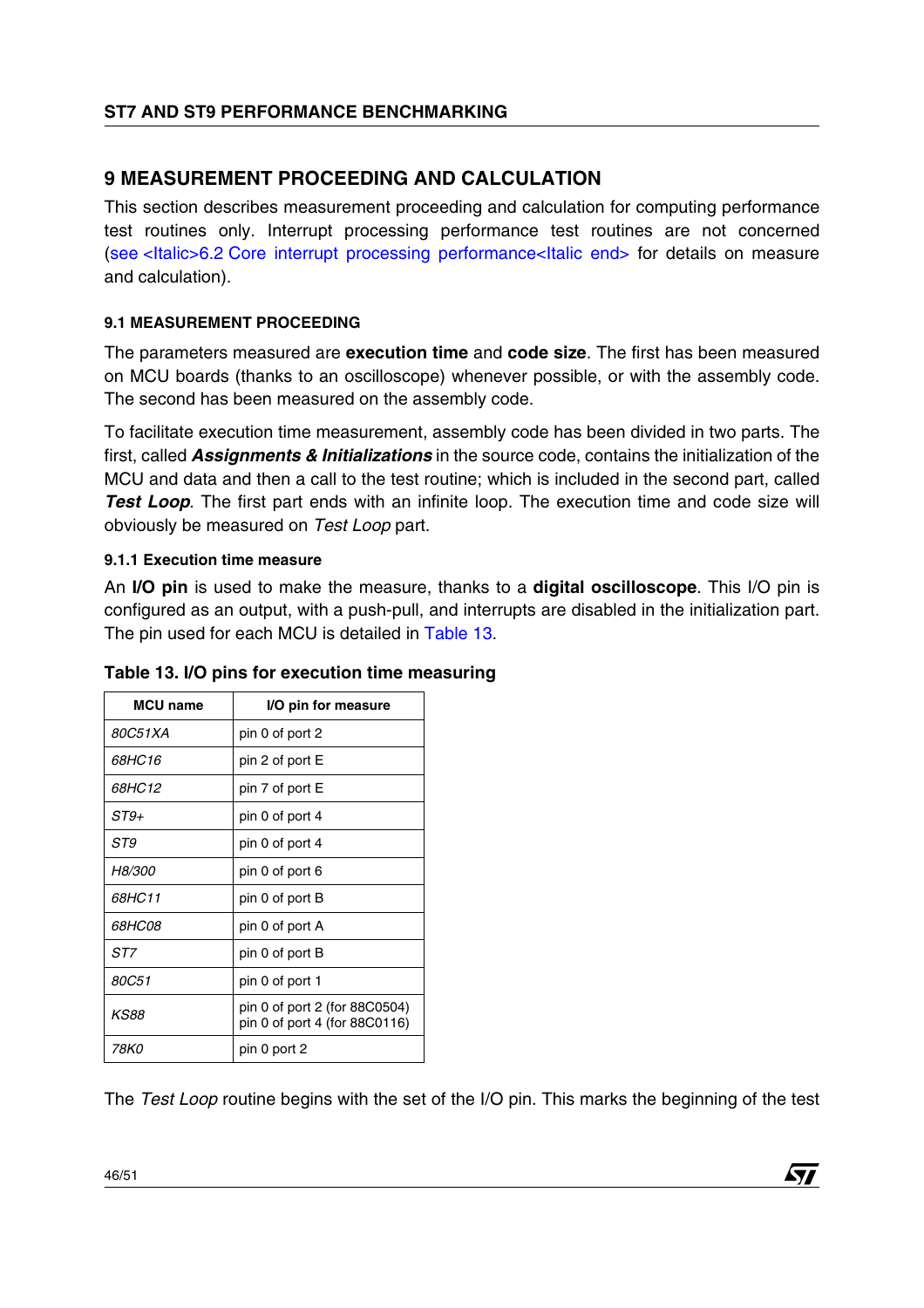## 9 MEASUREMENT PROCEEDING AND CALCULATION

This section describes measurement proceeding and calculation for computing performance test routines only. Interrupt processing performance test routines are not concerned (see <Italic>6.2 Core interrupt processing performance<Italic end> for details on measure and calculation).

### 9.1 MEASUREMENT PROCEEDING

The parameters measured are **execution time** and **code size**. The first has been measured on MCU boards (thanks to an oscilloscope) whenever possible, or with the assembly code. The second has been measured on the assembly code.

To facilitate execution time measurement, assembly code has been divided in two parts. The first, called ***Assignments & Initializations*** in the source code, contains the initialization of the MCU and data and then a call to the test routine; which is included in the second part, called ***Test Loop***. The first part ends with an infinite loop. The execution time and code size will obviously be measured on *Test Loop* part.

#### 9.1.1 Execution time measure

An **I/O pin** is used to make the measure, thanks to a **digital oscilloscope**. This I/O pin is configured as an output, with a push-pull, and interrupts are disabled in the initialization part. The pin used for each MCU is detailed in Table 13.

**Table 13. I/O pins for execution time measuring**

| MCU name | I/O pin for measure |
|---|---|
| *80C51XA* | pin 0 of port 2 |
| *68HC16* | pin 2 of port E |
| *68HC12* | pin 7 of port E |
| *ST9+* | pin 0 of port 4 |
| *ST9* | pin 0 of port 4 |
| *H8/300* | pin 0 of port 6 |
| *68HC11* | pin 0 of port B |
| *68HC08* | pin 0 of port A |
| *ST7* | pin 0 of port B |
| *80C51* | pin 0 of port 1 |
| *KS88* | pin 0 of port 2 (for 88C0504)<br>pin 0 of port 4 (for 88C0116) |
| *78K0* | pin 0 port 2 |

The *Test Loop* routine begins with the set of the I/O pin. This marks the beginning of the test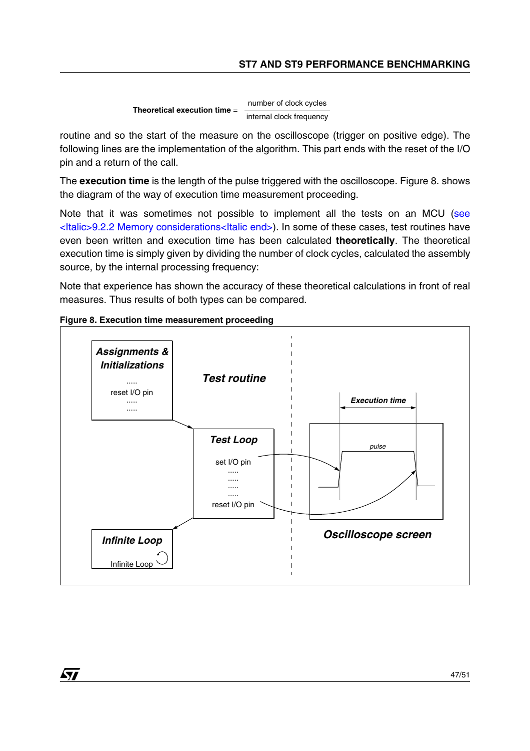$$\textbf{Theoretical execution time} = \frac{\text{number of clock cycles}}{\text{internal clock frequency}}$$

routine and so the start of the measure on the oscilloscope (trigger on positive edge). The following lines are the implementation of the algorithm. This part ends with the reset of the I/O pin and a return of the call.

The **execution time** is the length of the pulse triggered with the oscilloscope. Figure 8. shows the diagram of the way of execution time measurement proceeding.

Note that it was sometimes not possible to implement all the tests on an MCU (see <Italic>9.2.2 Memory considerations<Italic end>). In some of these cases, test routines have even been written and execution time has been calculated **theoretically**. The theoretical execution time is simply given by dividing the number of clock cycles, calculated the assembly source, by the internal processing frequency:

Note that experience has shown the accuracy of these theoretical calculations in front of real measures. Thus results of both types can be compared.

**Figure 8. Execution time measurement proceeding**

*Assignments & Initializations*
.....
reset I/O pin
.....
.....

*Test routine*

*Test Loop*
set I/O pin
.....
.....
.....
.....
reset I/O pin

*Infinite Loop*
Infinite Loop

*Execution time*

*pulse*

*Oscilloscope screen*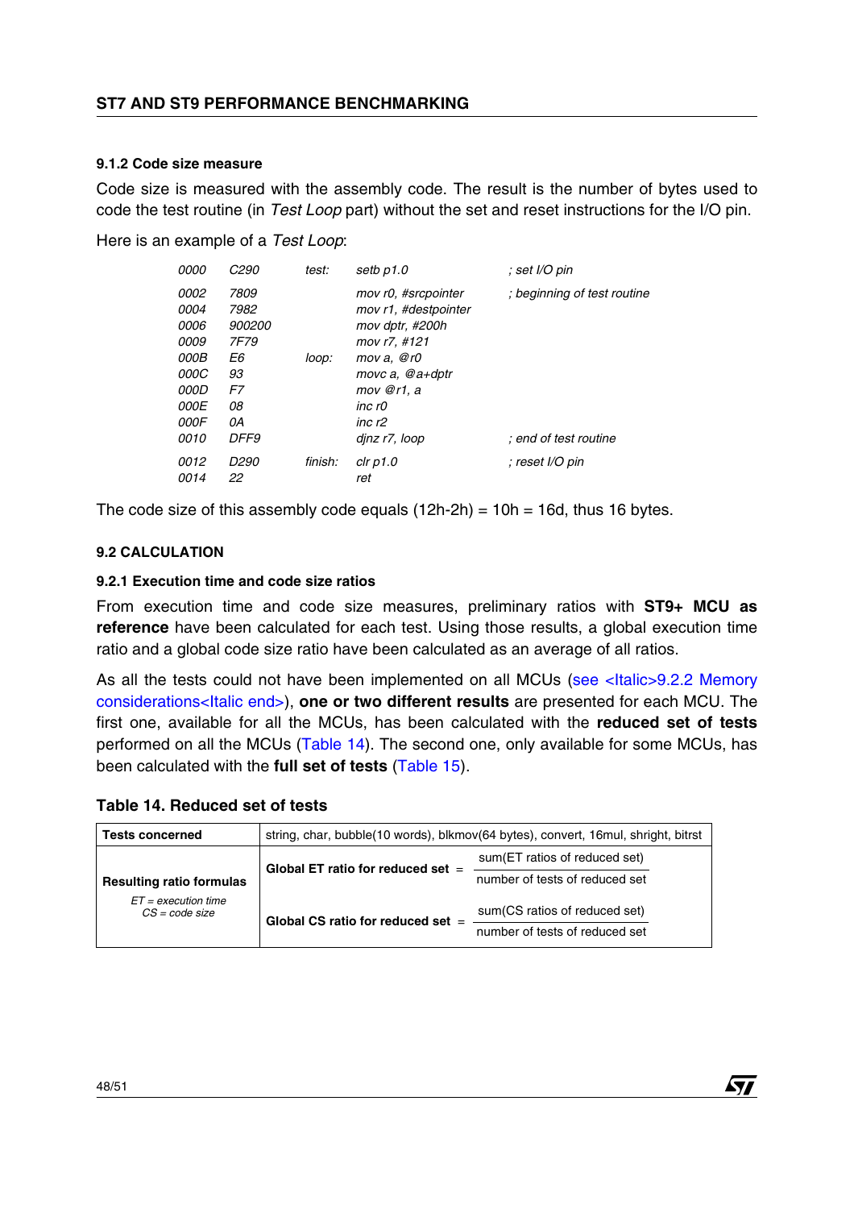### 9.1.2 Code size measure

Code size is measured with the assembly code. The result is the number of bytes used to code the test routine (in *Test Loop* part) without the set and reset instructions for the I/O pin.

Here is an example of a *Test Loop*:

```
0000  C290     test:    setb p1.0              ; set I/O pin

0002  7809              mov r0, #srcpointer    ; beginning of test routine
0004  7982              mov r1, #destpointer
0006  900200            mov dptr, #200h
0009  7F79              mov r7, #121
000B  E6       loop:    mov a, @r0
000C  93                movc a, @a+dptr
000D  F7                mov @r1, a
000E  08                inc r0
000F  0A                inc r2
0010  DFF9              djnz r7, loop          ; end of test routine

0012  D290     finish:  clr p1.0               ; reset I/O pin
0014  22                ret
```

The code size of this assembly code equals (12h-2h) = 10h = 16d, thus 16 bytes.

## 9.2 CALCULATION

### 9.2.1 Execution time and code size ratios

From execution time and code size measures, preliminary ratios with **ST9+ MCU as reference** have been calculated for each test. Using those results, a global execution time ratio and a global code size ratio have been calculated as an average of all ratios.

As all the tests could not have been implemented on all MCUs (see <Italic>9.2.2 Memory considerations<Italic end>), **one or two different results** are presented for each MCU. The first one, available for all the MCUs, has been calculated with the **reduced set of tests** performed on all the MCUs (Table 14). The second one, only available for some MCUs, has been calculated with the **full set of tests** (Table 15).

**Table 14. Reduced set of tests**

| **Tests concerned** | string, char, bubble(10 words), blkmov(64 bytes), convert, 16mul, shright, bitrst |
|---|---|
| **Resulting ratio formulas**<br>*ET = execution time*<br>*CS = code size* | **Global ET ratio for reduced set** $= \frac{\text{sum(ET ratios of reduced set)}}{\text{number of tests of reduced set}}$<br><br>**Global CS ratio for reduced set** $= \frac{\text{sum(CS ratios of reduced set)}}{\text{number of tests of reduced set}}$ |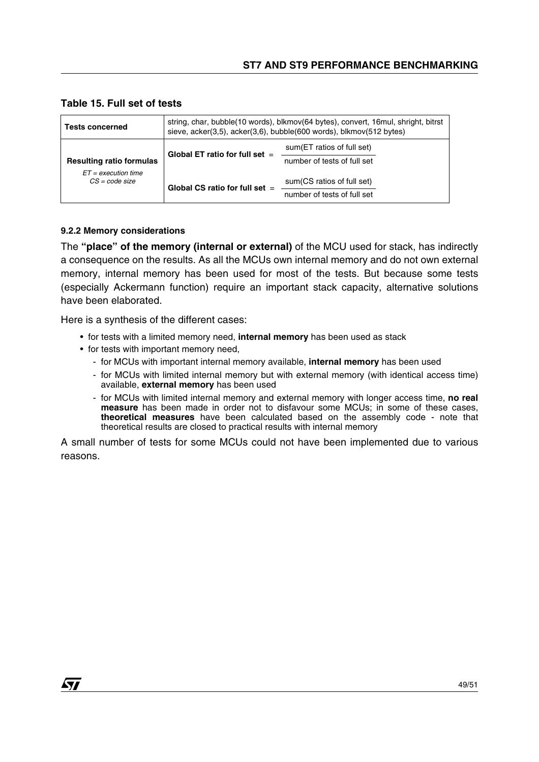**Table 15. Full set of tests**

| **Tests concerned** | string, char, bubble(10 words), blkmov(64 bytes), convert, 16mul, shright, bitrst sieve, acker(3,5), acker(3,6), bubble(600 words), blkmov(512 bytes) |
|---|---|
| **Resulting ratio formulas**<br>*ET = execution time*<br>*CS = code size* | **Global ET ratio for full set** = $\frac{\text{sum(ET ratios of full set)}}{\text{number of tests of full set}}$<br><br>**Global CS ratio for full set** = $\frac{\text{sum(CS ratios of full set)}}{\text{number of tests of full set}}$ |

#### 9.2.2 Memory considerations

The **"place" of the memory (internal or external)** of the MCU used for stack, has indirectly a consequence on the results. As all the MCUs own internal memory and do not own external memory, internal memory has been used for most of the tests. But because some tests (especially Ackermann function) require an important stack capacity, alternative solutions have been elaborated.

Here is a synthesis of the different cases:

- for tests with a limited memory need, **internal memory** has been used as stack
- for tests with important memory need,
  - for MCUs with important internal memory available, **internal memory** has been used
  - for MCUs with limited internal memory but with external memory (with identical access time) available, **external memory** has been used
  - for MCUs with limited internal memory and external memory with longer access time, **no real measure** has been made in order not to disfavour some MCUs; in some of these cases, **theoretical measures** have been calculated based on the assembly code - note that theoretical results are closed to practical results with internal memory

A small number of tests for some MCUs could not have been implemented due to various reasons.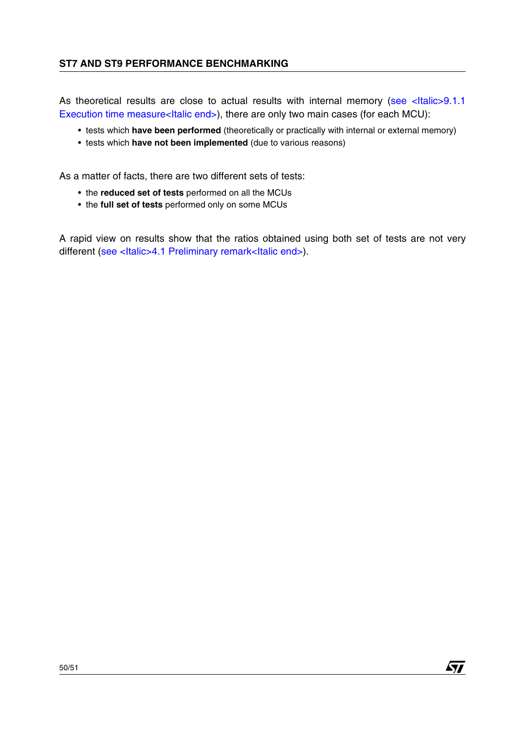As theoretical results are close to actual results with internal memory (see <Italic>9.1.1 Execution time measure<Italic end>), there are only two main cases (for each MCU):

- tests which **have been performed** (theoretically or practically with internal or external memory)
- tests which **have not been implemented** (due to various reasons)

As a matter of facts, there are two different sets of tests:

- the **reduced set of tests** performed on all the MCUs
- the **full set of tests** performed only on some MCUs

A rapid view on results show that the ratios obtained using both set of tests are not very different (see <Italic>4.1 Preliminary remark<Italic end>).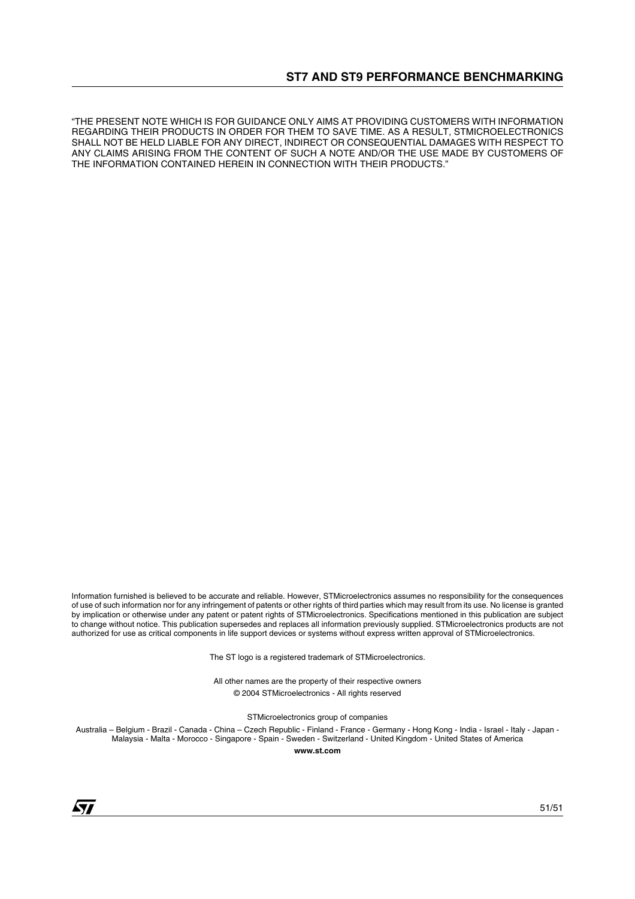"THE PRESENT NOTE WHICH IS FOR GUIDANCE ONLY AIMS AT PROVIDING CUSTOMERS WITH INFORMATION REGARDING THEIR PRODUCTS IN ORDER FOR THEM TO SAVE TIME. AS A RESULT, STMICROELECTRONICS SHALL NOT BE HELD LIABLE FOR ANY DIRECT, INDIRECT OR CONSEQUENTIAL DAMAGES WITH RESPECT TO ANY CLAIMS ARISING FROM THE CONTENT OF SUCH A NOTE AND/OR THE USE MADE BY CUSTOMERS OF THE INFORMATION CONTAINED HEREIN IN CONNECTION WITH THEIR PRODUCTS."

Information furnished is believed to be accurate and reliable. However, STMicroelectronics assumes no responsibility for the consequences of use of such information nor for any infringement of patents or other rights of third parties which may result from its use. No license is granted by implication or otherwise under any patent or patent rights of STMicroelectronics. Specifications mentioned in this publication are subject to change without notice. This publication supersedes and replaces all information previously supplied. STMicroelectronics products are not authorized for use as critical components in life support devices or systems without express written approval of STMicroelectronics.

The ST logo is a registered trademark of STMicroelectronics.

All other names are the property of their respective owners

© 2004 STMicroelectronics - All rights reserved

STMicroelectronics group of companies

Australia – Belgium - Brazil - Canada - China – Czech Republic - Finland - France - Germany - Hong Kong - India - Israel - Italy - Japan - Malaysia - Malta - Morocco - Singapore - Spain - Sweden - Switzerland - United Kingdom - United States of America

**www.st.com**